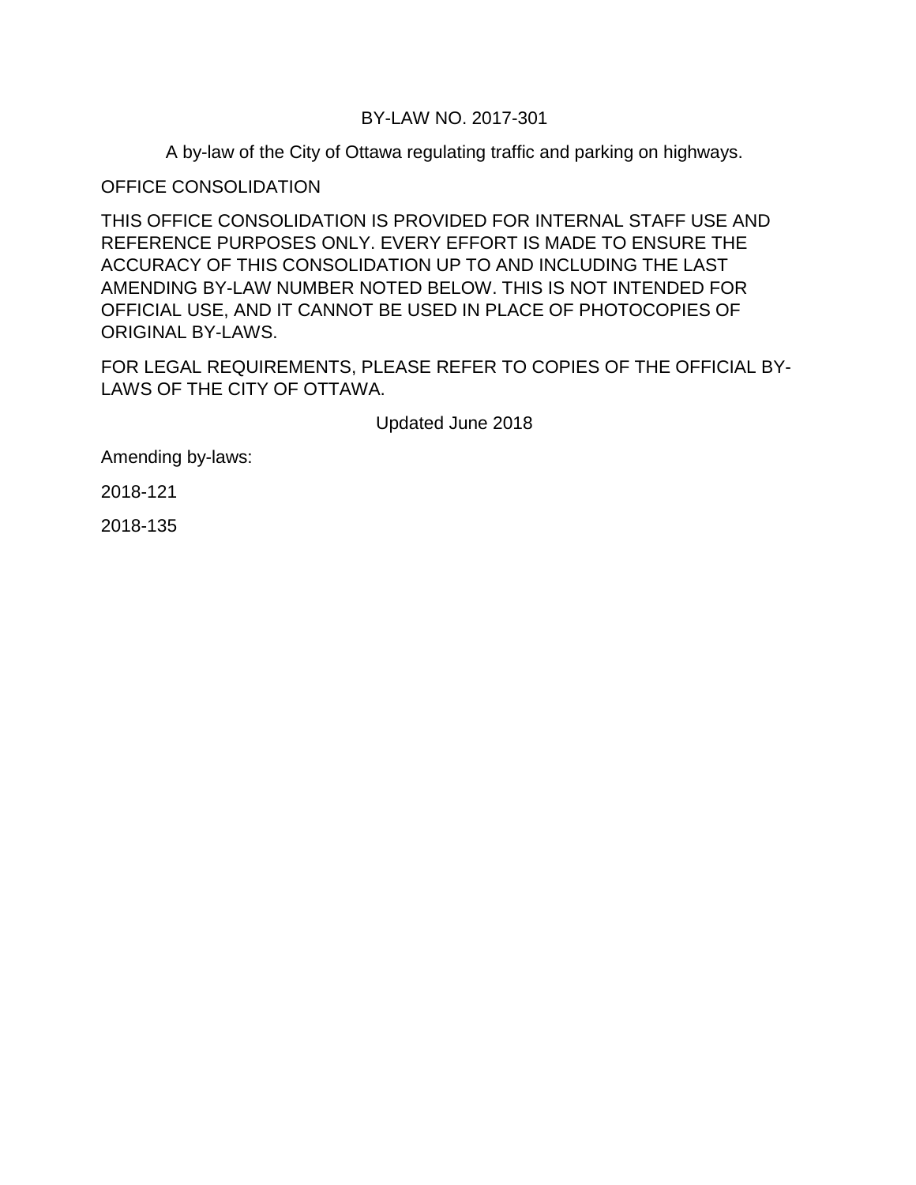# BY-LAW NO. 2017-301

A by-law of the City of Ottawa regulating traffic and parking on highways.

OFFICE CONSOLIDATION

THIS OFFICE CONSOLIDATION IS PROVIDED FOR INTERNAL STAFF USE AND REFERENCE PURPOSES ONLY. EVERY EFFORT IS MADE TO ENSURE THE ACCURACY OF THIS CONSOLIDATION UP TO AND INCLUDING THE LAST AMENDING BY-LAW NUMBER NOTED BELOW. THIS IS NOT INTENDED FOR OFFICIAL USE, AND IT CANNOT BE USED IN PLACE OF PHOTOCOPIES OF ORIGINAL BY-LAWS.

FOR LEGAL REQUIREMENTS, PLEASE REFER TO COPIES OF THE OFFICIAL BY-LAWS OF THE CITY OF OTTAWA.

Updated June 2018

Amending by-laws:

2018-121

2018-135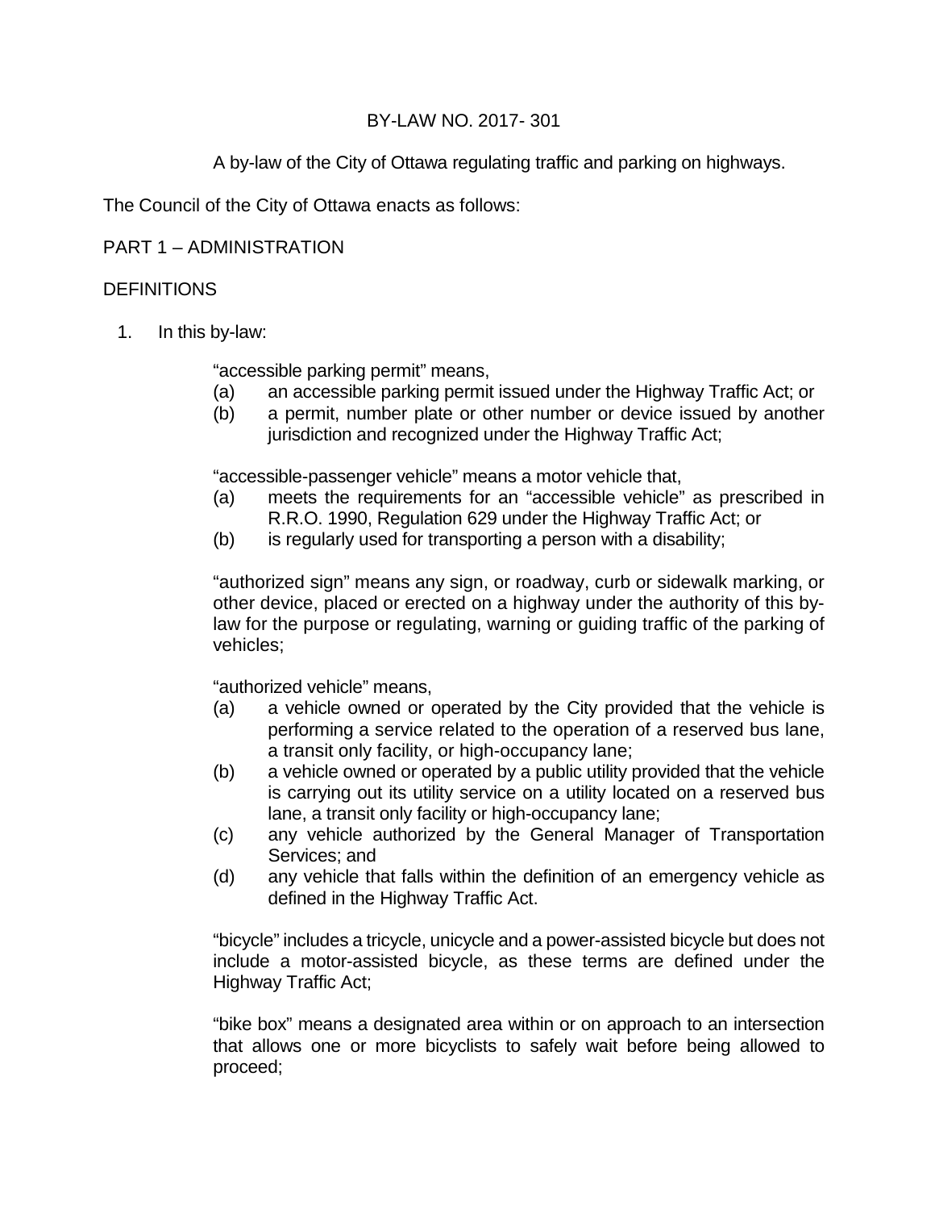BY-LAW NO. 2017- 301

A by-law of the City of Ottawa regulating traffic and parking on highways.

The Council of the City of Ottawa enacts as follows:

## PART 1 – ADMINISTRATION

### DEFINITIONS

1. In this by-law:

   "accessible parking permit" means,
   (a) an accessible parking permit issued under the Highway Traffic Act; or
   (b) a permit, number plate or other number or device issued by another jurisdiction and recognized under the Highway Traffic Act;

   "accessible-passenger vehicle" means a motor vehicle that,
   (a) meets the requirements for an "accessible vehicle" as prescribed in R.R.O. 1990, Regulation 629 under the Highway Traffic Act; or
   (b) is regularly used for transporting a person with a disability;

   "authorized sign" means any sign, or roadway, curb or sidewalk marking, or other device, placed or erected on a highway under the authority of this by-law for the purpose or regulating, warning or guiding traffic of the parking of vehicles;

   "authorized vehicle" means,
   (a) a vehicle owned or operated by the City provided that the vehicle is performing a service related to the operation of a reserved bus lane, a transit only facility, or high-occupancy lane;
   (b) a vehicle owned or operated by a public utility provided that the vehicle is carrying out its utility service on a utility located on a reserved bus lane, a transit only facility or high-occupancy lane;
   (c) any vehicle authorized by the General Manager of Transportation Services; and
   (d) any vehicle that falls within the definition of an emergency vehicle as defined in the Highway Traffic Act.

   "bicycle" includes a tricycle, unicycle and a power-assisted bicycle but does not include a motor-assisted bicycle, as these terms are defined under the Highway Traffic Act;

   "bike box" means a designated area within or on approach to an intersection that allows one or more bicyclists to safely wait before being allowed to proceed;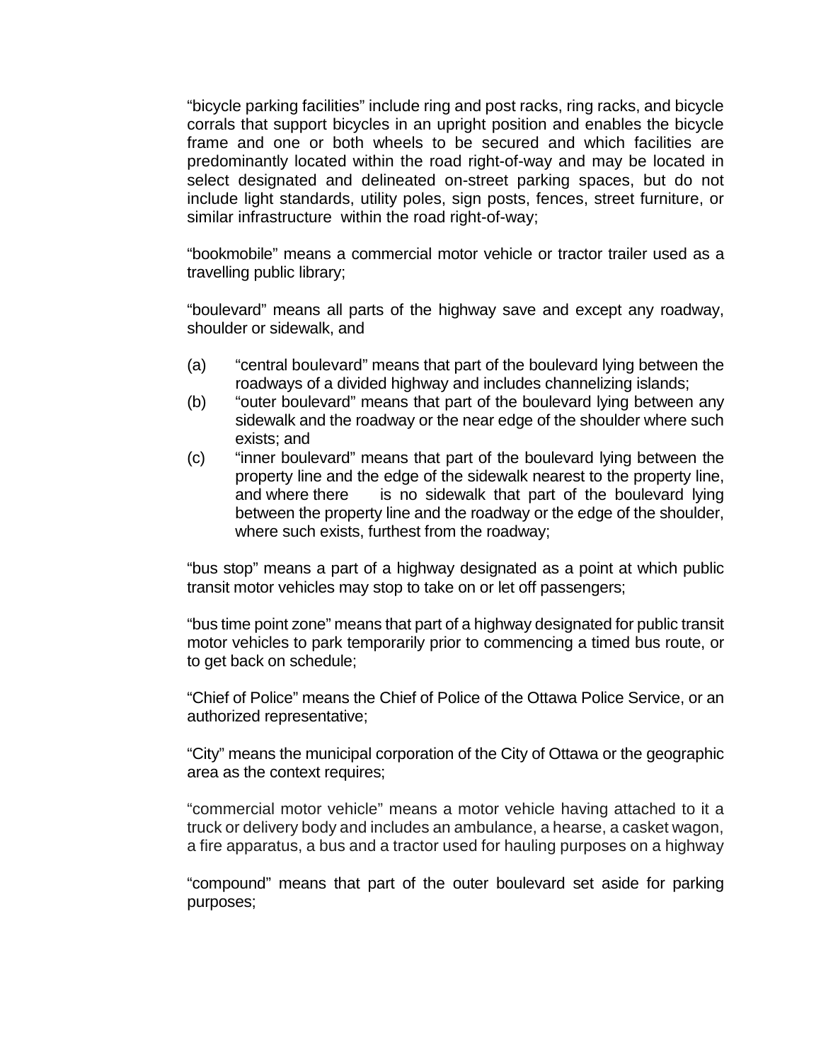"bicycle parking facilities" include ring and post racks, ring racks, and bicycle corrals that support bicycles in an upright position and enables the bicycle frame and one or both wheels to be secured and which facilities are predominantly located within the road right-of-way and may be located in select designated and delineated on-street parking spaces, but do not include light standards, utility poles, sign posts, fences, street furniture, or similar infrastructure within the road right-of-way;

"bookmobile" means a commercial motor vehicle or tractor trailer used as a travelling public library;

"boulevard" means all parts of the highway save and except any roadway, shoulder or sidewalk, and

(a) "central boulevard" means that part of the boulevard lying between the roadways of a divided highway and includes channelizing islands;

(b) "outer boulevard" means that part of the boulevard lying between any sidewalk and the roadway or the near edge of the shoulder where such exists; and

(c) "inner boulevard" means that part of the boulevard lying between the property line and the edge of the sidewalk nearest to the property line, and where there is no sidewalk that part of the boulevard lying between the property line and the roadway or the edge of the shoulder, where such exists, furthest from the roadway;

"bus stop" means a part of a highway designated as a point at which public transit motor vehicles may stop to take on or let off passengers;

"bus time point zone" means that part of a highway designated for public transit motor vehicles to park temporarily prior to commencing a timed bus route, or to get back on schedule;

"Chief of Police" means the Chief of Police of the Ottawa Police Service, or an authorized representative;

"City" means the municipal corporation of the City of Ottawa or the geographic area as the context requires;

"commercial motor vehicle" means a motor vehicle having attached to it a truck or delivery body and includes an ambulance, a hearse, a casket wagon, a fire apparatus, a bus and a tractor used for hauling purposes on a highway

"compound" means that part of the outer boulevard set aside for parking purposes;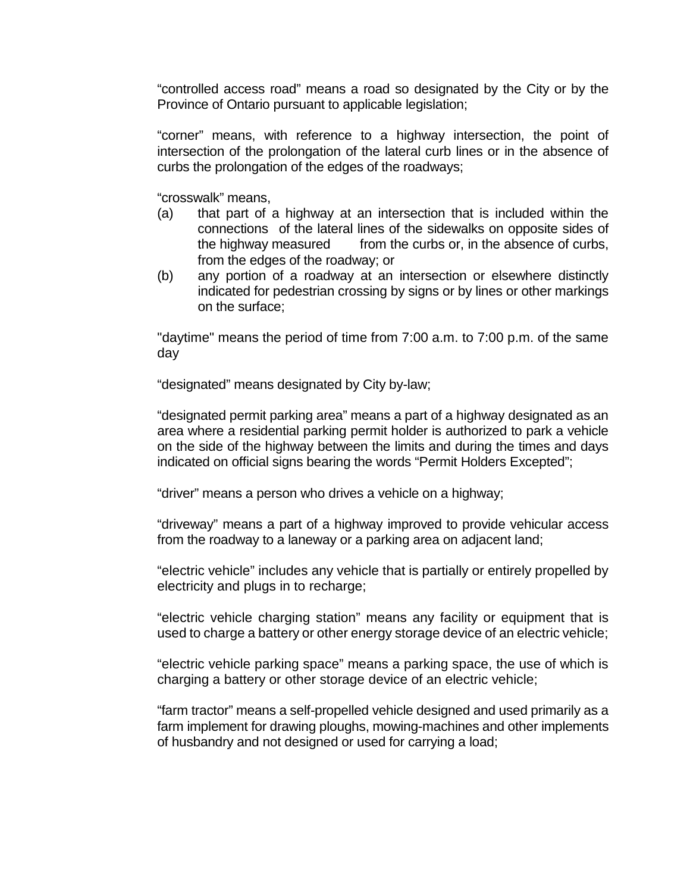“controlled access road” means a road so designated by the City or by the Province of Ontario pursuant to applicable legislation;

“corner” means, with reference to a highway intersection, the point of intersection of the prolongation of the lateral curb lines or in the absence of curbs the prolongation of the edges of the roadways;

“crosswalk” means,

(a) that part of a highway at an intersection that is included within the connections of the lateral lines of the sidewalks on opposite sides of the highway measured from the curbs or, in the absence of curbs, from the edges of the roadway; or
(b) any portion of a roadway at an intersection or elsewhere distinctly indicated for pedestrian crossing by signs or by lines or other markings on the surface;

"daytime" means the period of time from 7:00 a.m. to 7:00 p.m. of the same day

“designated” means designated by City by-law;

“designated permit parking area” means a part of a highway designated as an area where a residential parking permit holder is authorized to park a vehicle on the side of the highway between the limits and during the times and days indicated on official signs bearing the words “Permit Holders Excepted”;

“driver” means a person who drives a vehicle on a highway;

“driveway” means a part of a highway improved to provide vehicular access from the roadway to a laneway or a parking area on adjacent land;

“electric vehicle” includes any vehicle that is partially or entirely propelled by electricity and plugs in to recharge;

“electric vehicle charging station” means any facility or equipment that is used to charge a battery or other energy storage device of an electric vehicle;

“electric vehicle parking space” means a parking space, the use of which is charging a battery or other storage device of an electric vehicle;

“farm tractor” means a self-propelled vehicle designed and used primarily as a farm implement for drawing ploughs, mowing-machines and other implements of husbandry and not designed or used for carrying a load;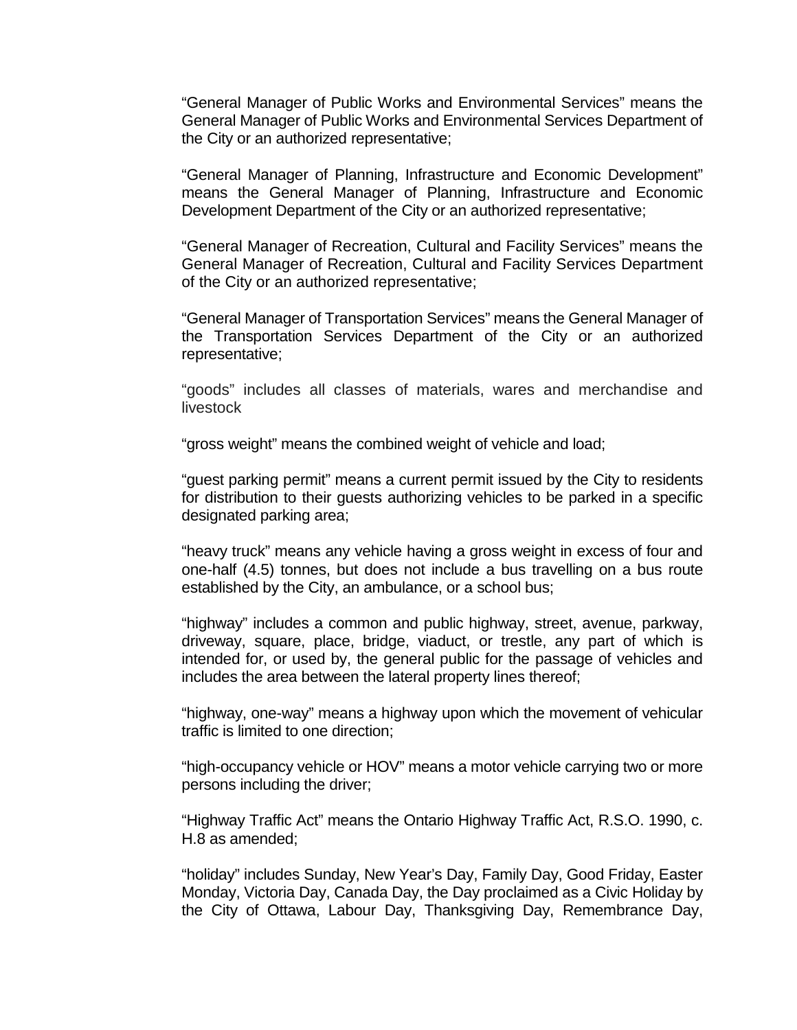"General Manager of Public Works and Environmental Services" means the General Manager of Public Works and Environmental Services Department of the City or an authorized representative;

"General Manager of Planning, Infrastructure and Economic Development" means the General Manager of Planning, Infrastructure and Economic Development Department of the City or an authorized representative;

"General Manager of Recreation, Cultural and Facility Services" means the General Manager of Recreation, Cultural and Facility Services Department of the City or an authorized representative;

"General Manager of Transportation Services" means the General Manager of the Transportation Services Department of the City or an authorized representative;

"goods" includes all classes of materials, wares and merchandise and livestock

"gross weight" means the combined weight of vehicle and load;

"guest parking permit" means a current permit issued by the City to residents for distribution to their guests authorizing vehicles to be parked in a specific designated parking area;

"heavy truck" means any vehicle having a gross weight in excess of four and one-half (4.5) tonnes, but does not include a bus travelling on a bus route established by the City, an ambulance, or a school bus;

"highway" includes a common and public highway, street, avenue, parkway, driveway, square, place, bridge, viaduct, or trestle, any part of which is intended for, or used by, the general public for the passage of vehicles and includes the area between the lateral property lines thereof;

"highway, one-way" means a highway upon which the movement of vehicular traffic is limited to one direction;

"high-occupancy vehicle or HOV" means a motor vehicle carrying two or more persons including the driver;

"Highway Traffic Act" means the Ontario Highway Traffic Act, R.S.O. 1990, c. H.8 as amended;

"holiday" includes Sunday, New Year's Day, Family Day, Good Friday, Easter Monday, Victoria Day, Canada Day, the Day proclaimed as a Civic Holiday by the City of Ottawa, Labour Day, Thanksgiving Day, Remembrance Day,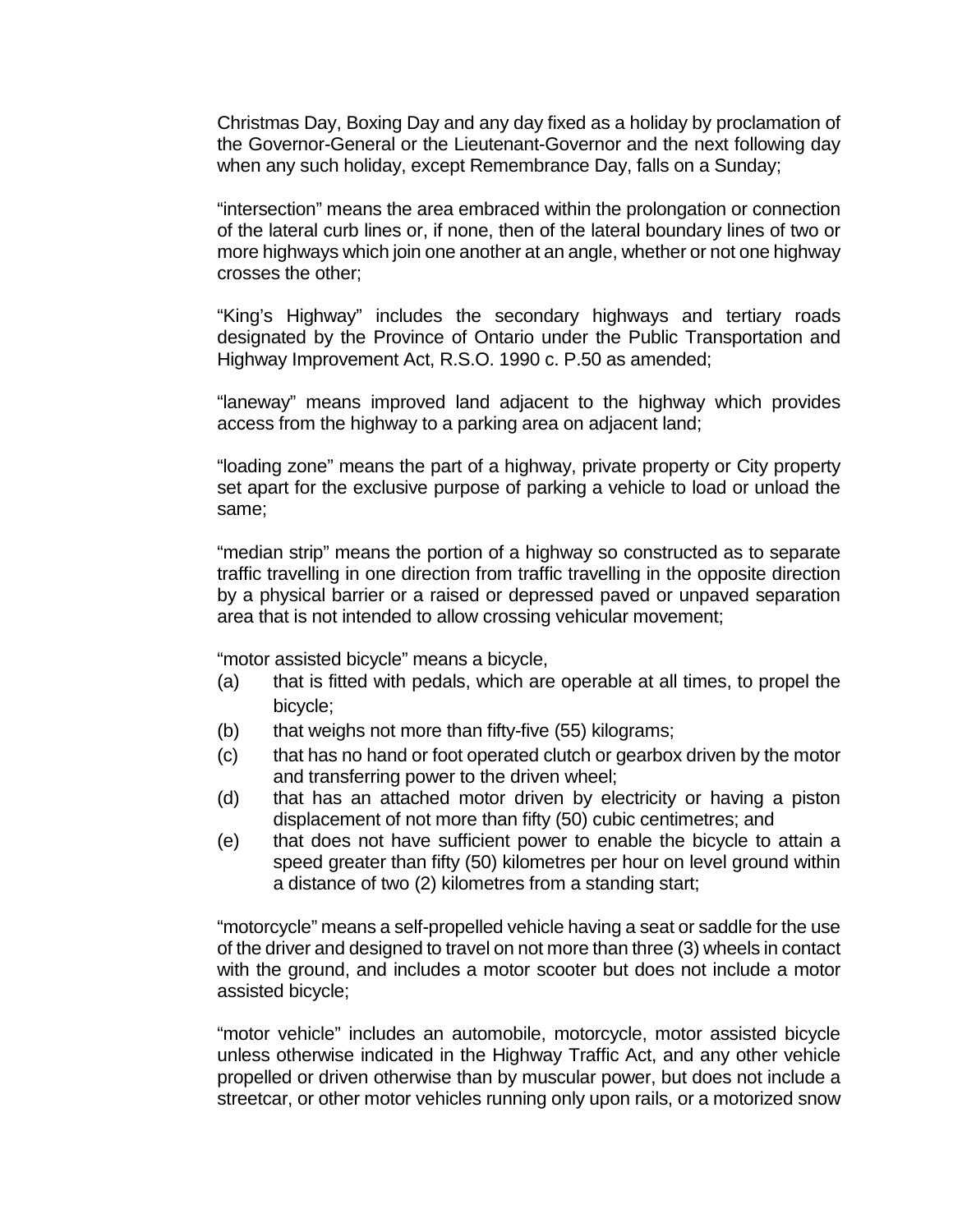Christmas Day, Boxing Day and any day fixed as a holiday by proclamation of the Governor-General or the Lieutenant-Governor and the next following day when any such holiday, except Remembrance Day, falls on a Sunday;

“intersection” means the area embraced within the prolongation or connection of the lateral curb lines or, if none, then of the lateral boundary lines of two or more highways which join one another at an angle, whether or not one highway crosses the other;

“King’s Highway” includes the secondary highways and tertiary roads designated by the Province of Ontario under the Public Transportation and Highway Improvement Act, R.S.O. 1990 c. P.50 as amended;

“laneway” means improved land adjacent to the highway which provides access from the highway to a parking area on adjacent land;

“loading zone” means the part of a highway, private property or City property set apart for the exclusive purpose of parking a vehicle to load or unload the same;

“median strip” means the portion of a highway so constructed as to separate traffic travelling in one direction from traffic travelling in the opposite direction by a physical barrier or a raised or depressed paved or unpaved separation area that is not intended to allow crossing vehicular movement;

“motor assisted bicycle” means a bicycle,

(a) that is fitted with pedals, which are operable at all times, to propel the bicycle;
(b) that weighs not more than fifty-five (55) kilograms;
(c) that has no hand or foot operated clutch or gearbox driven by the motor and transferring power to the driven wheel;
(d) that has an attached motor driven by electricity or having a piston displacement of not more than fifty (50) cubic centimetres; and
(e) that does not have sufficient power to enable the bicycle to attain a speed greater than fifty (50) kilometres per hour on level ground within a distance of two (2) kilometres from a standing start;

“motorcycle” means a self-propelled vehicle having a seat or saddle for the use of the driver and designed to travel on not more than three (3) wheels in contact with the ground, and includes a motor scooter but does not include a motor assisted bicycle;

“motor vehicle” includes an automobile, motorcycle, motor assisted bicycle unless otherwise indicated in the Highway Traffic Act, and any other vehicle propelled or driven otherwise than by muscular power, but does not include a streetcar, or other motor vehicles running only upon rails, or a motorized snow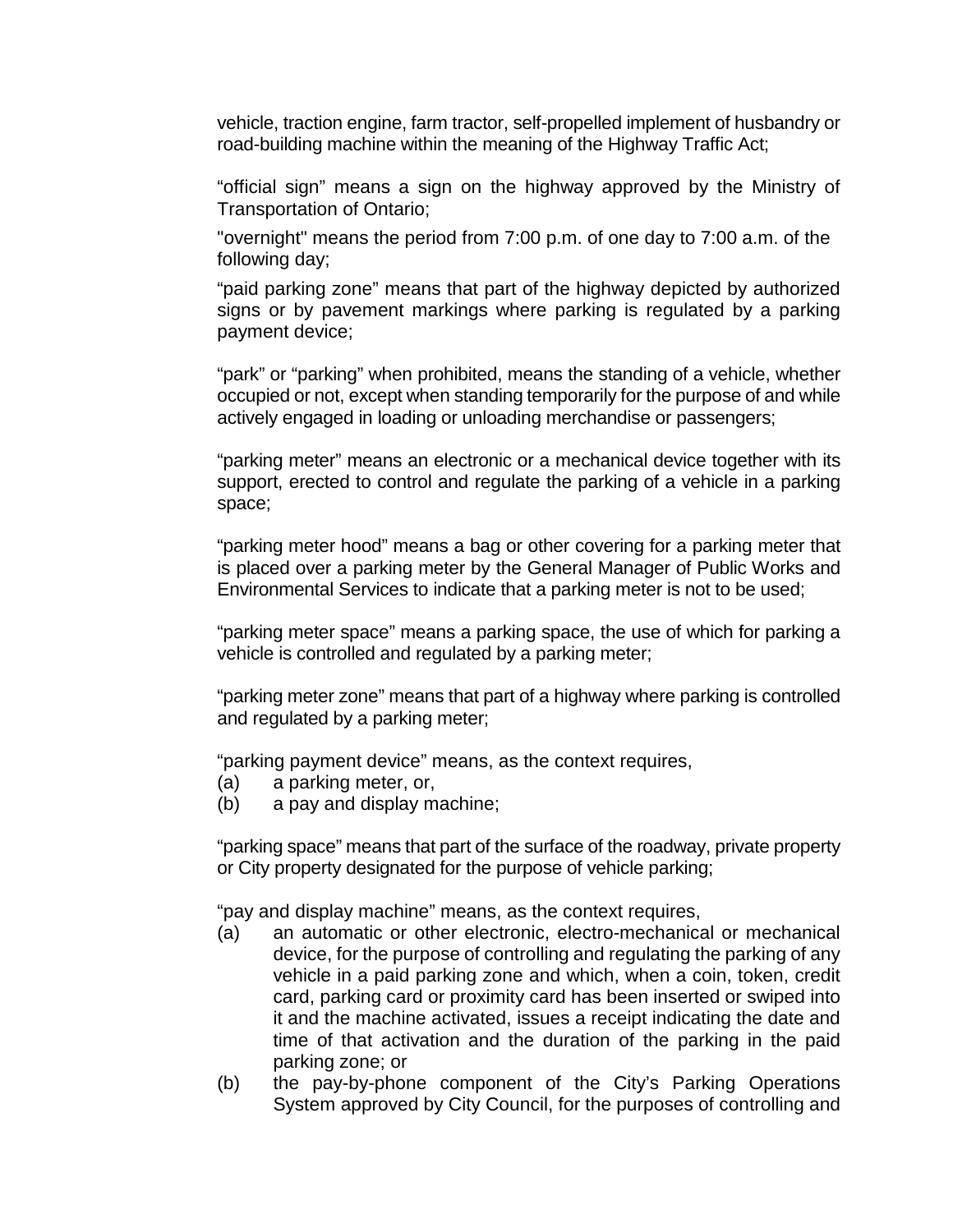vehicle, traction engine, farm tractor, self-propelled implement of husbandry or road-building machine within the meaning of the Highway Traffic Act;

“official sign” means a sign on the highway approved by the Ministry of Transportation of Ontario;

"overnight" means the period from 7:00 p.m. of one day to 7:00 a.m. of the following day;

“paid parking zone” means that part of the highway depicted by authorized signs or by pavement markings where parking is regulated by a parking payment device;

“park” or “parking” when prohibited, means the standing of a vehicle, whether occupied or not, except when standing temporarily for the purpose of and while actively engaged in loading or unloading merchandise or passengers;

“parking meter” means an electronic or a mechanical device together with its support, erected to control and regulate the parking of a vehicle in a parking space;

“parking meter hood” means a bag or other covering for a parking meter that is placed over a parking meter by the General Manager of Public Works and Environmental Services to indicate that a parking meter is not to be used;

“parking meter space” means a parking space, the use of which for parking a vehicle is controlled and regulated by a parking meter;

“parking meter zone” means that part of a highway where parking is controlled and regulated by a parking meter;

“parking payment device” means, as the context requires,

(a) a parking meter, or,
(b) a pay and display machine;

“parking space” means that part of the surface of the roadway, private property or City property designated for the purpose of vehicle parking;

“pay and display machine” means, as the context requires,

(a) an automatic or other electronic, electro-mechanical or mechanical device, for the purpose of controlling and regulating the parking of any vehicle in a paid parking zone and which, when a coin, token, credit card, parking card or proximity card has been inserted or swiped into it and the machine activated, issues a receipt indicating the date and time of that activation and the duration of the parking in the paid parking zone; or
(b) the pay-by-phone component of the City’s Parking Operations System approved by City Council, for the purposes of controlling and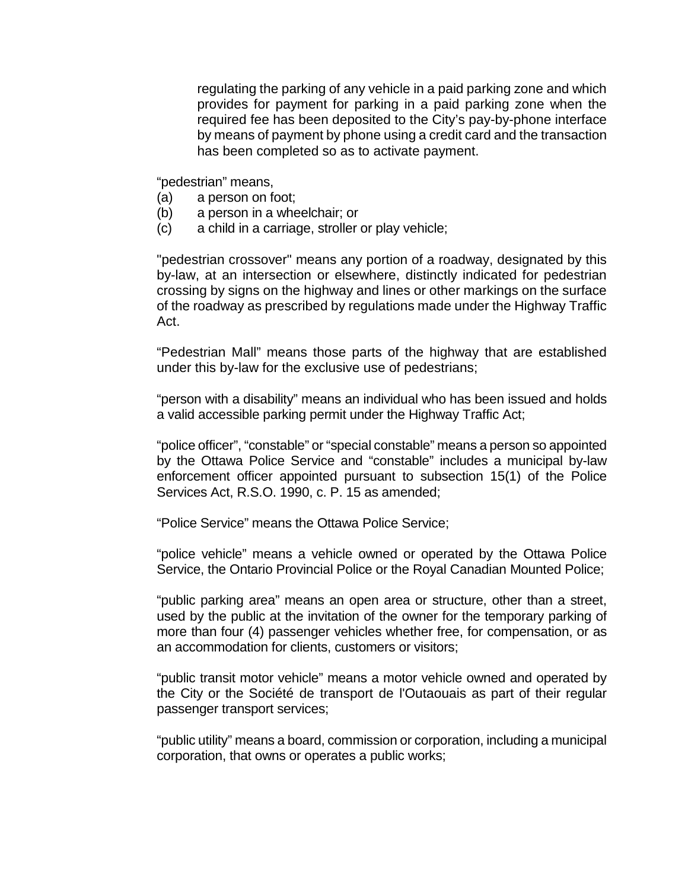regulating the parking of any vehicle in a paid parking zone and which provides for payment for parking in a paid parking zone when the required fee has been deposited to the City's pay-by-phone interface by means of payment by phone using a credit card and the transaction has been completed so as to activate payment.

"pedestrian" means,

(a) a person on foot;
(b) a person in a wheelchair; or
(c) a child in a carriage, stroller or play vehicle;

"pedestrian crossover" means any portion of a roadway, designated by this by-law, at an intersection or elsewhere, distinctly indicated for pedestrian crossing by signs on the highway and lines or other markings on the surface of the roadway as prescribed by regulations made under the Highway Traffic Act.

"Pedestrian Mall" means those parts of the highway that are established under this by-law for the exclusive use of pedestrians;

"person with a disability" means an individual who has been issued and holds a valid accessible parking permit under the Highway Traffic Act;

"police officer", "constable" or "special constable" means a person so appointed by the Ottawa Police Service and "constable" includes a municipal by-law enforcement officer appointed pursuant to subsection 15(1) of the Police Services Act, R.S.O. 1990, c. P. 15 as amended;

"Police Service" means the Ottawa Police Service;

"police vehicle" means a vehicle owned or operated by the Ottawa Police Service, the Ontario Provincial Police or the Royal Canadian Mounted Police;

"public parking area" means an open area or structure, other than a street, used by the public at the invitation of the owner for the temporary parking of more than four (4) passenger vehicles whether free, for compensation, or as an accommodation for clients, customers or visitors;

"public transit motor vehicle" means a motor vehicle owned and operated by the City or the Société de transport de l'Outaouais as part of their regular passenger transport services;

"public utility" means a board, commission or corporation, including a municipal corporation, that owns or operates a public works;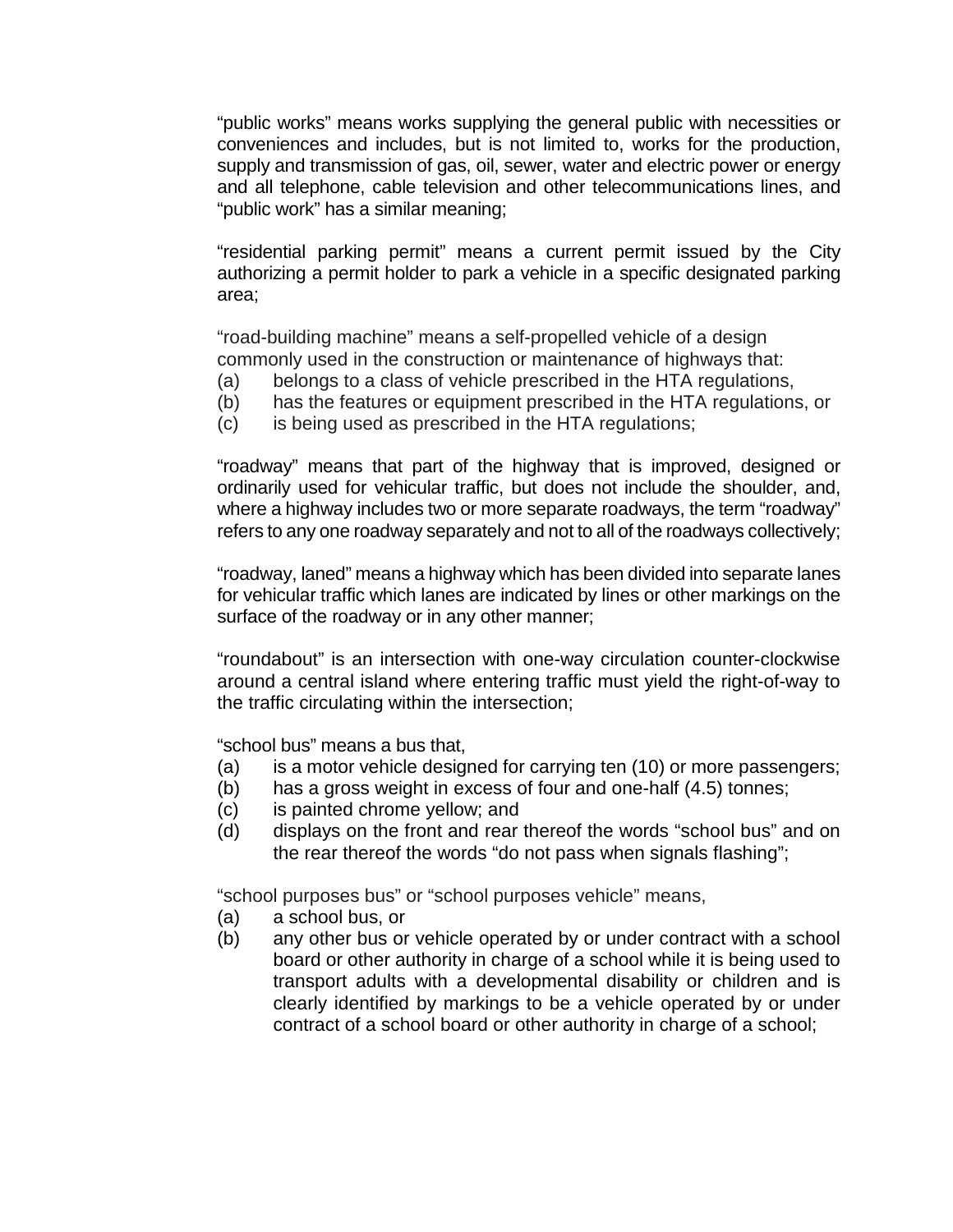"public works" means works supplying the general public with necessities or conveniences and includes, but is not limited to, works for the production, supply and transmission of gas, oil, sewer, water and electric power or energy and all telephone, cable television and other telecommunications lines, and "public work" has a similar meaning;

"residential parking permit" means a current permit issued by the City authorizing a permit holder to park a vehicle in a specific designated parking area;

"road-building machine" means a self-propelled vehicle of a design commonly used in the construction or maintenance of highways that:

(a) belongs to a class of vehicle prescribed in the HTA regulations,
(b) has the features or equipment prescribed in the HTA regulations, or
(c) is being used as prescribed in the HTA regulations;

"roadway" means that part of the highway that is improved, designed or ordinarily used for vehicular traffic, but does not include the shoulder, and, where a highway includes two or more separate roadways, the term "roadway" refers to any one roadway separately and not to all of the roadways collectively;

"roadway, laned" means a highway which has been divided into separate lanes for vehicular traffic which lanes are indicated by lines or other markings on the surface of the roadway or in any other manner;

"roundabout" is an intersection with one-way circulation counter-clockwise around a central island where entering traffic must yield the right-of-way to the traffic circulating within the intersection;

"school bus" means a bus that,

(a) is a motor vehicle designed for carrying ten (10) or more passengers;
(b) has a gross weight in excess of four and one-half (4.5) tonnes;
(c) is painted chrome yellow; and
(d) displays on the front and rear thereof the words "school bus" and on the rear thereof the words "do not pass when signals flashing";

"school purposes bus" or "school purposes vehicle" means,

(a) a school bus, or
(b) any other bus or vehicle operated by or under contract with a school board or other authority in charge of a school while it is being used to transport adults with a developmental disability or children and is clearly identified by markings to be a vehicle operated by or under contract of a school board or other authority in charge of a school;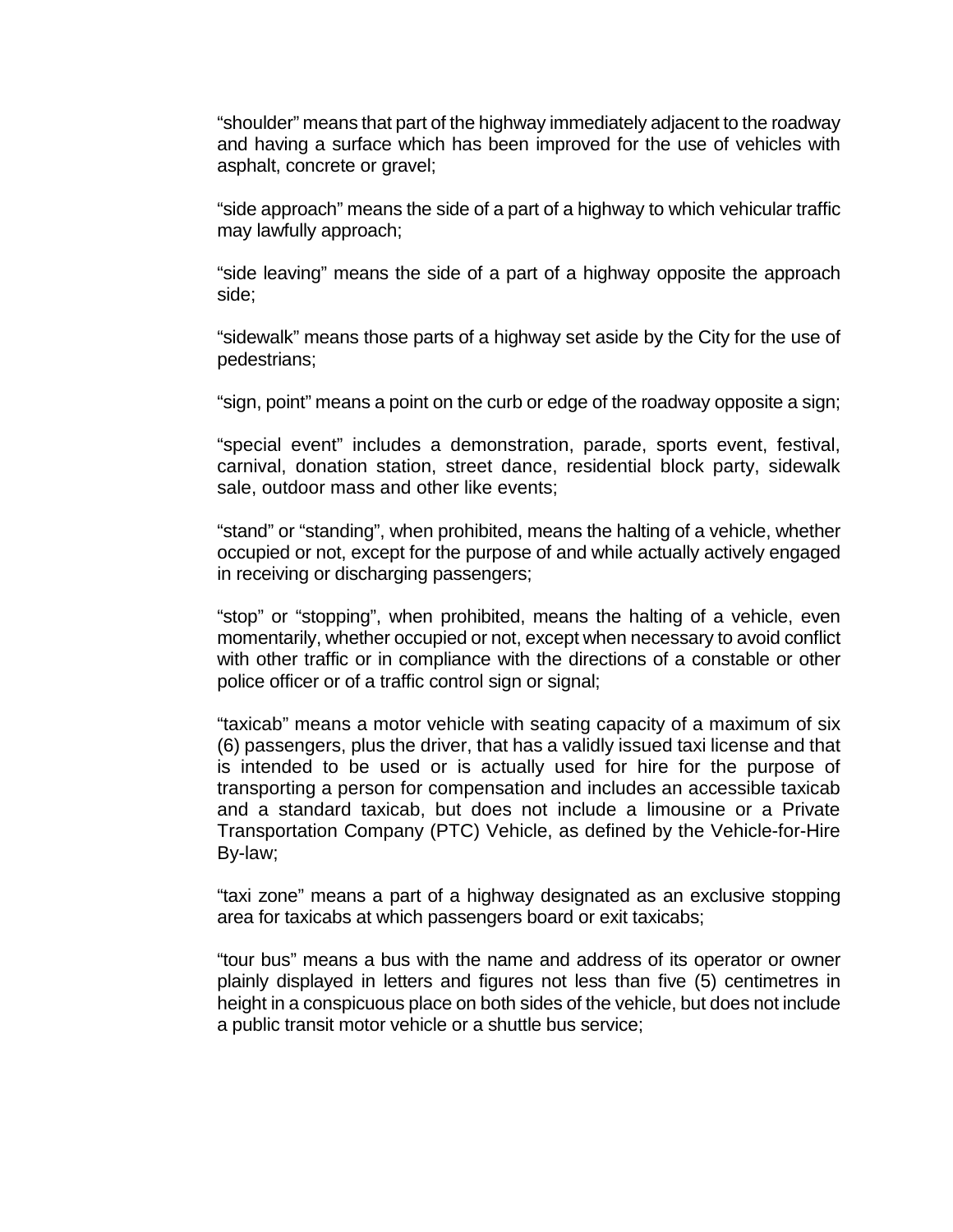"shoulder" means that part of the highway immediately adjacent to the roadway and having a surface which has been improved for the use of vehicles with asphalt, concrete or gravel;

"side approach" means the side of a part of a highway to which vehicular traffic may lawfully approach;

"side leaving" means the side of a part of a highway opposite the approach side;

"sidewalk" means those parts of a highway set aside by the City for the use of pedestrians;

"sign, point" means a point on the curb or edge of the roadway opposite a sign;

"special event" includes a demonstration, parade, sports event, festival, carnival, donation station, street dance, residential block party, sidewalk sale, outdoor mass and other like events;

"stand" or "standing", when prohibited, means the halting of a vehicle, whether occupied or not, except for the purpose of and while actually actively engaged in receiving or discharging passengers;

"stop" or "stopping", when prohibited, means the halting of a vehicle, even momentarily, whether occupied or not, except when necessary to avoid conflict with other traffic or in compliance with the directions of a constable or other police officer or of a traffic control sign or signal;

"taxicab" means a motor vehicle with seating capacity of a maximum of six (6) passengers, plus the driver, that has a validly issued taxi license and that is intended to be used or is actually used for hire for the purpose of transporting a person for compensation and includes an accessible taxicab and a standard taxicab, but does not include a limousine or a Private Transportation Company (PTC) Vehicle, as defined by the Vehicle-for-Hire By-law;

"taxi zone" means a part of a highway designated as an exclusive stopping area for taxicabs at which passengers board or exit taxicabs;

"tour bus" means a bus with the name and address of its operator or owner plainly displayed in letters and figures not less than five (5) centimetres in height in a conspicuous place on both sides of the vehicle, but does not include a public transit motor vehicle or a shuttle bus service;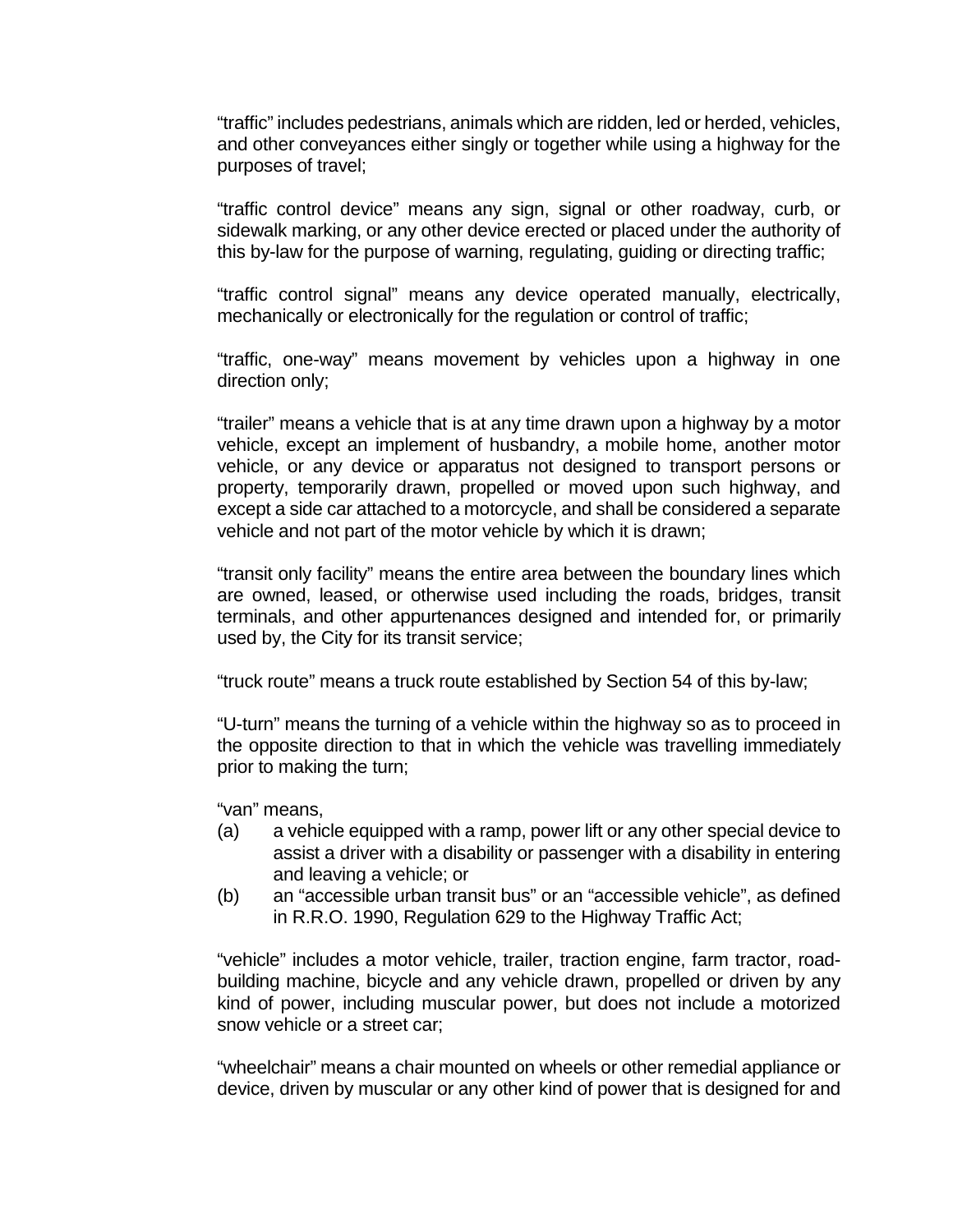"traffic" includes pedestrians, animals which are ridden, led or herded, vehicles, and other conveyances either singly or together while using a highway for the purposes of travel;

"traffic control device" means any sign, signal or other roadway, curb, or sidewalk marking, or any other device erected or placed under the authority of this by-law for the purpose of warning, regulating, guiding or directing traffic;

"traffic control signal" means any device operated manually, electrically, mechanically or electronically for the regulation or control of traffic;

"traffic, one-way" means movement by vehicles upon a highway in one direction only;

"trailer" means a vehicle that is at any time drawn upon a highway by a motor vehicle, except an implement of husbandry, a mobile home, another motor vehicle, or any device or apparatus not designed to transport persons or property, temporarily drawn, propelled or moved upon such highway, and except a side car attached to a motorcycle, and shall be considered a separate vehicle and not part of the motor vehicle by which it is drawn;

"transit only facility" means the entire area between the boundary lines which are owned, leased, or otherwise used including the roads, bridges, transit terminals, and other appurtenances designed and intended for, or primarily used by, the City for its transit service;

"truck route" means a truck route established by Section 54 of this by-law;

"U-turn" means the turning of a vehicle within the highway so as to proceed in the opposite direction to that in which the vehicle was travelling immediately prior to making the turn;

"van" means,

(a) a vehicle equipped with a ramp, power lift or any other special device to assist a driver with a disability or passenger with a disability in entering and leaving a vehicle; or

(b) an "accessible urban transit bus" or an "accessible vehicle", as defined in R.R.O. 1990, Regulation 629 to the Highway Traffic Act;

"vehicle" includes a motor vehicle, trailer, traction engine, farm tractor, road-building machine, bicycle and any vehicle drawn, propelled or driven by any kind of power, including muscular power, but does not include a motorized snow vehicle or a street car;

"wheelchair" means a chair mounted on wheels or other remedial appliance or device, driven by muscular or any other kind of power that is designed for and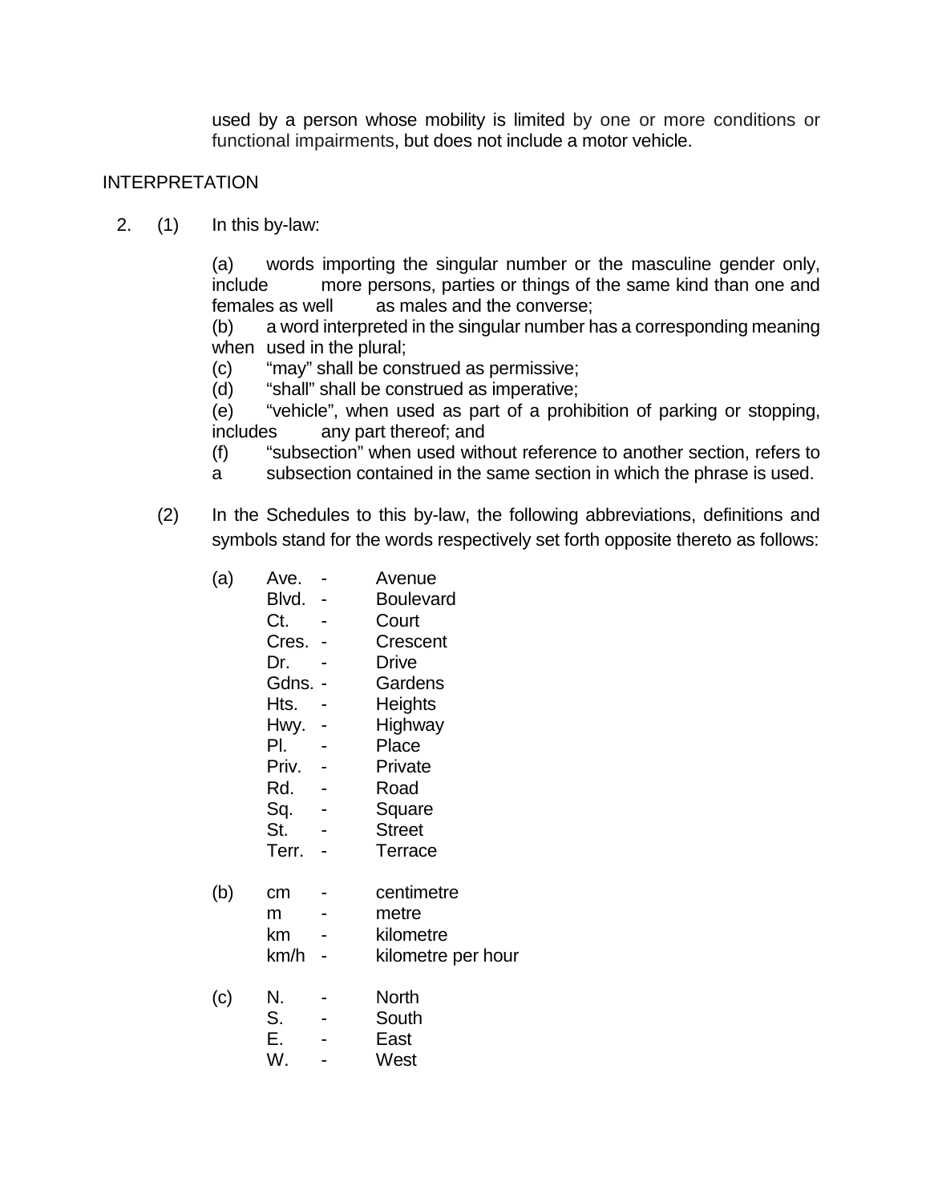used by a person whose mobility is limited by one or more conditions or functional impairments, but does not include a motor vehicle.

## INTERPRETATION

2. (1) In this by-law:

   (a) words importing the singular number or the masculine gender only, include more persons, parties or things of the same kind than one and females as well as males and the converse;
   (b) a word interpreted in the singular number has a corresponding meaning when used in the plural;
   (c) "may" shall be construed as permissive;
   (d) "shall" shall be construed as imperative;
   (e) "vehicle", when used as part of a prohibition of parking or stopping, includes any part thereof; and
   (f) "subsection" when used without reference to another section, refers to a subsection contained in the same section in which the phrase is used.

   (2) In the Schedules to this by-law, the following abbreviations, definitions and symbols stand for the words respectively set forth opposite thereto as follows:

   (a)
   Ave. - Avenue
   Blvd. - Boulevard
   Ct. - Court
   Cres. - Crescent
   Dr. - Drive
   Gdns. - Gardens
   Hts. - Heights
   Hwy. - Highway
   Pl. - Place
   Priv. - Private
   Rd. - Road
   Sq. - Square
   St. - Street
   Terr. - Terrace

   (b)
   cm - centimetre
   m - metre
   km - kilometre
   km/h - kilometre per hour

   (c)
   N. - North
   S. - South
   E. - East
   W. - West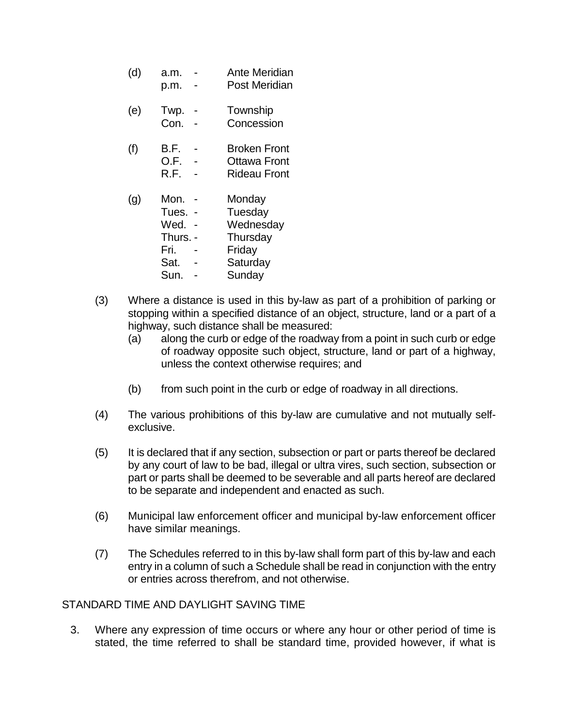(d) a.m. - Ante Meridian
p.m. - Post Meridian

(e) Twp. - Township
Con. - Concession

(f) B.F. - Broken Front
O.F. - Ottawa Front
R.F. - Rideau Front

(g) Mon. - Monday
Tues. - Tuesday
Wed. - Wednesday
Thurs. - Thursday
Fri. - Friday
Sat. - Saturday
Sun. - Sunday

(3) Where a distance is used in this by-law as part of a prohibition of parking or stopping within a specified distance of an object, structure, land or a part of a highway, such distance shall be measured:

(a) along the curb or edge of the roadway from a point in such curb or edge of roadway opposite such object, structure, land or part of a highway, unless the context otherwise requires; and

(b) from such point in the curb or edge of roadway in all directions.

(4) The various prohibitions of this by-law are cumulative and not mutually self-exclusive.

(5) It is declared that if any section, subsection or part or parts thereof be declared by any court of law to be bad, illegal or ultra vires, such section, subsection or part or parts shall be deemed to be severable and all parts hereof are declared to be separate and independent and enacted as such.

(6) Municipal law enforcement officer and municipal by-law enforcement officer have similar meanings.

(7) The Schedules referred to in this by-law shall form part of this by-law and each entry in a column of such a Schedule shall be read in conjunction with the entry or entries across therefrom, and not otherwise.

STANDARD TIME AND DAYLIGHT SAVING TIME

3. Where any expression of time occurs or where any hour or other period of time is stated, the time referred to shall be standard time, provided however, if what is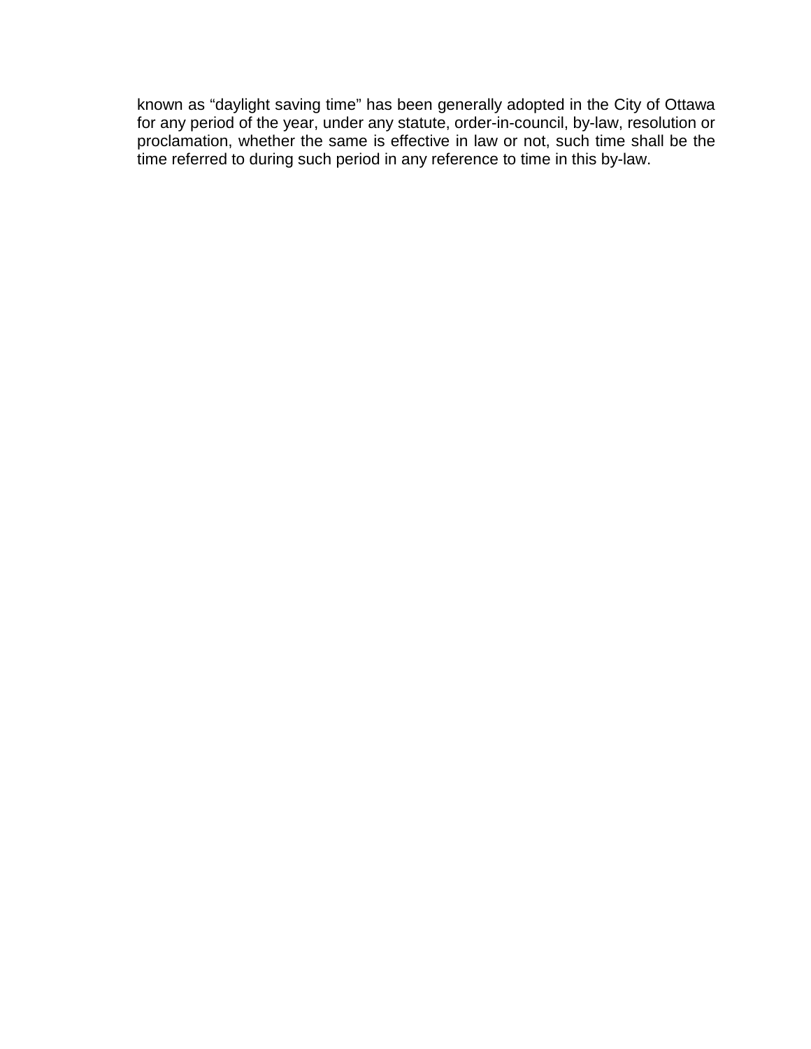known as “daylight saving time” has been generally adopted in the City of Ottawa for any period of the year, under any statute, order-in-council, by-law, resolution or proclamation, whether the same is effective in law or not, such time shall be the time referred to during such period in any reference to time in this by-law.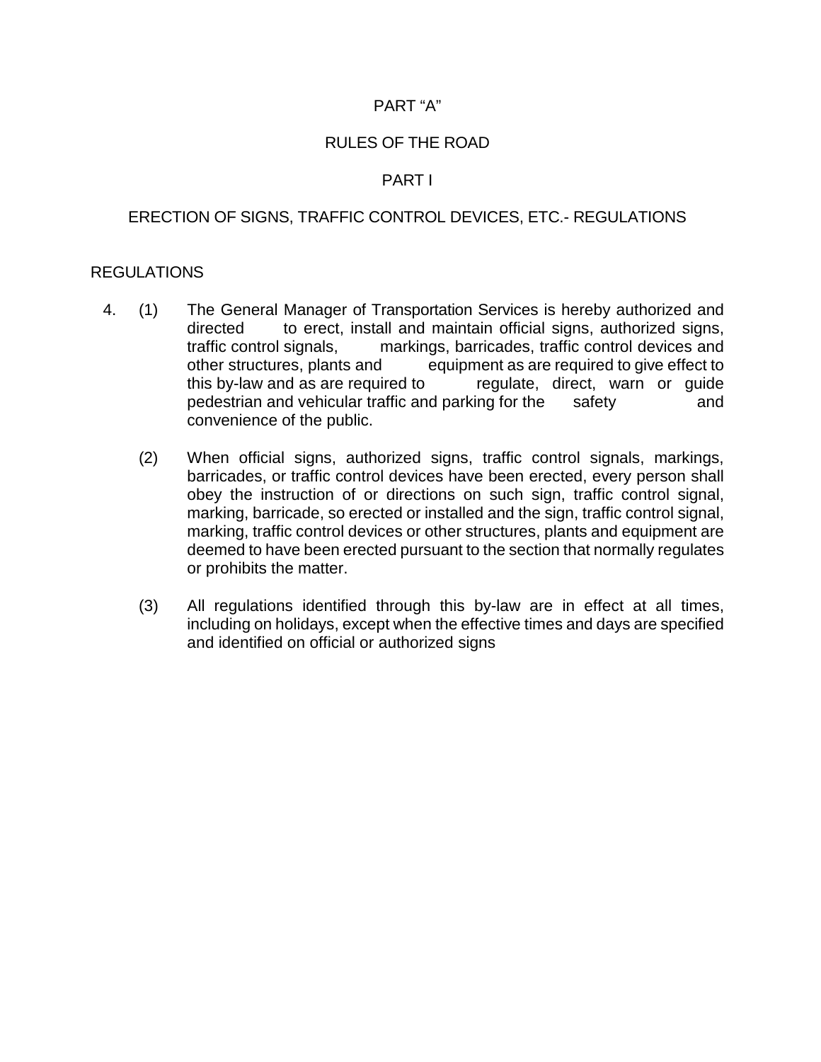# PART "A"

# RULES OF THE ROAD

## PART I

## ERECTION OF SIGNS, TRAFFIC CONTROL DEVICES, ETC.- REGULATIONS

REGULATIONS

4. (1) The General Manager of Transportation Services is hereby authorized and directed to erect, install and maintain official signs, authorized signs, traffic control signals, markings, barricades, traffic control devices and other structures, plants and equipment as are required to give effect to this by-law and as are required to regulate, direct, warn or guide pedestrian and vehicular traffic and parking for the safety and convenience of the public.

   (2) When official signs, authorized signs, traffic control signals, markings, barricades, or traffic control devices have been erected, every person shall obey the instruction of or directions on such sign, traffic control signal, marking, barricade, so erected or installed and the sign, traffic control signal, marking, traffic control devices or other structures, plants and equipment are deemed to have been erected pursuant to the section that normally regulates or prohibits the matter.

   (3) All regulations identified through this by-law are in effect at all times, including on holidays, except when the effective times and days are specified and identified on official or authorized signs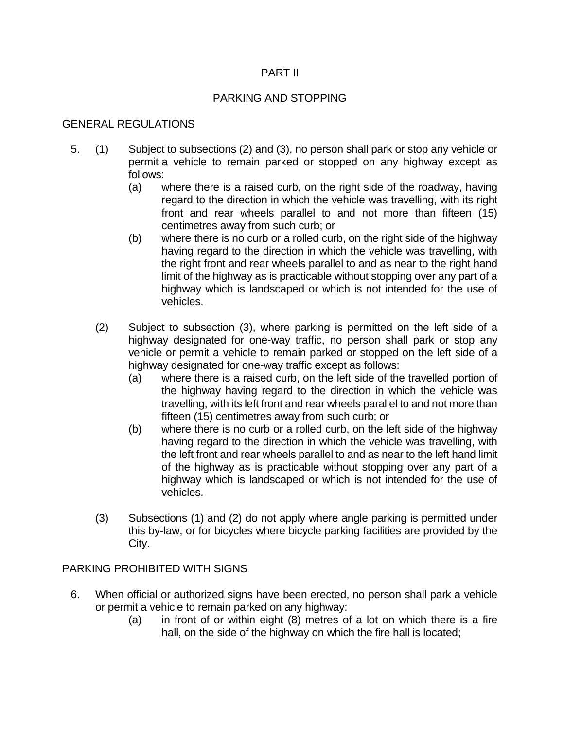# PART II

## PARKING AND STOPPING

### GENERAL REGULATIONS

5. (1) Subject to subsections (2) and (3), no person shall park or stop any vehicle or permit a vehicle to remain parked or stopped on any highway except as follows:
   - (a) where there is a raised curb, on the right side of the roadway, having regard to the direction in which the vehicle was travelling, with its right front and rear wheels parallel to and not more than fifteen (15) centimetres away from such curb; or
   - (b) where there is no curb or a rolled curb, on the right side of the highway having regard to the direction in which the vehicle was travelling, with the right front and rear wheels parallel to and as near to the right hand limit of the highway as is practicable without stopping over any part of a highway which is landscaped or which is not intended for the use of vehicles.

   (2) Subject to subsection (3), where parking is permitted on the left side of a highway designated for one-way traffic, no person shall park or stop any vehicle or permit a vehicle to remain parked or stopped on the left side of a highway designated for one-way traffic except as follows:
   - (a) where there is a raised curb, on the left side of the travelled portion of the highway having regard to the direction in which the vehicle was travelling, with its left front and rear wheels parallel to and not more than fifteen (15) centimetres away from such curb; or
   - (b) where there is no curb or a rolled curb, on the left side of the highway having regard to the direction in which the vehicle was travelling, with the left front and rear wheels parallel to and as near to the left hand limit of the highway as is practicable without stopping over any part of a highway which is landscaped or which is not intended for the use of vehicles.

   (3) Subsections (1) and (2) do not apply where angle parking is permitted under this by-law, or for bicycles where bicycle parking facilities are provided by the City.

### PARKING PROHIBITED WITH SIGNS

6. When official or authorized signs have been erected, no person shall park a vehicle or permit a vehicle to remain parked on any highway:
   - (a) in front of or within eight (8) metres of a lot on which there is a fire hall, on the side of the highway on which the fire hall is located;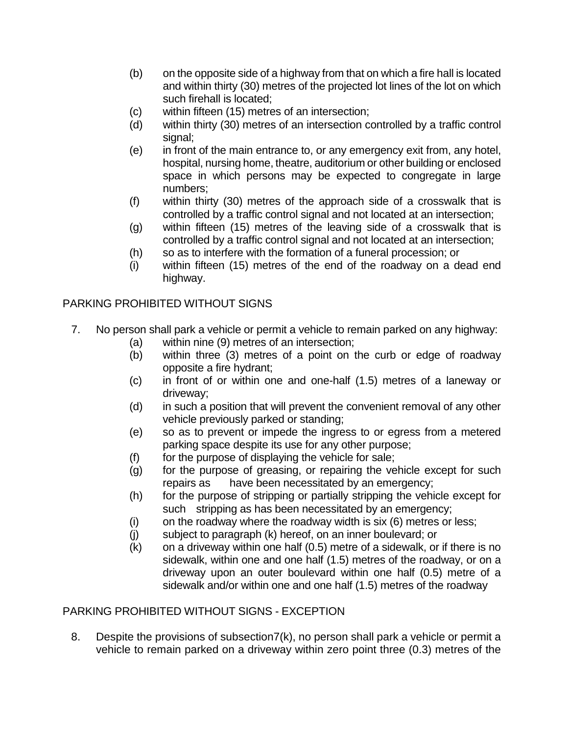(b) on the opposite side of a highway from that on which a fire hall is located and within thirty (30) metres of the projected lot lines of the lot on which such firehall is located;

(c) within fifteen (15) metres of an intersection;

(d) within thirty (30) metres of an intersection controlled by a traffic control signal;

(e) in front of the main entrance to, or any emergency exit from, any hotel, hospital, nursing home, theatre, auditorium or other building or enclosed space in which persons may be expected to congregate in large numbers;

(f) within thirty (30) metres of the approach side of a crosswalk that is controlled by a traffic control signal and not located at an intersection;

(g) within fifteen (15) metres of the leaving side of a crosswalk that is controlled by a traffic control signal and not located at an intersection;

(h) so as to interfere with the formation of a funeral procession; or

(i) within fifteen (15) metres of the end of the roadway on a dead end highway.

PARKING PROHIBITED WITHOUT SIGNS

7. No person shall park a vehicle or permit a vehicle to remain parked on any highway:

   (a) within nine (9) metres of an intersection;

   (b) within three (3) metres of a point on the curb or edge of roadway opposite a fire hydrant;

   (c) in front of or within one and one-half (1.5) metres of a laneway or driveway;

   (d) in such a position that will prevent the convenient removal of any other vehicle previously parked or standing;

   (e) so as to prevent or impede the ingress to or egress from a metered parking space despite its use for any other purpose;

   (f) for the purpose of displaying the vehicle for sale;

   (g) for the purpose of greasing, or repairing the vehicle except for such repairs as have been necessitated by an emergency;

   (h) for the purpose of stripping or partially stripping the vehicle except for such stripping as has been necessitated by an emergency;

   (i) on the roadway where the roadway width is six (6) metres or less;

   (j) subject to paragraph (k) hereof, on an inner boulevard; or

   (k) on a driveway within one half (0.5) metre of a sidewalk, or if there is no sidewalk, within one and one half (1.5) metres of the roadway, or on a driveway upon an outer boulevard within one half (0.5) metre of a sidewalk and/or within one and one half (1.5) metres of the roadway

PARKING PROHIBITED WITHOUT SIGNS - EXCEPTION

8. Despite the provisions of subsection7(k), no person shall park a vehicle or permit a vehicle to remain parked on a driveway within zero point three (0.3) metres of the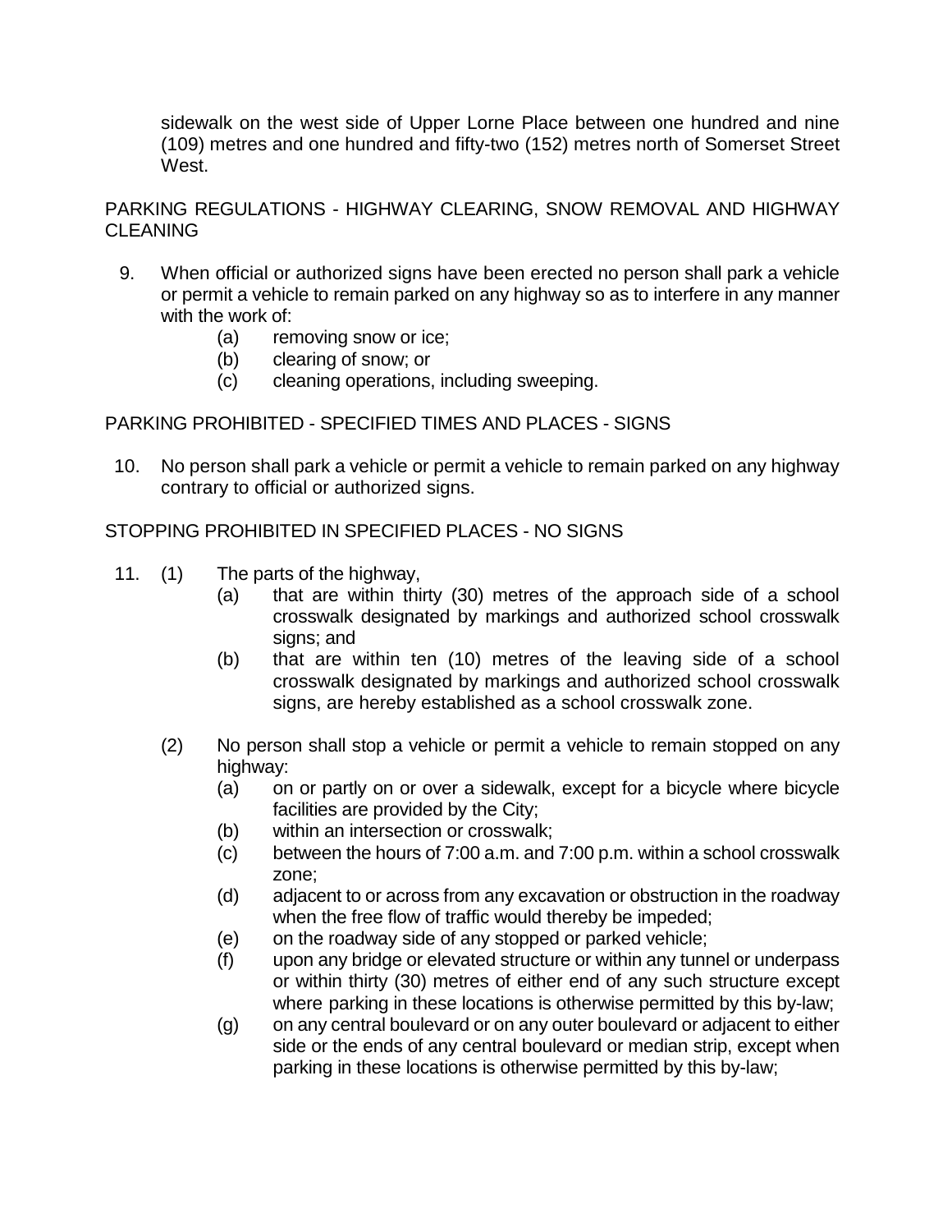sidewalk on the west side of Upper Lorne Place between one hundred and nine (109) metres and one hundred and fifty-two (152) metres north of Somerset Street West.

PARKING REGULATIONS - HIGHWAY CLEARING, SNOW REMOVAL AND HIGHWAY CLEANING

9. When official or authorized signs have been erected no person shall park a vehicle or permit a vehicle to remain parked on any highway so as to interfere in any manner with the work of:
   - (a) removing snow or ice;
   - (b) clearing of snow; or
   - (c) cleaning operations, including sweeping.

PARKING PROHIBITED - SPECIFIED TIMES AND PLACES - SIGNS

10. No person shall park a vehicle or permit a vehicle to remain parked on any highway contrary to official or authorized signs.

STOPPING PROHIBITED IN SPECIFIED PLACES - NO SIGNS

11. (1) The parts of the highway,
   - (a) that are within thirty (30) metres of the approach side of a school crosswalk designated by markings and authorized school crosswalk signs; and
   - (b) that are within ten (10) metres of the leaving side of a school crosswalk designated by markings and authorized school crosswalk signs, are hereby established as a school crosswalk zone.

   (2) No person shall stop a vehicle or permit a vehicle to remain stopped on any highway:
   - (a) on or partly on or over a sidewalk, except for a bicycle where bicycle facilities are provided by the City;
   - (b) within an intersection or crosswalk;
   - (c) between the hours of 7:00 a.m. and 7:00 p.m. within a school crosswalk zone;
   - (d) adjacent to or across from any excavation or obstruction in the roadway when the free flow of traffic would thereby be impeded;
   - (e) on the roadway side of any stopped or parked vehicle;
   - (f) upon any bridge or elevated structure or within any tunnel or underpass or within thirty (30) metres of either end of any such structure except where parking in these locations is otherwise permitted by this by-law;
   - (g) on any central boulevard or on any outer boulevard or adjacent to either side or the ends of any central boulevard or median strip, except when parking in these locations is otherwise permitted by this by-law;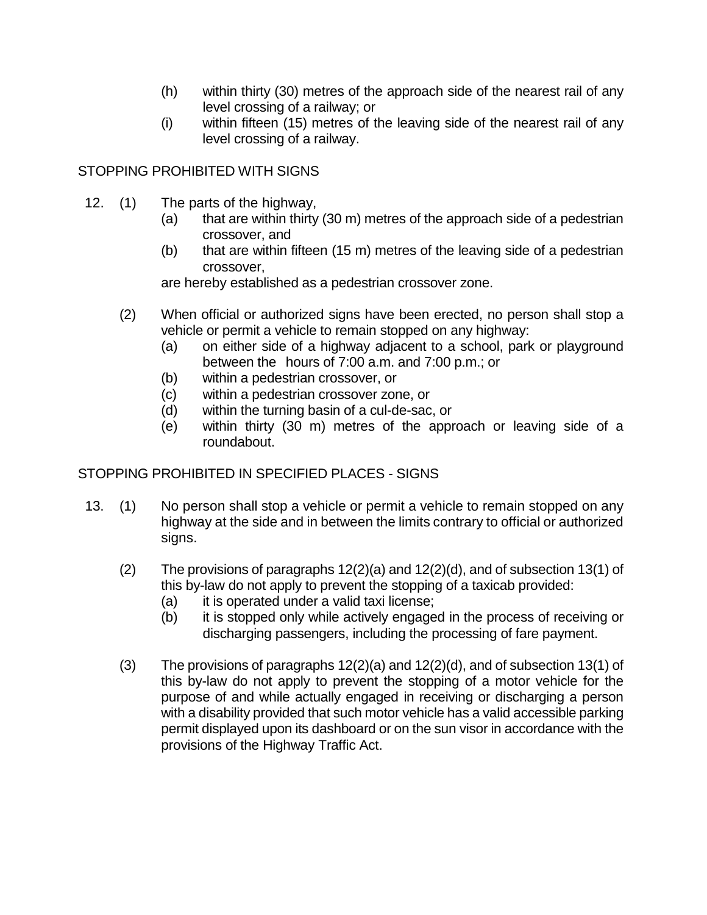(h) within thirty (30) metres of the approach side of the nearest rail of any level crossing of a railway; or

(i) within fifteen (15) metres of the leaving side of the nearest rail of any level crossing of a railway.

## STOPPING PROHIBITED WITH SIGNS

12. (1) The parts of the highway,

  (a) that are within thirty (30 m) metres of the approach side of a pedestrian crossover, and

  (b) that are within fifteen (15 m) metres of the leaving side of a pedestrian crossover,

  are hereby established as a pedestrian crossover zone.

  (2) When official or authorized signs have been erected, no person shall stop a vehicle or permit a vehicle to remain stopped on any highway:

  (a) on either side of a highway adjacent to a school, park or playground between the hours of 7:00 a.m. and 7:00 p.m.; or

  (b) within a pedestrian crossover, or

  (c) within a pedestrian crossover zone, or

  (d) within the turning basin of a cul-de-sac, or

  (e) within thirty (30 m) metres of the approach or leaving side of a roundabout.

## STOPPING PROHIBITED IN SPECIFIED PLACES - SIGNS

13. (1) No person shall stop a vehicle or permit a vehicle to remain stopped on any highway at the side and in between the limits contrary to official or authorized signs.

  (2) The provisions of paragraphs 12(2)(a) and 12(2)(d), and of subsection 13(1) of this by-law do not apply to prevent the stopping of a taxicab provided:

  (a) it is operated under a valid taxi license;

  (b) it is stopped only while actively engaged in the process of receiving or discharging passengers, including the processing of fare payment.

  (3) The provisions of paragraphs 12(2)(a) and 12(2)(d), and of subsection 13(1) of this by-law do not apply to prevent the stopping of a motor vehicle for the purpose of and while actually engaged in receiving or discharging a person with a disability provided that such motor vehicle has a valid accessible parking permit displayed upon its dashboard or on the sun visor in accordance with the provisions of the Highway Traffic Act.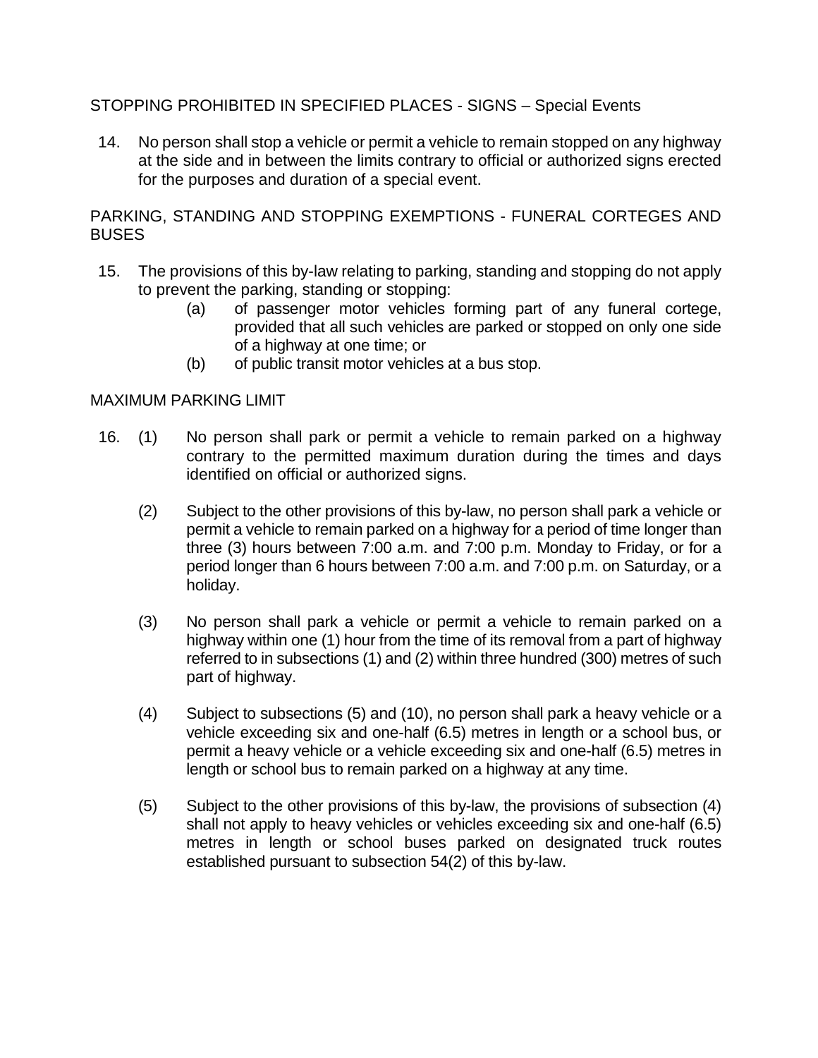STOPPING PROHIBITED IN SPECIFIED PLACES - SIGNS – Special Events

14. No person shall stop a vehicle or permit a vehicle to remain stopped on any highway at the side and in between the limits contrary to official or authorized signs erected for the purposes and duration of a special event.

PARKING, STANDING AND STOPPING EXEMPTIONS - FUNERAL CORTEGES AND BUSES

15. The provisions of this by-law relating to parking, standing and stopping do not apply to prevent the parking, standing or stopping:
    - (a) of passenger motor vehicles forming part of any funeral cortege, provided that all such vehicles are parked or stopped on only one side of a highway at one time; or
    - (b) of public transit motor vehicles at a bus stop.

MAXIMUM PARKING LIMIT

16. (1) No person shall park or permit a vehicle to remain parked on a highway contrary to the permitted maximum duration during the times and days identified on official or authorized signs.

    (2) Subject to the other provisions of this by-law, no person shall park a vehicle or permit a vehicle to remain parked on a highway for a period of time longer than three (3) hours between 7:00 a.m. and 7:00 p.m. Monday to Friday, or for a period longer than 6 hours between 7:00 a.m. and 7:00 p.m. on Saturday, or a holiday.

    (3) No person shall park a vehicle or permit a vehicle to remain parked on a highway within one (1) hour from the time of its removal from a part of highway referred to in subsections (1) and (2) within three hundred (300) metres of such part of highway.

    (4) Subject to subsections (5) and (10), no person shall park a heavy vehicle or a vehicle exceeding six and one-half (6.5) metres in length or a school bus, or permit a heavy vehicle or a vehicle exceeding six and one-half (6.5) metres in length or school bus to remain parked on a highway at any time.

    (5) Subject to the other provisions of this by-law, the provisions of subsection (4) shall not apply to heavy vehicles or vehicles exceeding six and one-half (6.5) metres in length or school buses parked on designated truck routes established pursuant to subsection 54(2) of this by-law.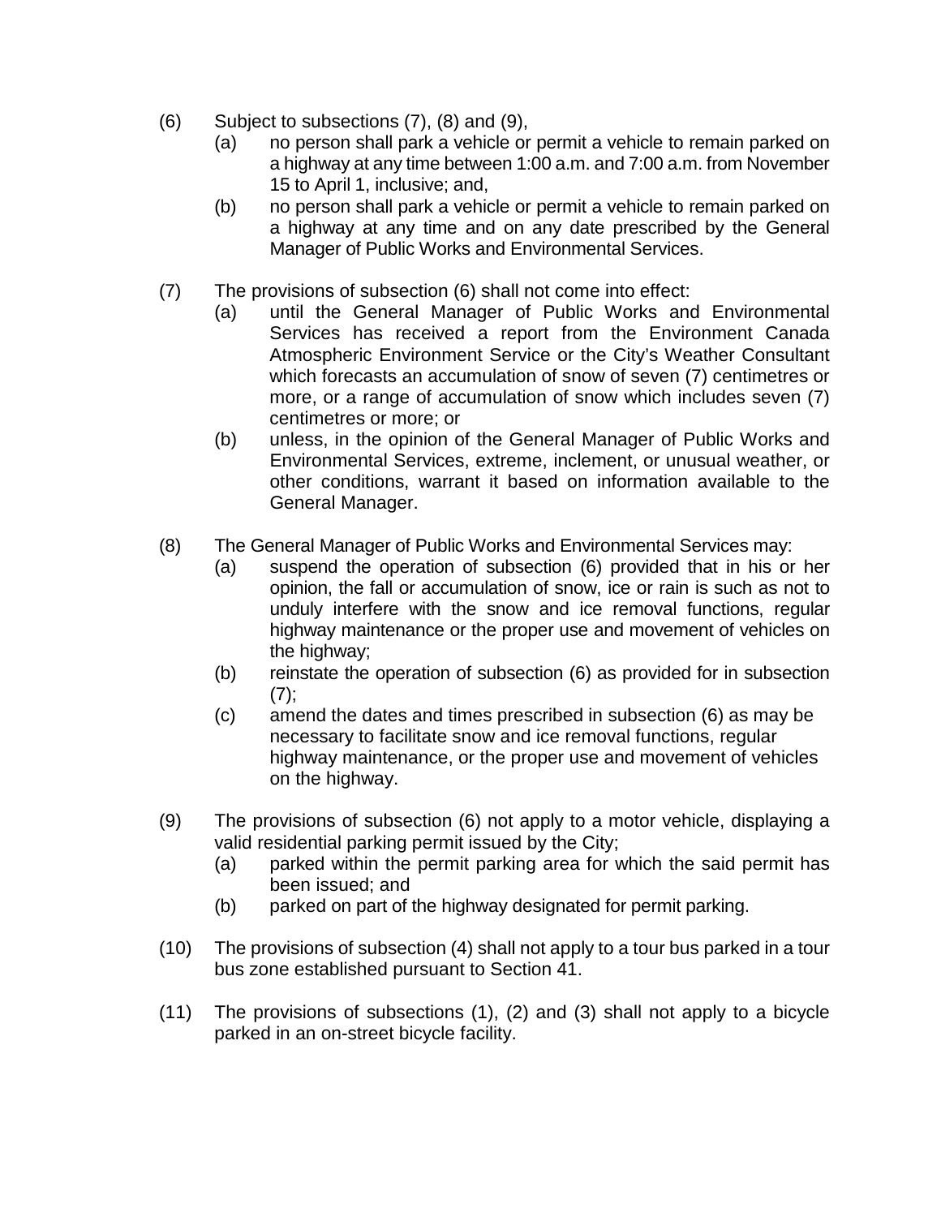(6) Subject to subsections (7), (8) and (9),

 (a) no person shall park a vehicle or permit a vehicle to remain parked on a highway at any time between 1:00 a.m. and 7:00 a.m. from November 15 to April 1, inclusive; and,

 (b) no person shall park a vehicle or permit a vehicle to remain parked on a highway at any time and on any date prescribed by the General Manager of Public Works and Environmental Services.

(7) The provisions of subsection (6) shall not come into effect:

 (a) until the General Manager of Public Works and Environmental Services has received a report from the Environment Canada Atmospheric Environment Service or the City's Weather Consultant which forecasts an accumulation of snow of seven (7) centimetres or more, or a range of accumulation of snow which includes seven (7) centimetres or more; or

 (b) unless, in the opinion of the General Manager of Public Works and Environmental Services, extreme, inclement, or unusual weather, or other conditions, warrant it based on information available to the General Manager.

(8) The General Manager of Public Works and Environmental Services may:

 (a) suspend the operation of subsection (6) provided that in his or her opinion, the fall or accumulation of snow, ice or rain is such as not to unduly interfere with the snow and ice removal functions, regular highway maintenance or the proper use and movement of vehicles on the highway;

 (b) reinstate the operation of subsection (6) as provided for in subsection (7);

 (c) amend the dates and times prescribed in subsection (6) as may be necessary to facilitate snow and ice removal functions, regular highway maintenance, or the proper use and movement of vehicles on the highway.

(9) The provisions of subsection (6) not apply to a motor vehicle, displaying a valid residential parking permit issued by the City;

 (a) parked within the permit parking area for which the said permit has been issued; and

 (b) parked on part of the highway designated for permit parking.

(10) The provisions of subsection (4) shall not apply to a tour bus parked in a tour bus zone established pursuant to Section 41.

(11) The provisions of subsections (1), (2) and (3) shall not apply to a bicycle parked in an on-street bicycle facility.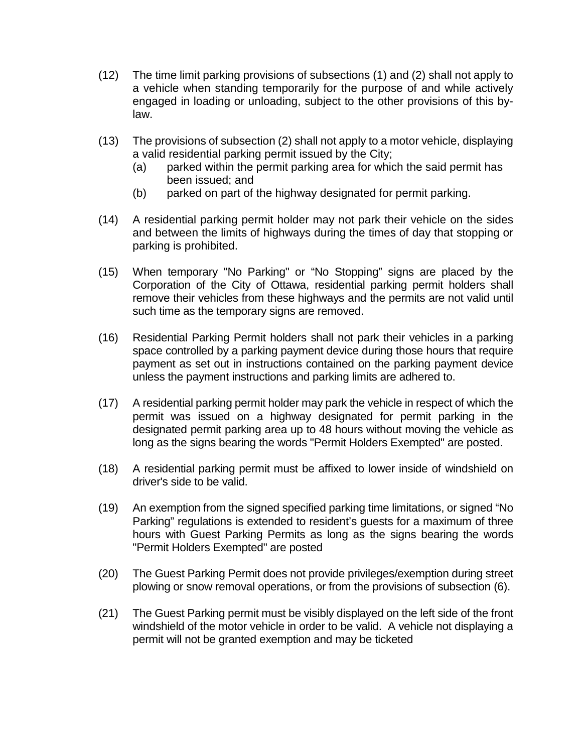(12) The time limit parking provisions of subsections (1) and (2) shall not apply to a vehicle when standing temporarily for the purpose of and while actively engaged in loading or unloading, subject to the other provisions of this by-law.

(13) The provisions of subsection (2) shall not apply to a motor vehicle, displaying a valid residential parking permit issued by the City;

(a) parked within the permit parking area for which the said permit has been issued; and

(b) parked on part of the highway designated for permit parking.

(14) A residential parking permit holder may not park their vehicle on the sides and between the limits of highways during the times of day that stopping or parking is prohibited.

(15) When temporary "No Parking" or “No Stopping” signs are placed by the Corporation of the City of Ottawa, residential parking permit holders shall remove their vehicles from these highways and the permits are not valid until such time as the temporary signs are removed.

(16) Residential Parking Permit holders shall not park their vehicles in a parking space controlled by a parking payment device during those hours that require payment as set out in instructions contained on the parking payment device unless the payment instructions and parking limits are adhered to.

(17) A residential parking permit holder may park the vehicle in respect of which the permit was issued on a highway designated for permit parking in the designated permit parking area up to 48 hours without moving the vehicle as long as the signs bearing the words "Permit Holders Exempted" are posted.

(18) A residential parking permit must be affixed to lower inside of windshield on driver's side to be valid.

(19) An exemption from the signed specified parking time limitations, or signed “No Parking” regulations is extended to resident’s guests for a maximum of three hours with Guest Parking Permits as long as the signs bearing the words "Permit Holders Exempted" are posted

(20) The Guest Parking Permit does not provide privileges/exemption during street plowing or snow removal operations, or from the provisions of subsection (6).

(21) The Guest Parking permit must be visibly displayed on the left side of the front windshield of the motor vehicle in order to be valid. A vehicle not displaying a permit will not be granted exemption and may be ticketed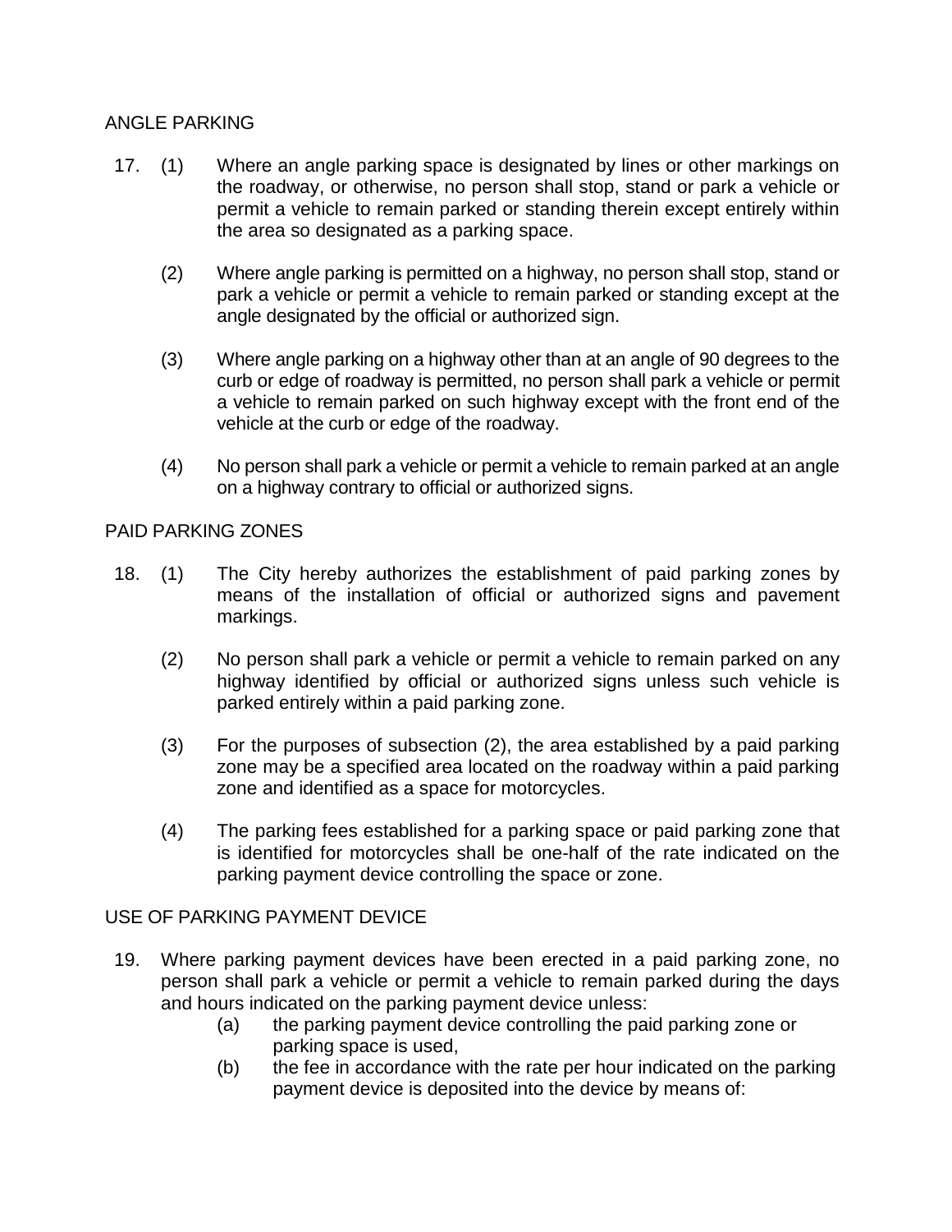## ANGLE PARKING

17. (1) Where an angle parking space is designated by lines or other markings on the roadway, or otherwise, no person shall stop, stand or park a vehicle or permit a vehicle to remain parked or standing therein except entirely within the area so designated as a parking space.

    (2) Where angle parking is permitted on a highway, no person shall stop, stand or park a vehicle or permit a vehicle to remain parked or standing except at the angle designated by the official or authorized sign.

    (3) Where angle parking on a highway other than at an angle of 90 degrees to the curb or edge of roadway is permitted, no person shall park a vehicle or permit a vehicle to remain parked on such highway except with the front end of the vehicle at the curb or edge of the roadway.

    (4) No person shall park a vehicle or permit a vehicle to remain parked at an angle on a highway contrary to official or authorized signs.

## PAID PARKING ZONES

18. (1) The City hereby authorizes the establishment of paid parking zones by means of the installation of official or authorized signs and pavement markings.

    (2) No person shall park a vehicle or permit a vehicle to remain parked on any highway identified by official or authorized signs unless such vehicle is parked entirely within a paid parking zone.

    (3) For the purposes of subsection (2), the area established by a paid parking zone may be a specified area located on the roadway within a paid parking zone and identified as a space for motorcycles.

    (4) The parking fees established for a parking space or paid parking zone that is identified for motorcycles shall be one-half of the rate indicated on the parking payment device controlling the space or zone.

## USE OF PARKING PAYMENT DEVICE

19. Where parking payment devices have been erected in a paid parking zone, no person shall park a vehicle or permit a vehicle to remain parked during the days and hours indicated on the parking payment device unless:
    (a) the parking payment device controlling the paid parking zone or parking space is used,
    (b) the fee in accordance with the rate per hour indicated on the parking payment device is deposited into the device by means of: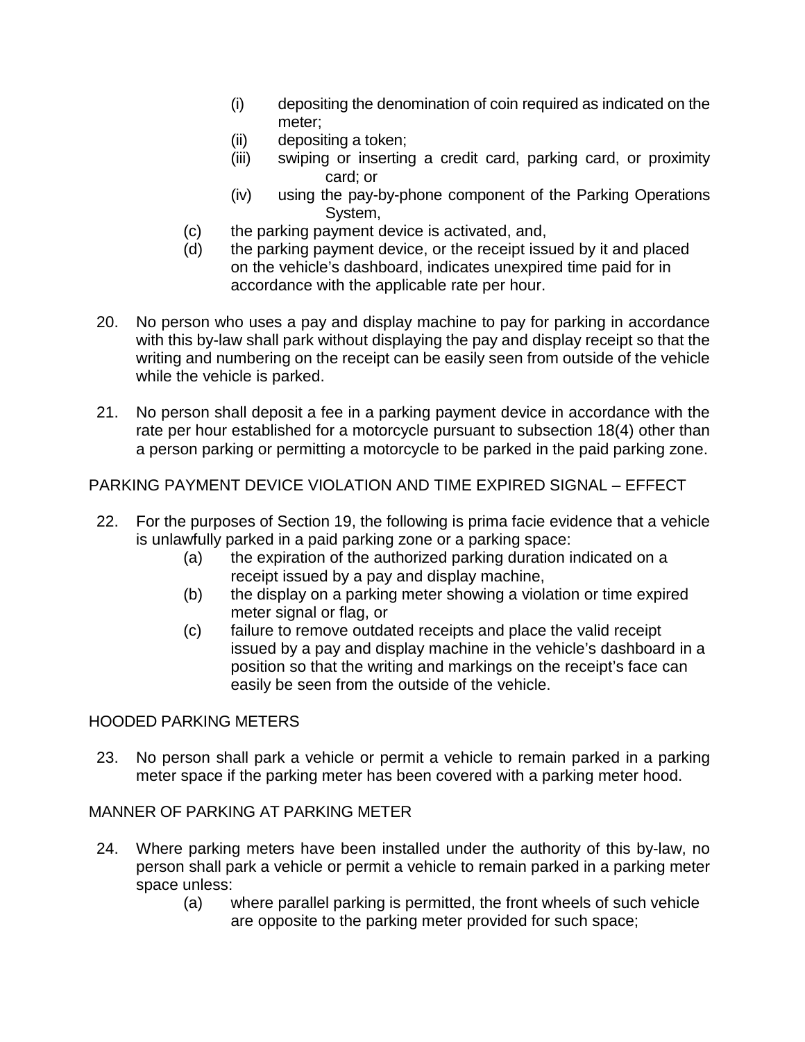- (i) depositing the denomination of coin required as indicated on the meter;
- (ii) depositing a token;
- (iii) swiping or inserting a credit card, parking card, or proximity card; or
- (iv) using the pay-by-phone component of the Parking Operations System,

(c) the parking payment device is activated, and,

(d) the parking payment device, or the receipt issued by it and placed on the vehicle's dashboard, indicates unexpired time paid for in accordance with the applicable rate per hour.

20. No person who uses a pay and display machine to pay for parking in accordance with this by-law shall park without displaying the pay and display receipt so that the writing and numbering on the receipt can be easily seen from outside of the vehicle while the vehicle is parked.

21. No person shall deposit a fee in a parking payment device in accordance with the rate per hour established for a motorcycle pursuant to subsection 18(4) other than a person parking or permitting a motorcycle to be parked in the paid parking zone.

PARKING PAYMENT DEVICE VIOLATION AND TIME EXPIRED SIGNAL – EFFECT

22. For the purposes of Section 19, the following is prima facie evidence that a vehicle is unlawfully parked in a paid parking zone or a parking space:

    (a) the expiration of the authorized parking duration indicated on a receipt issued by a pay and display machine,

    (b) the display on a parking meter showing a violation or time expired meter signal or flag, or

    (c) failure to remove outdated receipts and place the valid receipt issued by a pay and display machine in the vehicle's dashboard in a position so that the writing and markings on the receipt's face can easily be seen from the outside of the vehicle.

HOODED PARKING METERS

23. No person shall park a vehicle or permit a vehicle to remain parked in a parking meter space if the parking meter has been covered with a parking meter hood.

MANNER OF PARKING AT PARKING METER

24. Where parking meters have been installed under the authority of this by-law, no person shall park a vehicle or permit a vehicle to remain parked in a parking meter space unless:

    (a) where parallel parking is permitted, the front wheels of such vehicle are opposite to the parking meter provided for such space;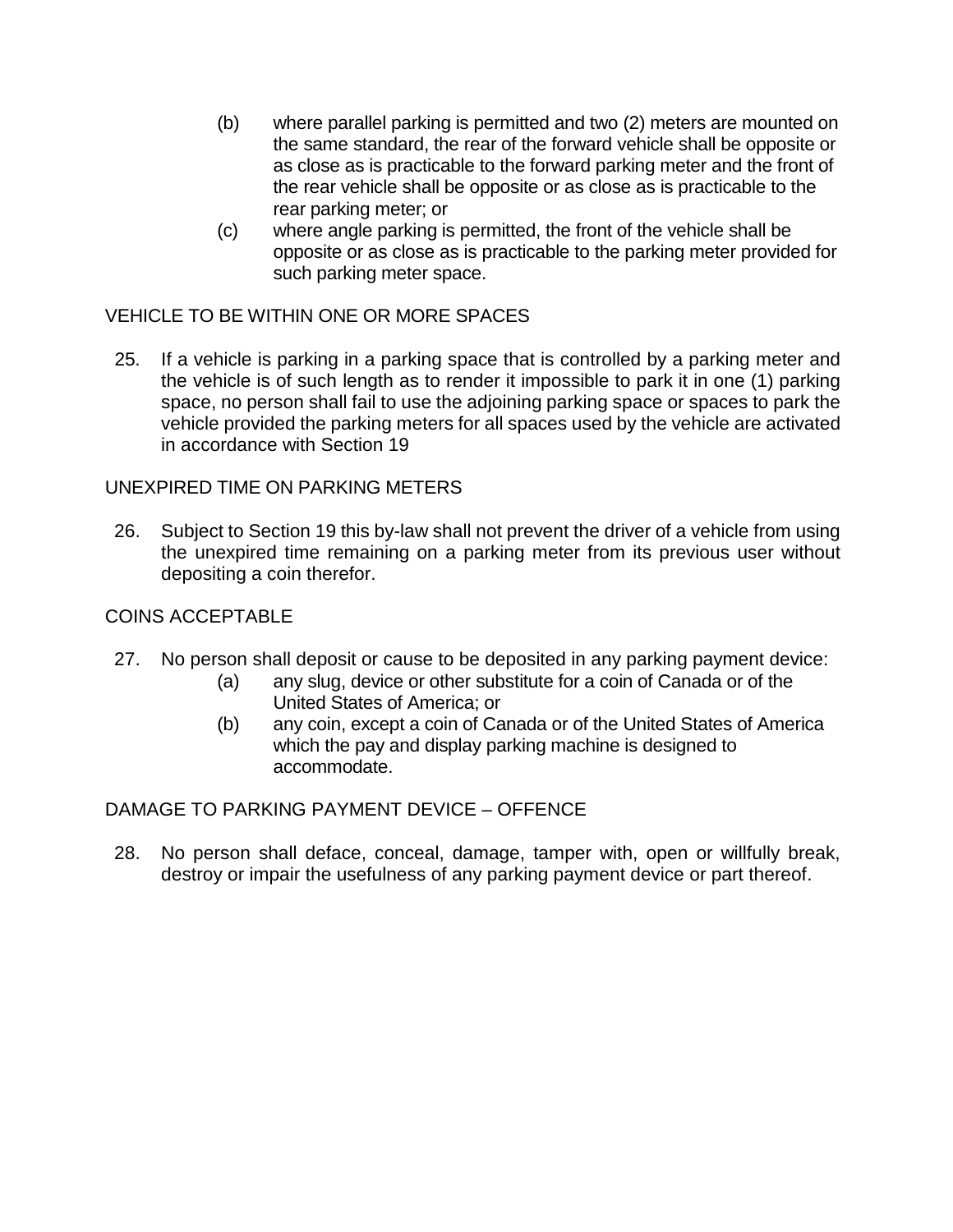(b) where parallel parking is permitted and two (2) meters are mounted on the same standard, the rear of the forward vehicle shall be opposite or as close as is practicable to the forward parking meter and the front of the rear vehicle shall be opposite or as close as is practicable to the rear parking meter; or

(c) where angle parking is permitted, the front of the vehicle shall be opposite or as close as is practicable to the parking meter provided for such parking meter space.

VEHICLE TO BE WITHIN ONE OR MORE SPACES

25. If a vehicle is parking in a parking space that is controlled by a parking meter and the vehicle is of such length as to render it impossible to park it in one (1) parking space, no person shall fail to use the adjoining parking space or spaces to park the vehicle provided the parking meters for all spaces used by the vehicle are activated in accordance with Section 19

UNEXPIRED TIME ON PARKING METERS

26. Subject to Section 19 this by-law shall not prevent the driver of a vehicle from using the unexpired time remaining on a parking meter from its previous user without depositing a coin therefor.

COINS ACCEPTABLE

27. No person shall deposit or cause to be deposited in any parking payment device:

    (a) any slug, device or other substitute for a coin of Canada or of the United States of America; or

    (b) any coin, except a coin of Canada or of the United States of America which the pay and display parking machine is designed to accommodate.

DAMAGE TO PARKING PAYMENT DEVICE – OFFENCE

28. No person shall deface, conceal, damage, tamper with, open or willfully break, destroy or impair the usefulness of any parking payment device or part thereof.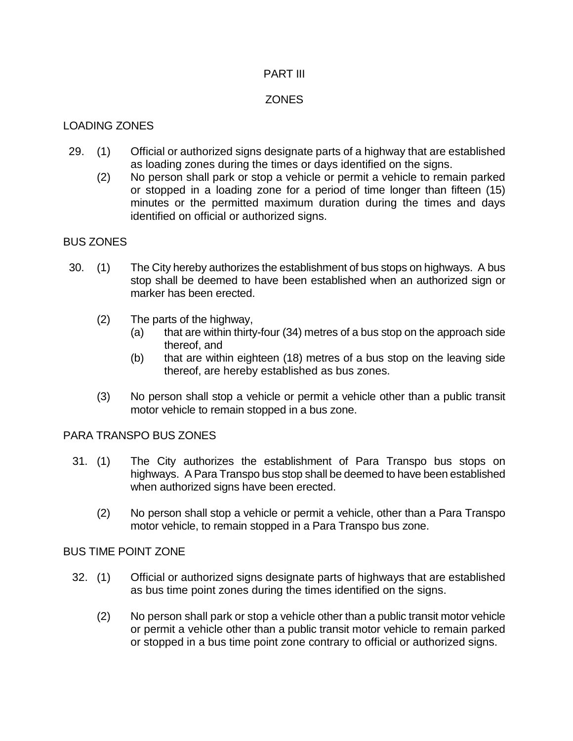# PART III

# ZONES

## LOADING ZONES

29. (1) Official or authorized signs designate parts of a highway that are established as loading zones during the times or days identified on the signs.

    (2) No person shall park or stop a vehicle or permit a vehicle to remain parked or stopped in a loading zone for a period of time longer than fifteen (15) minutes or the permitted maximum duration during the times and days identified on official or authorized signs.

## BUS ZONES

30. (1) The City hereby authorizes the establishment of bus stops on highways. A bus stop shall be deemed to have been established when an authorized sign or marker has been erected.

    (2) The parts of the highway,

    (a) that are within thirty-four (34) metres of a bus stop on the approach side thereof, and

    (b) that are within eighteen (18) metres of a bus stop on the leaving side thereof, are hereby established as bus zones.

    (3) No person shall stop a vehicle or permit a vehicle other than a public transit motor vehicle to remain stopped in a bus zone.

## PARA TRANSPO BUS ZONES

31. (1) The City authorizes the establishment of Para Transpo bus stops on highways. A Para Transpo bus stop shall be deemed to have been established when authorized signs have been erected.

    (2) No person shall stop a vehicle or permit a vehicle, other than a Para Transpo motor vehicle, to remain stopped in a Para Transpo bus zone.

## BUS TIME POINT ZONE

32. (1) Official or authorized signs designate parts of highways that are established as bus time point zones during the times identified on the signs.

    (2) No person shall park or stop a vehicle other than a public transit motor vehicle or permit a vehicle other than a public transit motor vehicle to remain parked or stopped in a bus time point zone contrary to official or authorized signs.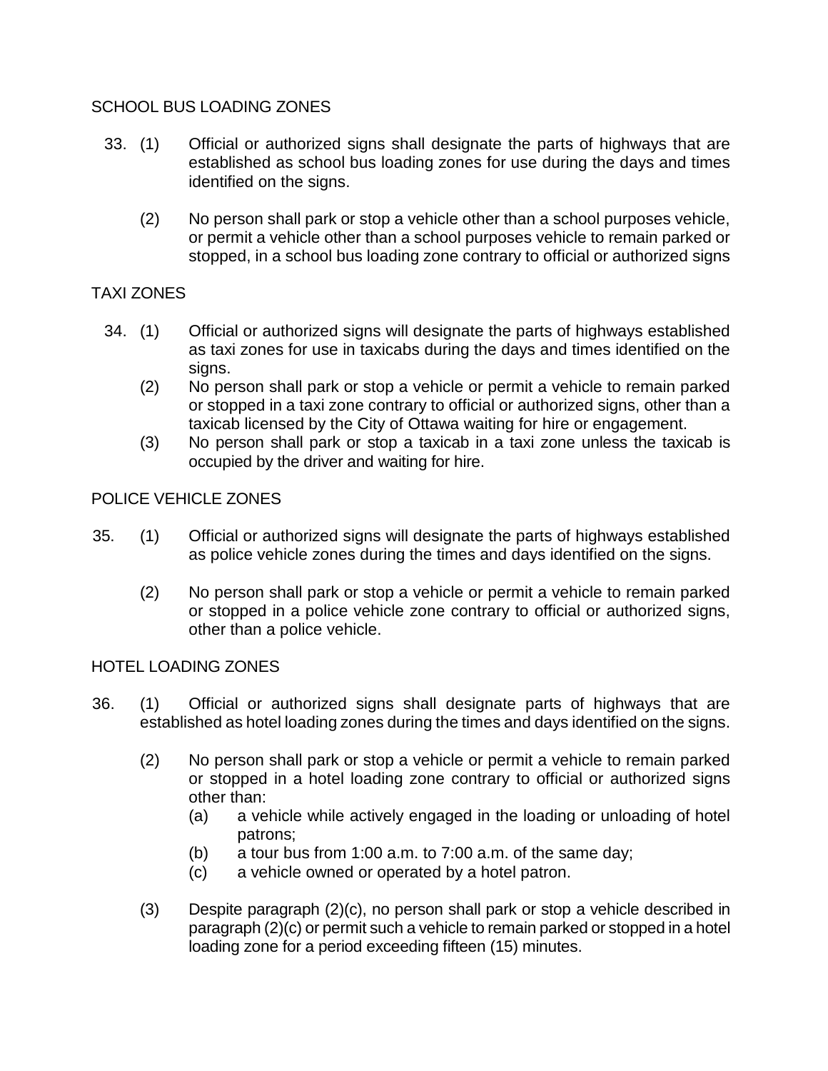## SCHOOL BUS LOADING ZONES

33. (1) Official or authorized signs shall designate the parts of highways that are established as school bus loading zones for use during the days and times identified on the signs.

    (2) No person shall park or stop a vehicle other than a school purposes vehicle, or permit a vehicle other than a school purposes vehicle to remain parked or stopped, in a school bus loading zone contrary to official or authorized signs

## TAXI ZONES

34. (1) Official or authorized signs will designate the parts of highways established as taxi zones for use in taxicabs during the days and times identified on the signs.

    (2) No person shall park or stop a vehicle or permit a vehicle to remain parked or stopped in a taxi zone contrary to official or authorized signs, other than a taxicab licensed by the City of Ottawa waiting for hire or engagement.

    (3) No person shall park or stop a taxicab in a taxi zone unless the taxicab is occupied by the driver and waiting for hire.

## POLICE VEHICLE ZONES

35. (1) Official or authorized signs will designate the parts of highways established as police vehicle zones during the times and days identified on the signs.

    (2) No person shall park or stop a vehicle or permit a vehicle to remain parked or stopped in a police vehicle zone contrary to official or authorized signs, other than a police vehicle.

## HOTEL LOADING ZONES

36. (1) Official or authorized signs shall designate parts of highways that are established as hotel loading zones during the times and days identified on the signs.

    (2) No person shall park or stop a vehicle or permit a vehicle to remain parked or stopped in a hotel loading zone contrary to official or authorized signs other than:

    (a) a vehicle while actively engaged in the loading or unloading of hotel patrons;

    (b) a tour bus from 1:00 a.m. to 7:00 a.m. of the same day;

    (c) a vehicle owned or operated by a hotel patron.

    (3) Despite paragraph (2)(c), no person shall park or stop a vehicle described in paragraph (2)(c) or permit such a vehicle to remain parked or stopped in a hotel loading zone for a period exceeding fifteen (15) minutes.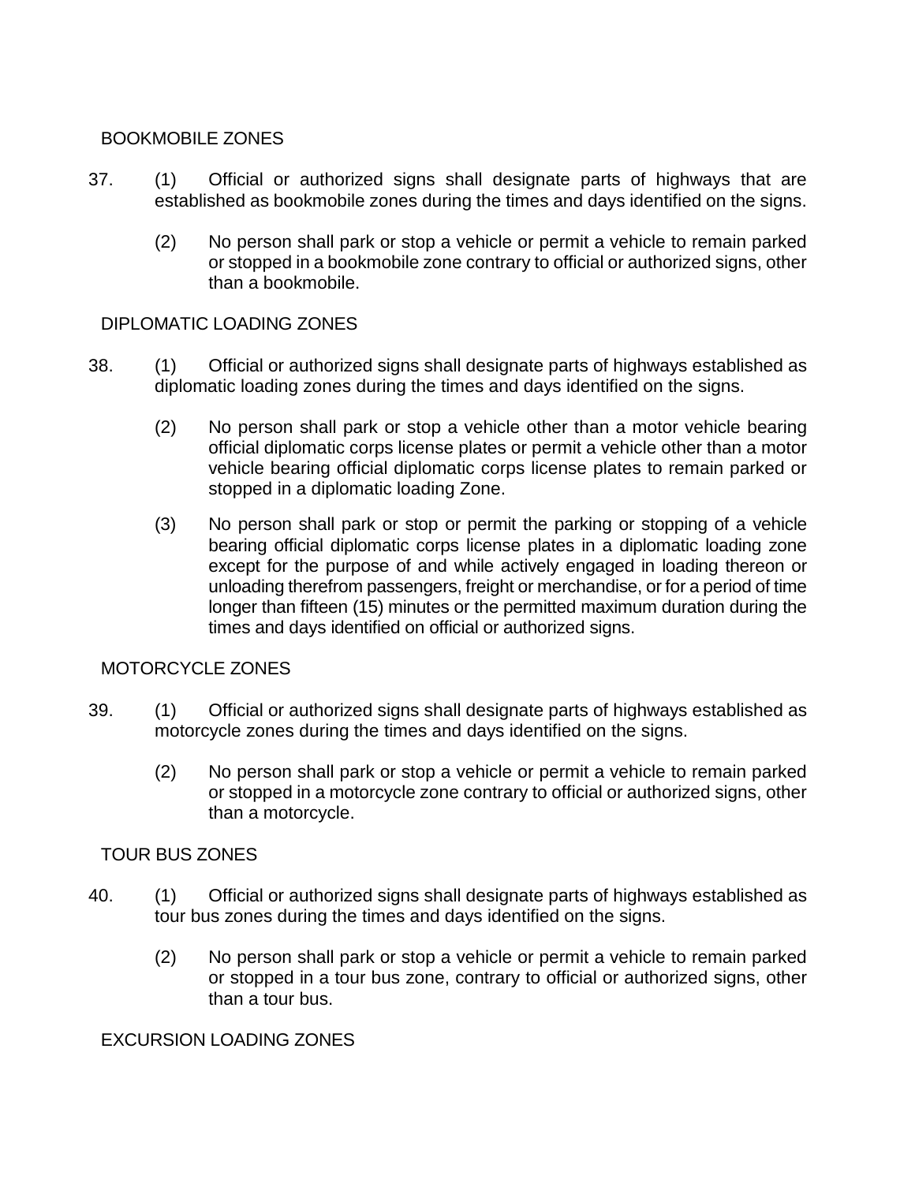BOOKMOBILE ZONES

37. (1) Official or authorized signs shall designate parts of highways that are established as bookmobile zones during the times and days identified on the signs.

(2) No person shall park or stop a vehicle or permit a vehicle to remain parked or stopped in a bookmobile zone contrary to official or authorized signs, other than a bookmobile.

DIPLOMATIC LOADING ZONES

38. (1) Official or authorized signs shall designate parts of highways established as diplomatic loading zones during the times and days identified on the signs.

(2) No person shall park or stop a vehicle other than a motor vehicle bearing official diplomatic corps license plates or permit a vehicle other than a motor vehicle bearing official diplomatic corps license plates to remain parked or stopped in a diplomatic loading Zone.

(3) No person shall park or stop or permit the parking or stopping of a vehicle bearing official diplomatic corps license plates in a diplomatic loading zone except for the purpose of and while actively engaged in loading thereon or unloading therefrom passengers, freight or merchandise, or for a period of time longer than fifteen (15) minutes or the permitted maximum duration during the times and days identified on official or authorized signs.

MOTORCYCLE ZONES

39. (1) Official or authorized signs shall designate parts of highways established as motorcycle zones during the times and days identified on the signs.

(2) No person shall park or stop a vehicle or permit a vehicle to remain parked or stopped in a motorcycle zone contrary to official or authorized signs, other than a motorcycle.

TOUR BUS ZONES

40. (1) Official or authorized signs shall designate parts of highways established as tour bus zones during the times and days identified on the signs.

(2) No person shall park or stop a vehicle or permit a vehicle to remain parked or stopped in a tour bus zone, contrary to official or authorized signs, other than a tour bus.

EXCURSION LOADING ZONES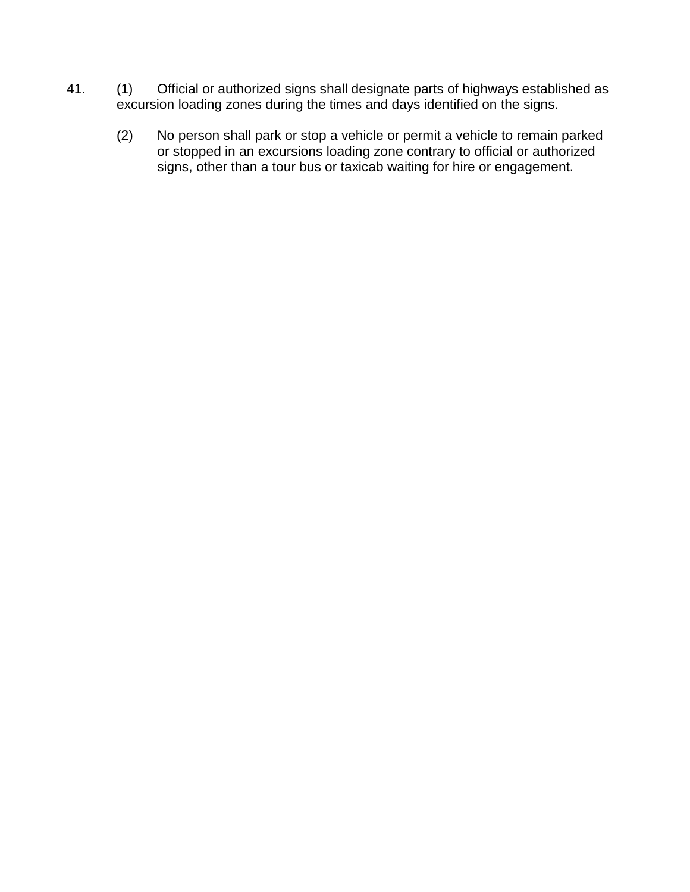41. (1) Official or authorized signs shall designate parts of highways established as excursion loading zones during the times and days identified on the signs.

    (2) No person shall park or stop a vehicle or permit a vehicle to remain parked or stopped in an excursions loading zone contrary to official or authorized signs, other than a tour bus or taxicab waiting for hire or engagement.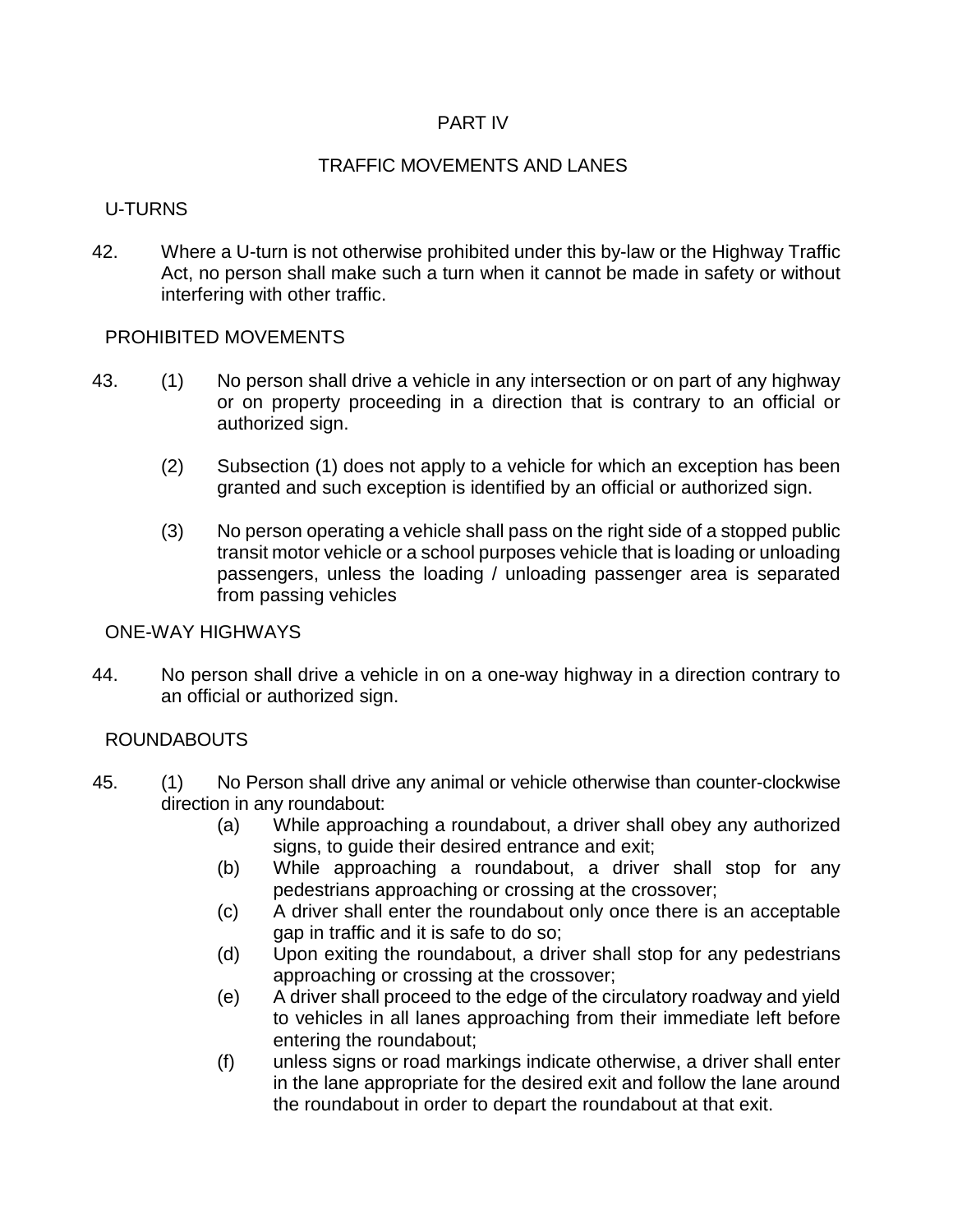# PART IV

## TRAFFIC MOVEMENTS AND LANES

### U-TURNS

42. Where a U-turn is not otherwise prohibited under this by-law or the Highway Traffic Act, no person shall make such a turn when it cannot be made in safety or without interfering with other traffic.

### PROHIBITED MOVEMENTS

43. (1) No person shall drive a vehicle in any intersection or on part of any highway or on property proceeding in a direction that is contrary to an official or authorized sign.

    (2) Subsection (1) does not apply to a vehicle for which an exception has been granted and such exception is identified by an official or authorized sign.

    (3) No person operating a vehicle shall pass on the right side of a stopped public transit motor vehicle or a school purposes vehicle that is loading or unloading passengers, unless the loading / unloading passenger area is separated from passing vehicles

### ONE-WAY HIGHWAYS

44. No person shall drive a vehicle in on a one-way highway in a direction contrary to an official or authorized sign.

### ROUNDABOUTS

45. (1) No Person shall drive any animal or vehicle otherwise than counter-clockwise direction in any roundabout:

    (a) While approaching a roundabout, a driver shall obey any authorized signs, to guide their desired entrance and exit;
    (b) While approaching a roundabout, a driver shall stop for any pedestrians approaching or crossing at the crossover;
    (c) A driver shall enter the roundabout only once there is an acceptable gap in traffic and it is safe to do so;
    (d) Upon exiting the roundabout, a driver shall stop for any pedestrians approaching or crossing at the crossover;
    (e) A driver shall proceed to the edge of the circulatory roadway and yield to vehicles in all lanes approaching from their immediate left before entering the roundabout;
    (f) unless signs or road markings indicate otherwise, a driver shall enter in the lane appropriate for the desired exit and follow the lane around the roundabout in order to depart the roundabout at that exit.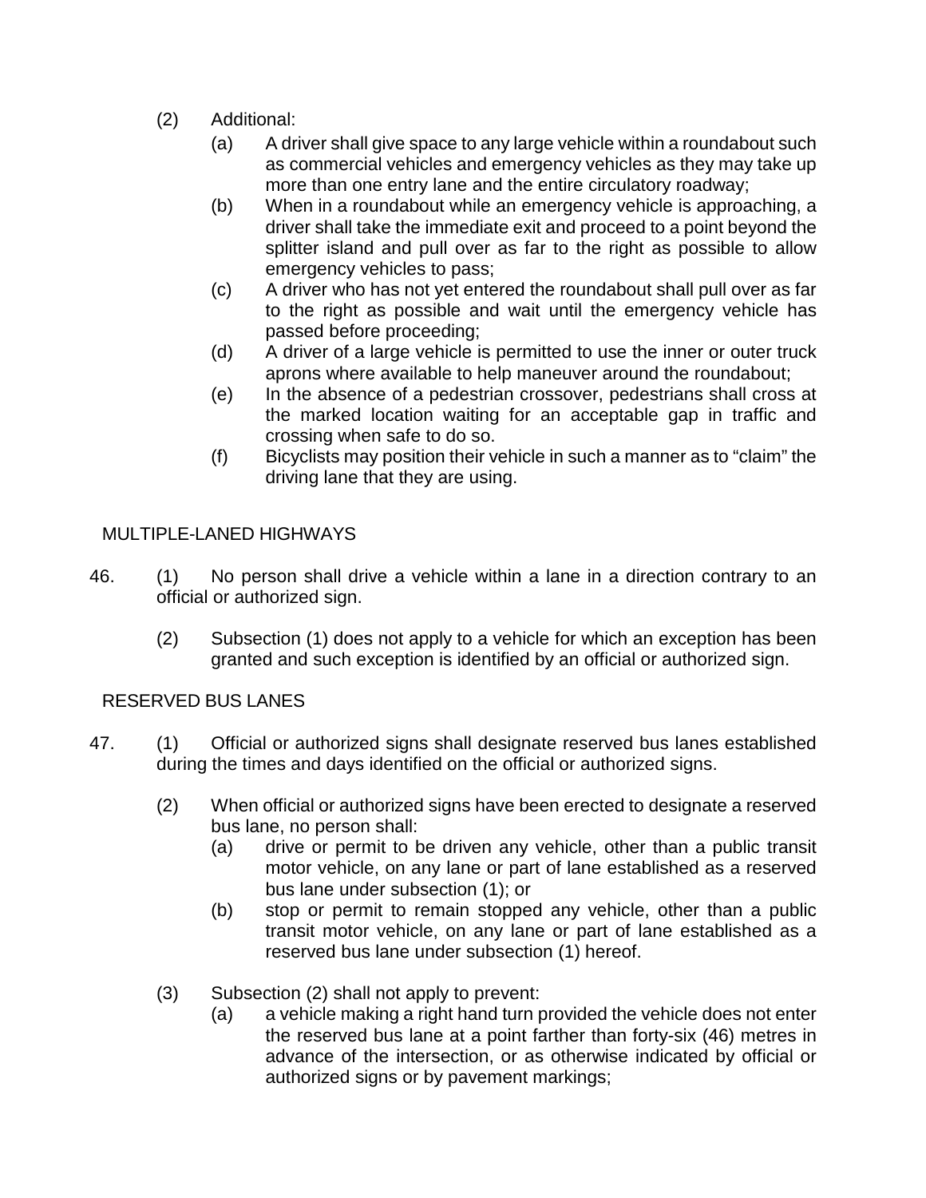(2) Additional:

(a) A driver shall give space to any large vehicle within a roundabout such as commercial vehicles and emergency vehicles as they may take up more than one entry lane and the entire circulatory roadway;

(b) When in a roundabout while an emergency vehicle is approaching, a driver shall take the immediate exit and proceed to a point beyond the splitter island and pull over as far to the right as possible to allow emergency vehicles to pass;

(c) A driver who has not yet entered the roundabout shall pull over as far to the right as possible and wait until the emergency vehicle has passed before proceeding;

(d) A driver of a large vehicle is permitted to use the inner or outer truck aprons where available to help maneuver around the roundabout;

(e) In the absence of a pedestrian crossover, pedestrians shall cross at the marked location waiting for an acceptable gap in traffic and crossing when safe to do so.

(f) Bicyclists may position their vehicle in such a manner as to "claim" the driving lane that they are using.

## MULTIPLE-LANED HIGHWAYS

46. (1) No person shall drive a vehicle within a lane in a direction contrary to an official or authorized sign.

(2) Subsection (1) does not apply to a vehicle for which an exception has been granted and such exception is identified by an official or authorized sign.

## RESERVED BUS LANES

47. (1) Official or authorized signs shall designate reserved bus lanes established during the times and days identified on the official or authorized signs.

(2) When official or authorized signs have been erected to designate a reserved bus lane, no person shall:

(a) drive or permit to be driven any vehicle, other than a public transit motor vehicle, on any lane or part of lane established as a reserved bus lane under subsection (1); or

(b) stop or permit to remain stopped any vehicle, other than a public transit motor vehicle, on any lane or part of lane established as a reserved bus lane under subsection (1) hereof.

(3) Subsection (2) shall not apply to prevent:

(a) a vehicle making a right hand turn provided the vehicle does not enter the reserved bus lane at a point farther than forty-six (46) metres in advance of the intersection, or as otherwise indicated by official or authorized signs or by pavement markings;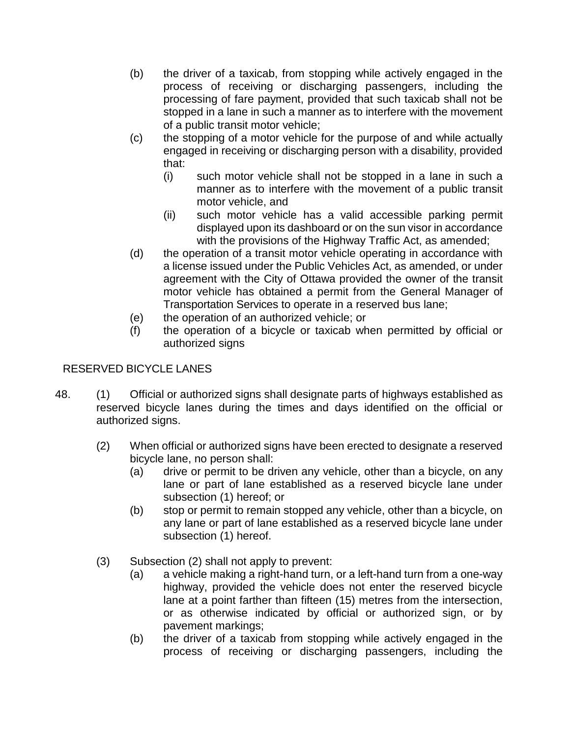(b) the driver of a taxicab, from stopping while actively engaged in the process of receiving or discharging passengers, including the processing of fare payment, provided that such taxicab shall not be stopped in a lane in such a manner as to interfere with the movement of a public transit motor vehicle;

(c) the stopping of a motor vehicle for the purpose of and while actually engaged in receiving or discharging person with a disability, provided that:

   (i) such motor vehicle shall not be stopped in a lane in such a manner as to interfere with the movement of a public transit motor vehicle, and

   (ii) such motor vehicle has a valid accessible parking permit displayed upon its dashboard or on the sun visor in accordance with the provisions of the Highway Traffic Act, as amended;

(d) the operation of a transit motor vehicle operating in accordance with a license issued under the Public Vehicles Act, as amended, or under agreement with the City of Ottawa provided the owner of the transit motor vehicle has obtained a permit from the General Manager of Transportation Services to operate in a reserved bus lane;

(e) the operation of an authorized vehicle; or

(f) the operation of a bicycle or taxicab when permitted by official or authorized signs

## RESERVED BICYCLE LANES

48. (1) Official or authorized signs shall designate parts of highways established as reserved bicycle lanes during the times and days identified on the official or authorized signs.

(2) When official or authorized signs have been erected to designate a reserved bicycle lane, no person shall:

   (a) drive or permit to be driven any vehicle, other than a bicycle, on any lane or part of lane established as a reserved bicycle lane under subsection (1) hereof; or

   (b) stop or permit to remain stopped any vehicle, other than a bicycle, on any lane or part of lane established as a reserved bicycle lane under subsection (1) hereof.

(3) Subsection (2) shall not apply to prevent:

   (a) a vehicle making a right-hand turn, or a left-hand turn from a one-way highway, provided the vehicle does not enter the reserved bicycle lane at a point farther than fifteen (15) metres from the intersection, or as otherwise indicated by official or authorized sign, or by pavement markings;

   (b) the driver of a taxicab from stopping while actively engaged in the process of receiving or discharging passengers, including the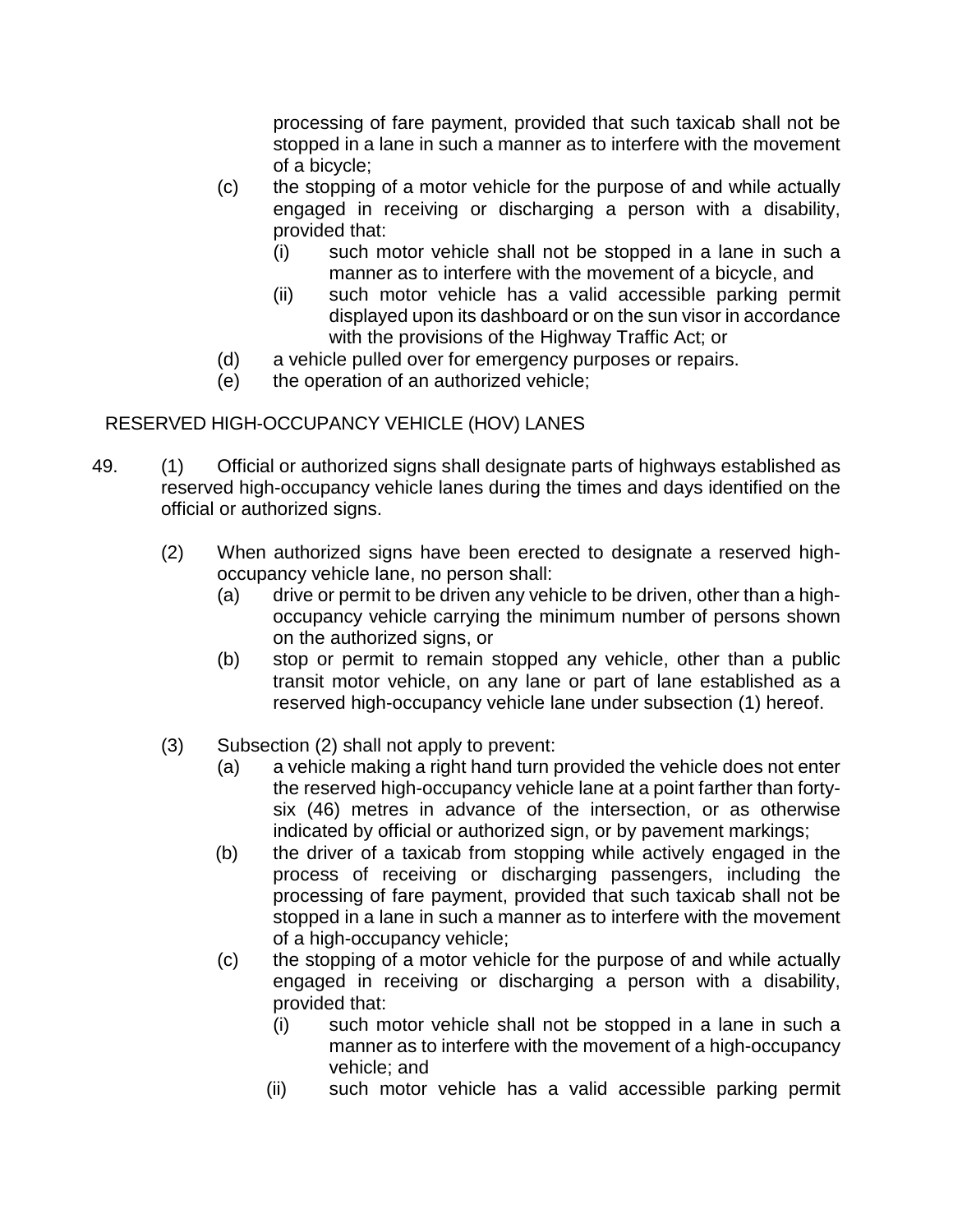processing of fare payment, provided that such taxicab shall not be stopped in a lane in such a manner as to interfere with the movement of a bicycle;

(c) the stopping of a motor vehicle for the purpose of and while actually engaged in receiving or discharging a person with a disability, provided that:

  (i) such motor vehicle shall not be stopped in a lane in such a manner as to interfere with the movement of a bicycle, and

  (ii) such motor vehicle has a valid accessible parking permit displayed upon its dashboard or on the sun visor in accordance with the provisions of the Highway Traffic Act; or

(d) a vehicle pulled over for emergency purposes or repairs.

(e) the operation of an authorized vehicle;

RESERVED HIGH-OCCUPANCY VEHICLE (HOV) LANES

49. (1) Official or authorized signs shall designate parts of highways established as reserved high-occupancy vehicle lanes during the times and days identified on the official or authorized signs.

(2) When authorized signs have been erected to designate a reserved high-occupancy vehicle lane, no person shall:

  (a) drive or permit to be driven any vehicle to be driven, other than a high-occupancy vehicle carrying the minimum number of persons shown on the authorized signs, or

  (b) stop or permit to remain stopped any vehicle, other than a public transit motor vehicle, on any lane or part of lane established as a reserved high-occupancy vehicle lane under subsection (1) hereof.

(3) Subsection (2) shall not apply to prevent:

  (a) a vehicle making a right hand turn provided the vehicle does not enter the reserved high-occupancy vehicle lane at a point farther than forty-six (46) metres in advance of the intersection, or as otherwise indicated by official or authorized sign, or by pavement markings;

  (b) the driver of a taxicab from stopping while actively engaged in the process of receiving or discharging passengers, including the processing of fare payment, provided that such taxicab shall not be stopped in a lane in such a manner as to interfere with the movement of a high-occupancy vehicle;

  (c) the stopping of a motor vehicle for the purpose of and while actually engaged in receiving or discharging a person with a disability, provided that:

    (i) such motor vehicle shall not be stopped in a lane in such a manner as to interfere with the movement of a high-occupancy vehicle; and

    (ii) such motor vehicle has a valid accessible parking permit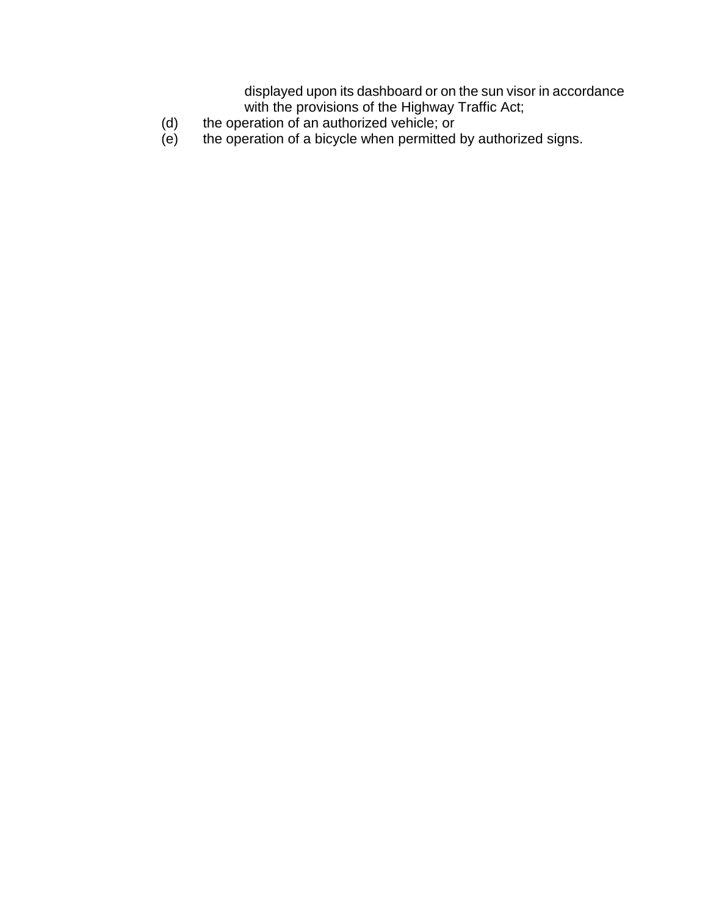displayed upon its dashboard or on the sun visor in accordance with the provisions of the Highway Traffic Act;

(d) the operation of an authorized vehicle; or

(e) the operation of a bicycle when permitted by authorized signs.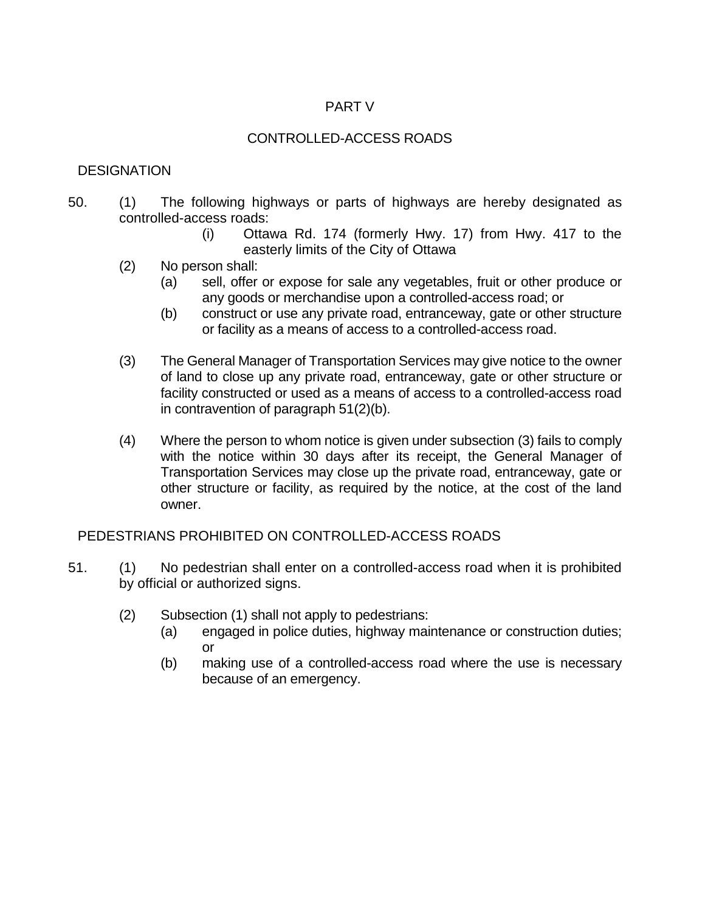## PART V

## CONTROLLED-ACCESS ROADS

### DESIGNATION

50. (1) The following highways or parts of highways are hereby designated as controlled-access roads:
    - (i) Ottawa Rd. 174 (formerly Hwy. 17) from Hwy. 417 to the easterly limits of the City of Ottawa

    (2) No person shall:
    - (a) sell, offer or expose for sale any vegetables, fruit or other produce or any goods or merchandise upon a controlled-access road; or
    - (b) construct or use any private road, entranceway, gate or other structure or facility as a means of access to a controlled-access road.

    (3) The General Manager of Transportation Services may give notice to the owner of land to close up any private road, entranceway, gate or other structure or facility constructed or used as a means of access to a controlled-access road in contravention of paragraph 51(2)(b).

    (4) Where the person to whom notice is given under subsection (3) fails to comply with the notice within 30 days after its receipt, the General Manager of Transportation Services may close up the private road, entranceway, gate or other structure or facility, as required by the notice, at the cost of the land owner.

### PEDESTRIANS PROHIBITED ON CONTROLLED-ACCESS ROADS

51. (1) No pedestrian shall enter on a controlled-access road when it is prohibited by official or authorized signs.

    (2) Subsection (1) shall not apply to pedestrians:
    - (a) engaged in police duties, highway maintenance or construction duties; or
    - (b) making use of a controlled-access road where the use is necessary because of an emergency.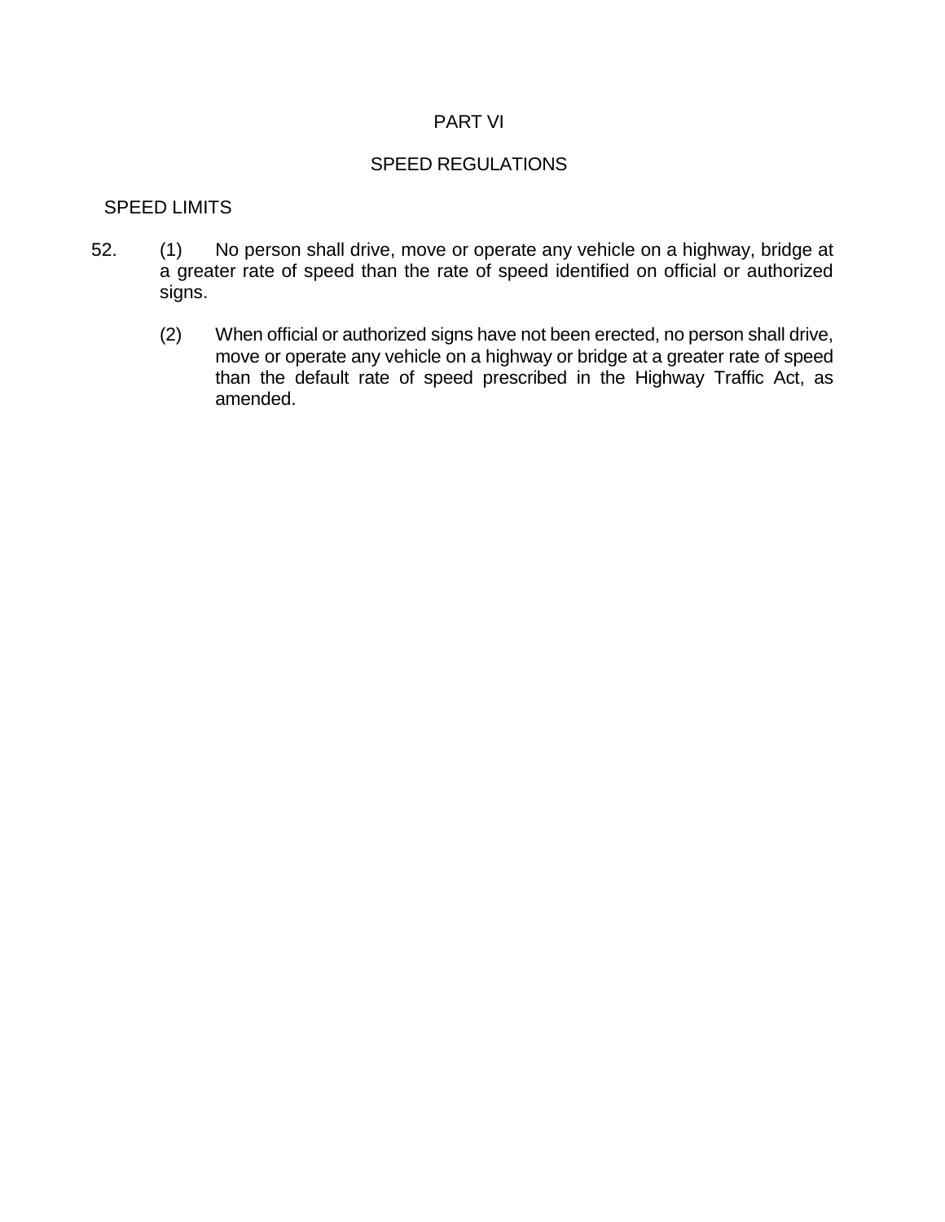# PART VI

## SPEED REGULATIONS

### SPEED LIMITS

52. (1) No person shall drive, move or operate any vehicle on a highway, bridge at a greater rate of speed than the rate of speed identified on official or authorized signs.

    (2) When official or authorized signs have not been erected, no person shall drive, move or operate any vehicle on a highway or bridge at a greater rate of speed than the default rate of speed prescribed in the Highway Traffic Act, as amended.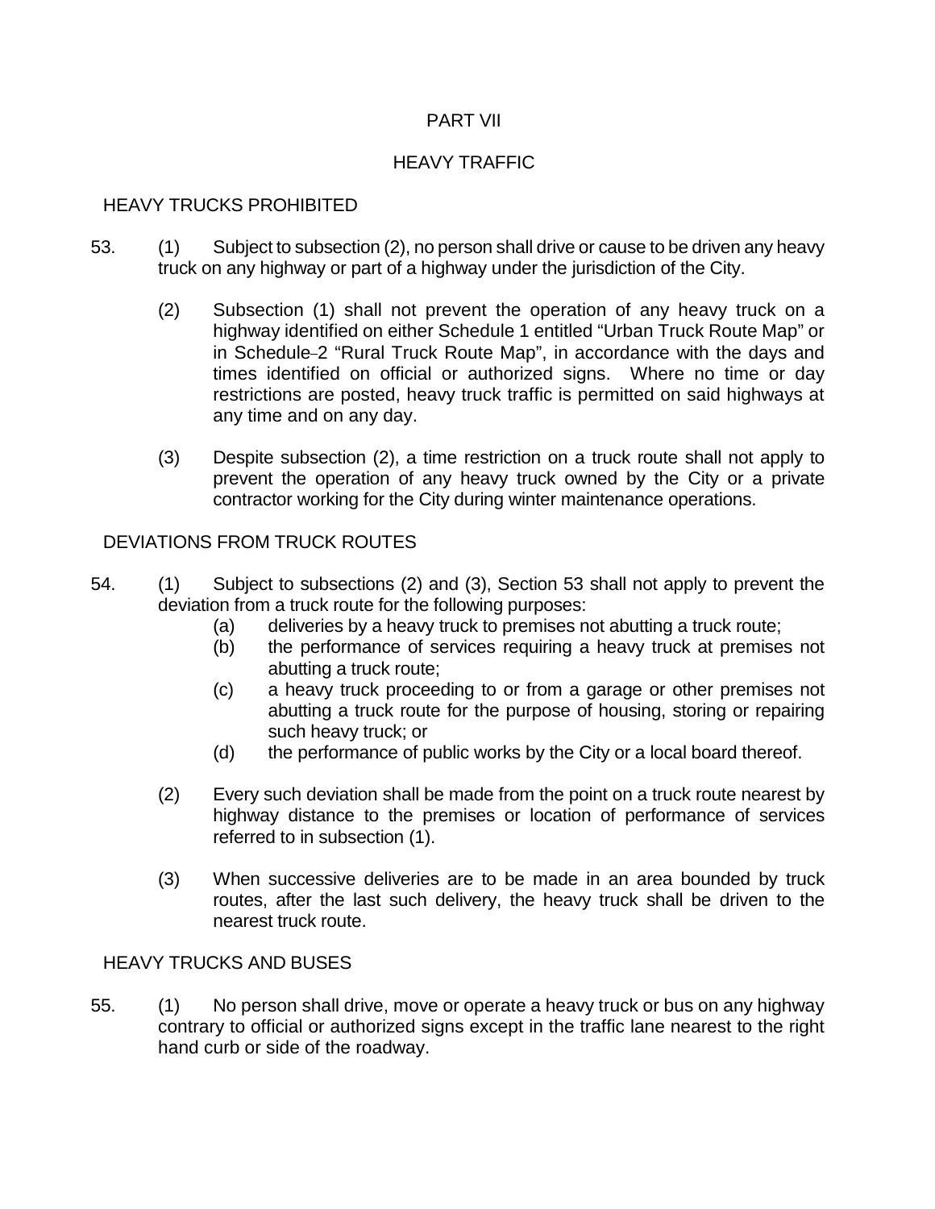## PART VII

## HEAVY TRAFFIC

### HEAVY TRUCKS PROHIBITED

53. (1) Subject to subsection (2), no person shall drive or cause to be driven any heavy truck on any highway or part of a highway under the jurisdiction of the City.

    (2) Subsection (1) shall not prevent the operation of any heavy truck on a highway identified on either Schedule 1 entitled "Urban Truck Route Map" or in Schedule-2 "Rural Truck Route Map", in accordance with the days and times identified on official or authorized signs. Where no time or day restrictions are posted, heavy truck traffic is permitted on said highways at any time and on any day.

    (3) Despite subsection (2), a time restriction on a truck route shall not apply to prevent the operation of any heavy truck owned by the City or a private contractor working for the City during winter maintenance operations.

### DEVIATIONS FROM TRUCK ROUTES

54. (1) Subject to subsections (2) and (3), Section 53 shall not apply to prevent the deviation from a truck route for the following purposes:

    (a) deliveries by a heavy truck to premises not abutting a truck route;

    (b) the performance of services requiring a heavy truck at premises not abutting a truck route;

    (c) a heavy truck proceeding to or from a garage or other premises not abutting a truck route for the purpose of housing, storing or repairing such heavy truck; or

    (d) the performance of public works by the City or a local board thereof.

    (2) Every such deviation shall be made from the point on a truck route nearest by highway distance to the premises or location of performance of services referred to in subsection (1).

    (3) When successive deliveries are to be made in an area bounded by truck routes, after the last such delivery, the heavy truck shall be driven to the nearest truck route.

### HEAVY TRUCKS AND BUSES

55. (1) No person shall drive, move or operate a heavy truck or bus on any highway contrary to official or authorized signs except in the traffic lane nearest to the right hand curb or side of the roadway.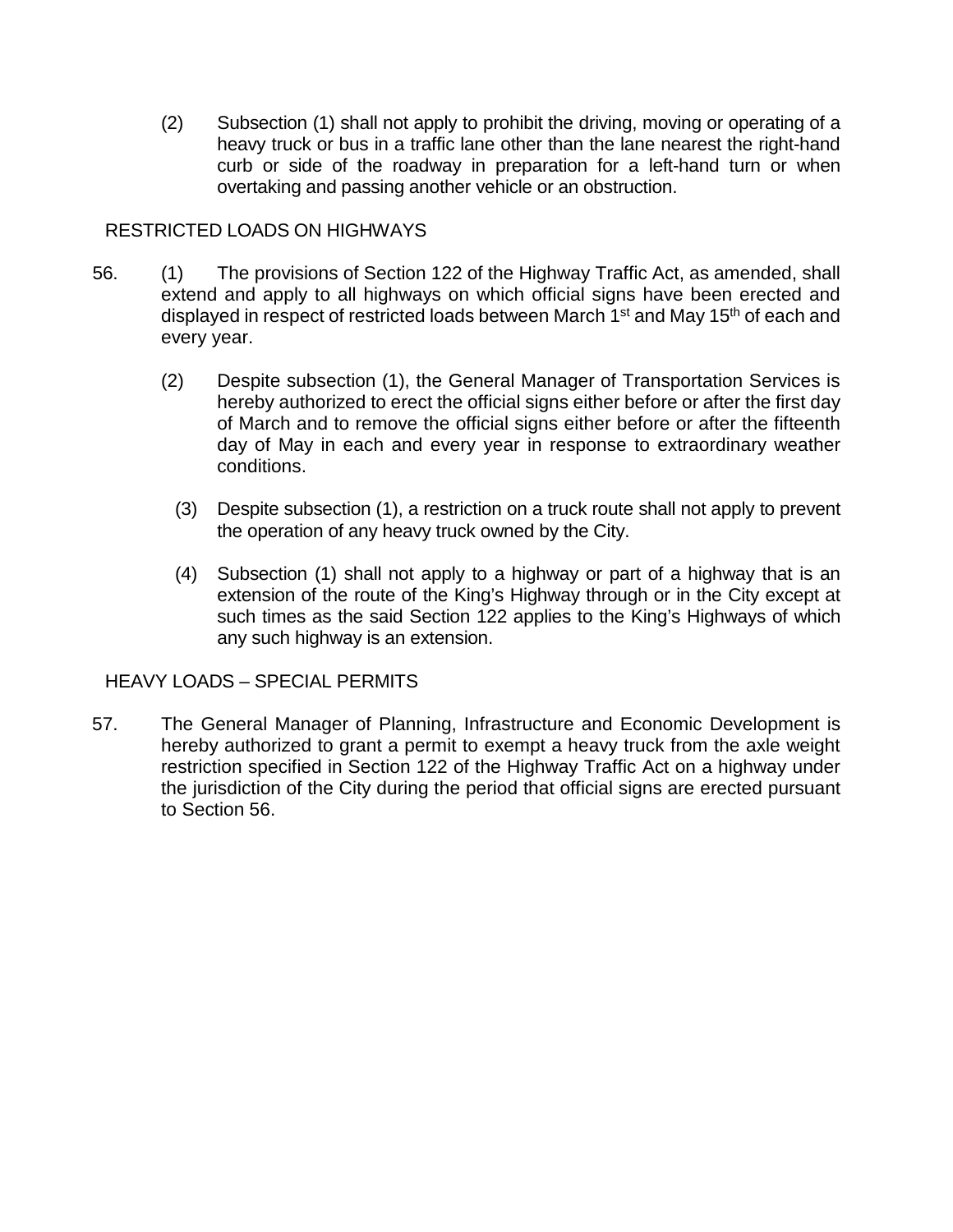(2) Subsection (1) shall not apply to prohibit the driving, moving or operating of a heavy truck or bus in a traffic lane other than the lane nearest the right-hand curb or side of the roadway in preparation for a left-hand turn or when overtaking and passing another vehicle or an obstruction.

RESTRICTED LOADS ON HIGHWAYS

56. (1) The provisions of Section 122 of the Highway Traffic Act, as amended, shall extend and apply to all highways on which official signs have been erected and displayed in respect of restricted loads between March 1st and May 15th of each and every year.

(2) Despite subsection (1), the General Manager of Transportation Services is hereby authorized to erect the official signs either before or after the first day of March and to remove the official signs either before or after the fifteenth day of May in each and every year in response to extraordinary weather conditions.

(3) Despite subsection (1), a restriction on a truck route shall not apply to prevent the operation of any heavy truck owned by the City.

(4) Subsection (1) shall not apply to a highway or part of a highway that is an extension of the route of the King's Highway through or in the City except at such times as the said Section 122 applies to the King's Highways of which any such highway is an extension.

HEAVY LOADS – SPECIAL PERMITS

57. The General Manager of Planning, Infrastructure and Economic Development is hereby authorized to grant a permit to exempt a heavy truck from the axle weight restriction specified in Section 122 of the Highway Traffic Act on a highway under the jurisdiction of the City during the period that official signs are erected pursuant to Section 56.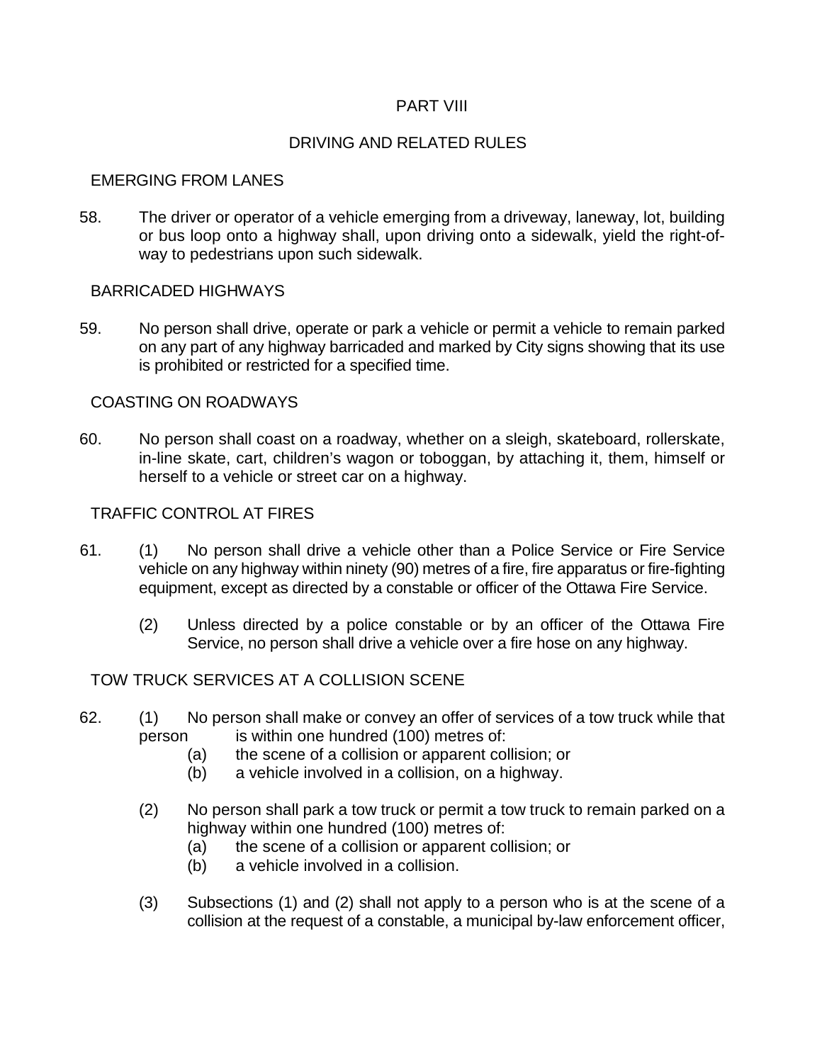# PART VIII

## DRIVING AND RELATED RULES

### EMERGING FROM LANES

58. The driver or operator of a vehicle emerging from a driveway, laneway, lot, building or bus loop onto a highway shall, upon driving onto a sidewalk, yield the right-of-way to pedestrians upon such sidewalk.

### BARRICADED HIGHWAYS

59. No person shall drive, operate or park a vehicle or permit a vehicle to remain parked on any part of any highway barricaded and marked by City signs showing that its use is prohibited or restricted for a specified time.

### COASTING ON ROADWAYS

60. No person shall coast on a roadway, whether on a sleigh, skateboard, rollerskate, in-line skate, cart, children's wagon or toboggan, by attaching it, them, himself or herself to a vehicle or street car on a highway.

### TRAFFIC CONTROL AT FIRES

61. (1) No person shall drive a vehicle other than a Police Service or Fire Service vehicle on any highway within ninety (90) metres of a fire, fire apparatus or fire-fighting equipment, except as directed by a constable or officer of the Ottawa Fire Service.

    (2) Unless directed by a police constable or by an officer of the Ottawa Fire Service, no person shall drive a vehicle over a fire hose on any highway.

### TOW TRUCK SERVICES AT A COLLISION SCENE

62. (1) No person shall make or convey an offer of services of a tow truck while that person is within one hundred (100) metres of:
    - (a) the scene of a collision or apparent collision; or
    - (b) a vehicle involved in a collision, on a highway.

    (2) No person shall park a tow truck or permit a tow truck to remain parked on a highway within one hundred (100) metres of:
    - (a) the scene of a collision or apparent collision; or
    - (b) a vehicle involved in a collision.

    (3) Subsections (1) and (2) shall not apply to a person who is at the scene of a collision at the request of a constable, a municipal by-law enforcement officer,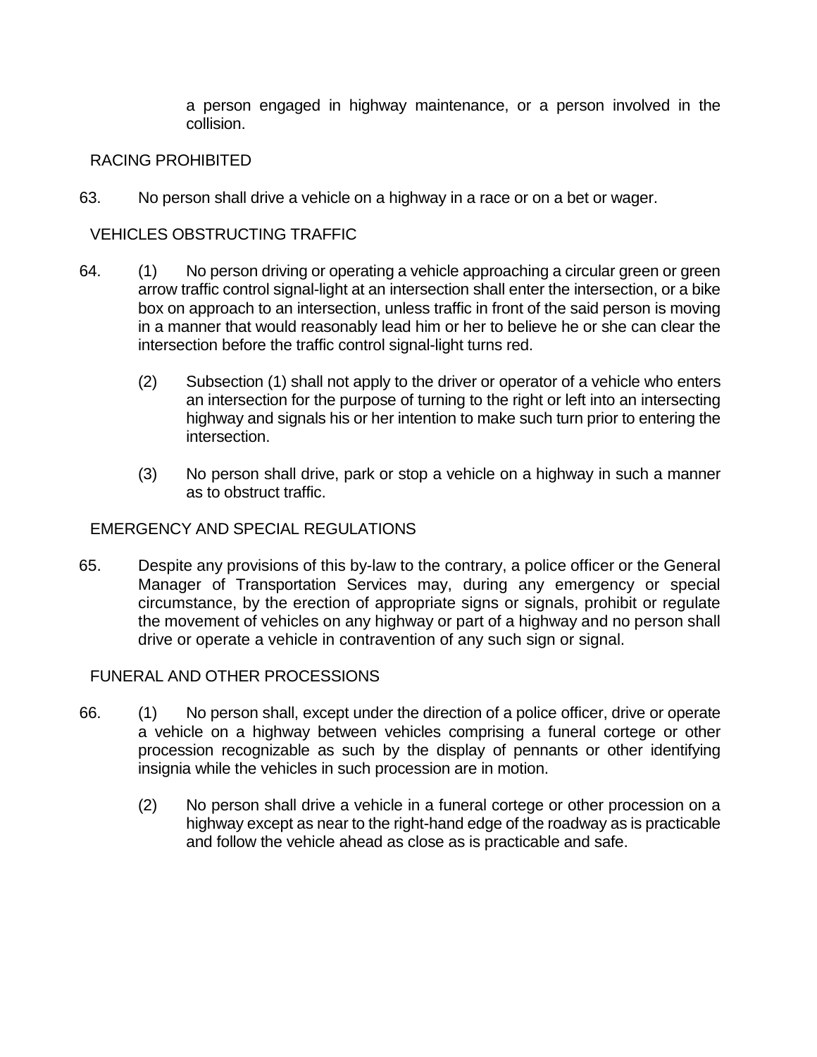a person engaged in highway maintenance, or a person involved in the collision.

RACING PROHIBITED

63. No person shall drive a vehicle on a highway in a race or on a bet or wager.

VEHICLES OBSTRUCTING TRAFFIC

64. (1) No person driving or operating a vehicle approaching a circular green or green arrow traffic control signal-light at an intersection shall enter the intersection, or a bike box on approach to an intersection, unless traffic in front of the said person is moving in a manner that would reasonably lead him or her to believe he or she can clear the intersection before the traffic control signal-light turns red.

(2) Subsection (1) shall not apply to the driver or operator of a vehicle who enters an intersection for the purpose of turning to the right or left into an intersecting highway and signals his or her intention to make such turn prior to entering the intersection.

(3) No person shall drive, park or stop a vehicle on a highway in such a manner as to obstruct traffic.

EMERGENCY AND SPECIAL REGULATIONS

65. Despite any provisions of this by-law to the contrary, a police officer or the General Manager of Transportation Services may, during any emergency or special circumstance, by the erection of appropriate signs or signals, prohibit or regulate the movement of vehicles on any highway or part of a highway and no person shall drive or operate a vehicle in contravention of any such sign or signal.

FUNERAL AND OTHER PROCESSIONS

66. (1) No person shall, except under the direction of a police officer, drive or operate a vehicle on a highway between vehicles comprising a funeral cortege or other procession recognizable as such by the display of pennants or other identifying insignia while the vehicles in such procession are in motion.

(2) No person shall drive a vehicle in a funeral cortege or other procession on a highway except as near to the right-hand edge of the roadway as is practicable and follow the vehicle ahead as close as is practicable and safe.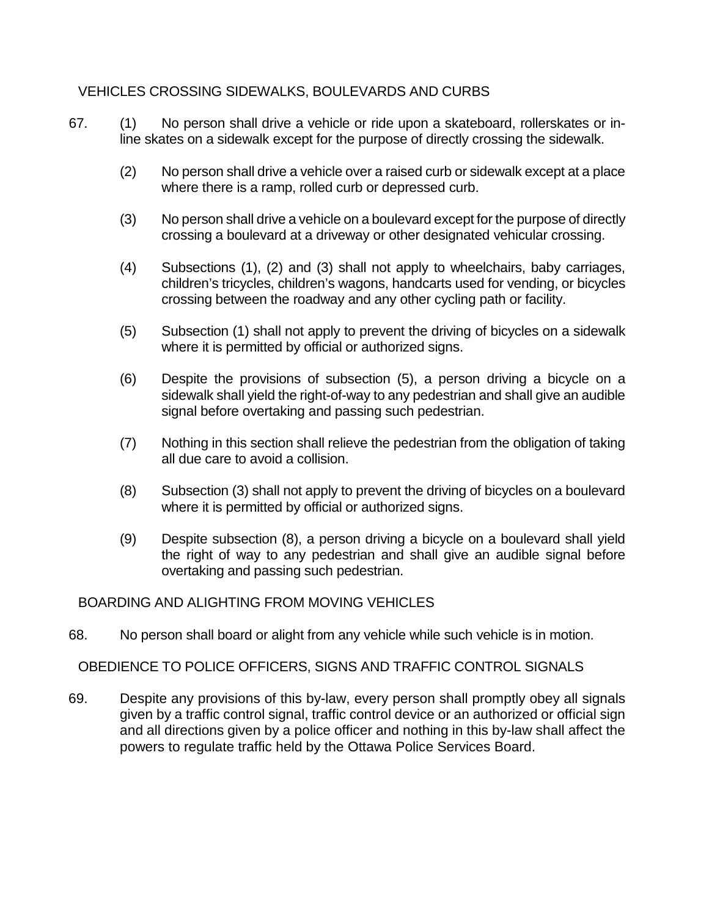## VEHICLES CROSSING SIDEWALKS, BOULEVARDS AND CURBS

67. (1) No person shall drive a vehicle or ride upon a skateboard, rollerskates or in-line skates on a sidewalk except for the purpose of directly crossing the sidewalk.

(2) No person shall drive a vehicle over a raised curb or sidewalk except at a place where there is a ramp, rolled curb or depressed curb.

(3) No person shall drive a vehicle on a boulevard except for the purpose of directly crossing a boulevard at a driveway or other designated vehicular crossing.

(4) Subsections (1), (2) and (3) shall not apply to wheelchairs, baby carriages, children's tricycles, children's wagons, handcarts used for vending, or bicycles crossing between the roadway and any other cycling path or facility.

(5) Subsection (1) shall not apply to prevent the driving of bicycles on a sidewalk where it is permitted by official or authorized signs.

(6) Despite the provisions of subsection (5), a person driving a bicycle on a sidewalk shall yield the right-of-way to any pedestrian and shall give an audible signal before overtaking and passing such pedestrian.

(7) Nothing in this section shall relieve the pedestrian from the obligation of taking all due care to avoid a collision.

(8) Subsection (3) shall not apply to prevent the driving of bicycles on a boulevard where it is permitted by official or authorized signs.

(9) Despite subsection (8), a person driving a bicycle on a boulevard shall yield the right of way to any pedestrian and shall give an audible signal before overtaking and passing such pedestrian.

## BOARDING AND ALIGHTING FROM MOVING VEHICLES

68. No person shall board or alight from any vehicle while such vehicle is in motion.

## OBEDIENCE TO POLICE OFFICERS, SIGNS AND TRAFFIC CONTROL SIGNALS

69. Despite any provisions of this by-law, every person shall promptly obey all signals given by a traffic control signal, traffic control device or an authorized or official sign and all directions given by a police officer and nothing in this by-law shall affect the powers to regulate traffic held by the Ottawa Police Services Board.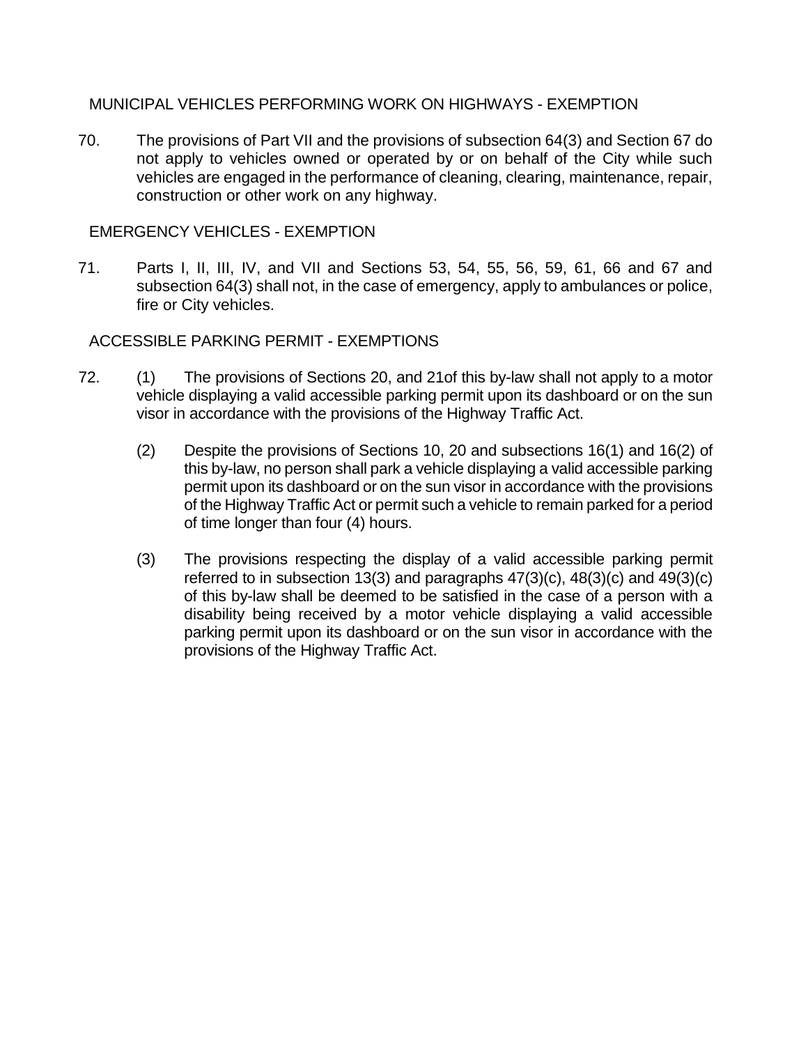MUNICIPAL VEHICLES PERFORMING WORK ON HIGHWAYS - EXEMPTION

70. The provisions of Part VII and the provisions of subsection 64(3) and Section 67 do not apply to vehicles owned or operated by or on behalf of the City while such vehicles are engaged in the performance of cleaning, clearing, maintenance, repair, construction or other work on any highway.

EMERGENCY VEHICLES - EXEMPTION

71. Parts I, II, III, IV, and VII and Sections 53, 54, 55, 56, 59, 61, 66 and 67 and subsection 64(3) shall not, in the case of emergency, apply to ambulances or police, fire or City vehicles.

ACCESSIBLE PARKING PERMIT - EXEMPTIONS

72. (1) The provisions of Sections 20, and 21of this by-law shall not apply to a motor vehicle displaying a valid accessible parking permit upon its dashboard or on the sun visor in accordance with the provisions of the Highway Traffic Act.

(2) Despite the provisions of Sections 10, 20 and subsections 16(1) and 16(2) of this by-law, no person shall park a vehicle displaying a valid accessible parking permit upon its dashboard or on the sun visor in accordance with the provisions of the Highway Traffic Act or permit such a vehicle to remain parked for a period of time longer than four (4) hours.

(3) The provisions respecting the display of a valid accessible parking permit referred to in subsection 13(3) and paragraphs 47(3)(c), 48(3)(c) and 49(3)(c) of this by-law shall be deemed to be satisfied in the case of a person with a disability being received by a motor vehicle displaying a valid accessible parking permit upon its dashboard or on the sun visor in accordance with the provisions of the Highway Traffic Act.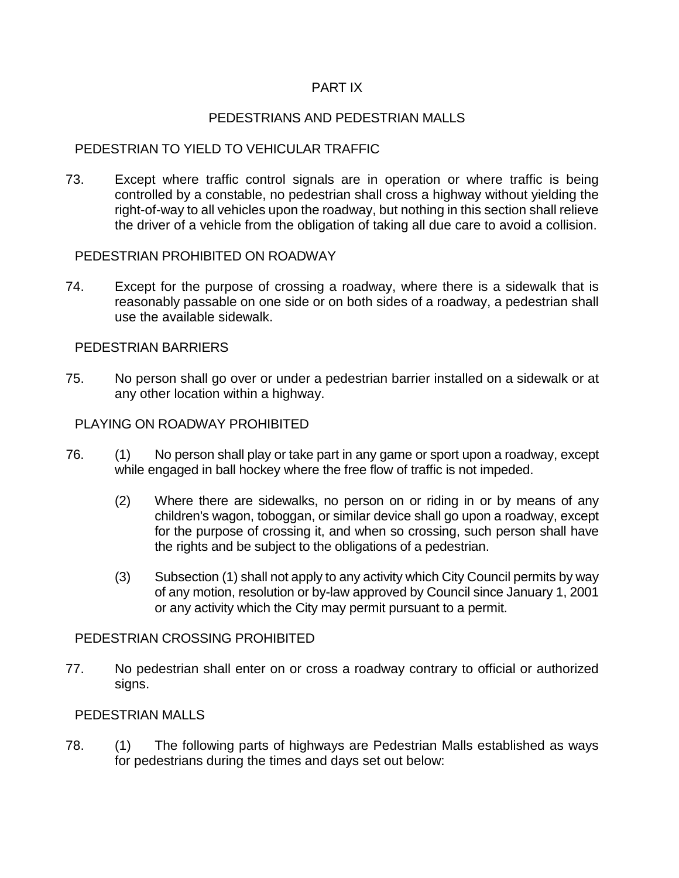# PART IX

## PEDESTRIANS AND PEDESTRIAN MALLS

### PEDESTRIAN TO YIELD TO VEHICULAR TRAFFIC

73. Except where traffic control signals are in operation or where traffic is being controlled by a constable, no pedestrian shall cross a highway without yielding the right-of-way to all vehicles upon the roadway, but nothing in this section shall relieve the driver of a vehicle from the obligation of taking all due care to avoid a collision.

### PEDESTRIAN PROHIBITED ON ROADWAY

74. Except for the purpose of crossing a roadway, where there is a sidewalk that is reasonably passable on one side or on both sides of a roadway, a pedestrian shall use the available sidewalk.

### PEDESTRIAN BARRIERS

75. No person shall go over or under a pedestrian barrier installed on a sidewalk or at any other location within a highway.

### PLAYING ON ROADWAY PROHIBITED

76. (1) No person shall play or take part in any game or sport upon a roadway, except while engaged in ball hockey where the free flow of traffic is not impeded.

    (2) Where there are sidewalks, no person on or riding in or by means of any children's wagon, toboggan, or similar device shall go upon a roadway, except for the purpose of crossing it, and when so crossing, such person shall have the rights and be subject to the obligations of a pedestrian.

    (3) Subsection (1) shall not apply to any activity which City Council permits by way of any motion, resolution or by-law approved by Council since January 1, 2001 or any activity which the City may permit pursuant to a permit.

### PEDESTRIAN CROSSING PROHIBITED

77. No pedestrian shall enter on or cross a roadway contrary to official or authorized signs.

### PEDESTRIAN MALLS

78. (1) The following parts of highways are Pedestrian Malls established as ways for pedestrians during the times and days set out below: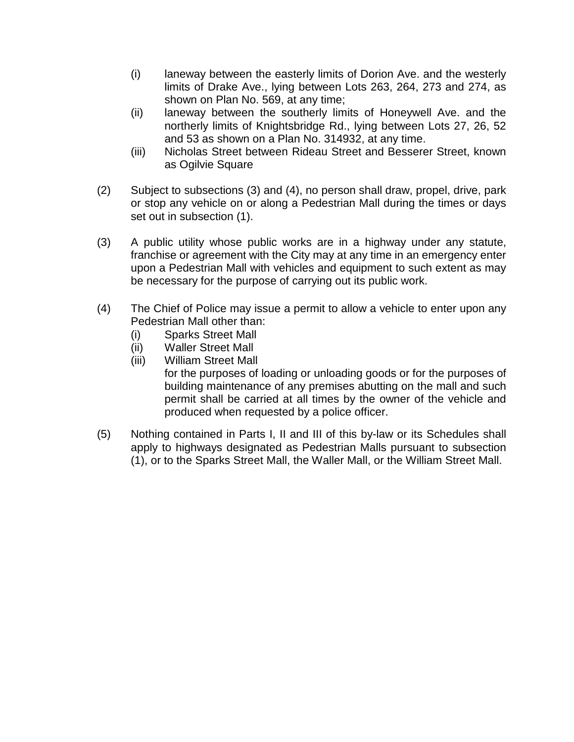(i) laneway between the easterly limits of Dorion Ave. and the westerly limits of Drake Ave., lying between Lots 263, 264, 273 and 274, as shown on Plan No. 569, at any time;

(ii) laneway between the southerly limits of Honeywell Ave. and the northerly limits of Knightsbridge Rd., lying between Lots 27, 26, 52 and 53 as shown on a Plan No. 314932, at any time.

(iii) Nicholas Street between Rideau Street and Besserer Street, known as Ogilvie Square

(2) Subject to subsections (3) and (4), no person shall draw, propel, drive, park or stop any vehicle on or along a Pedestrian Mall during the times or days set out in subsection (1).

(3) A public utility whose public works are in a highway under any statute, franchise or agreement with the City may at any time in an emergency enter upon a Pedestrian Mall with vehicles and equipment to such extent as may be necessary for the purpose of carrying out its public work.

(4) The Chief of Police may issue a permit to allow a vehicle to enter upon any Pedestrian Mall other than:

(i) Sparks Street Mall

(ii) Waller Street Mall

(iii) William Street Mall

for the purposes of loading or unloading goods or for the purposes of building maintenance of any premises abutting on the mall and such permit shall be carried at all times by the owner of the vehicle and produced when requested by a police officer.

(5) Nothing contained in Parts I, II and III of this by-law or its Schedules shall apply to highways designated as Pedestrian Malls pursuant to subsection (1), or to the Sparks Street Mall, the Waller Mall, or the William Street Mall.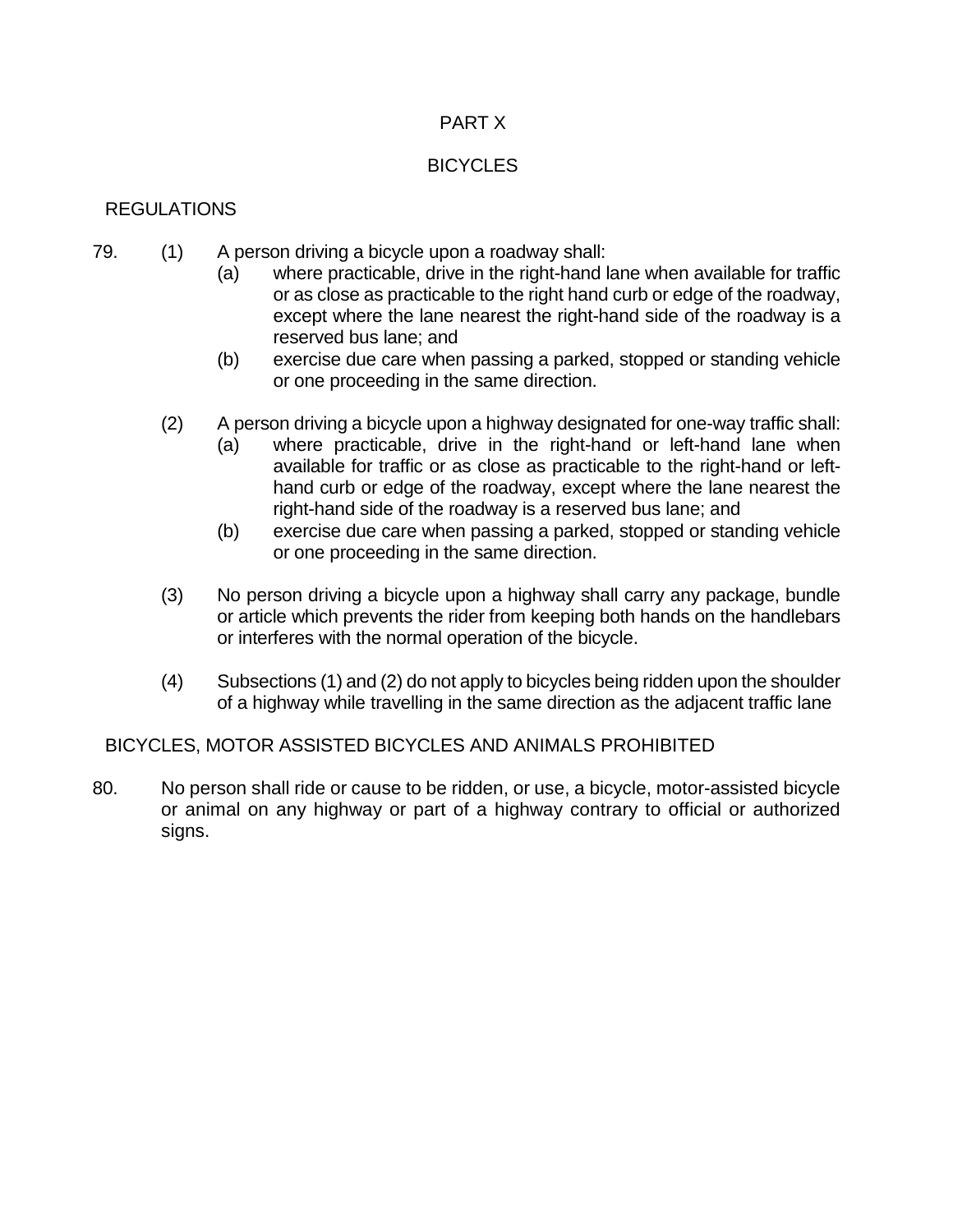# PART X

## BICYCLES

### REGULATIONS

79. (1) A person driving a bicycle upon a roadway shall:
    - (a) where practicable, drive in the right-hand lane when available for traffic or as close as practicable to the right hand curb or edge of the roadway, except where the lane nearest the right-hand side of the roadway is a reserved bus lane; and
    - (b) exercise due care when passing a parked, stopped or standing vehicle or one proceeding in the same direction.

    (2) A person driving a bicycle upon a highway designated for one-way traffic shall:
    - (a) where practicable, drive in the right-hand or left-hand lane when available for traffic or as close as practicable to the right-hand or left-hand curb or edge of the roadway, except where the lane nearest the right-hand side of the roadway is a reserved bus lane; and
    - (b) exercise due care when passing a parked, stopped or standing vehicle or one proceeding in the same direction.

    (3) No person driving a bicycle upon a highway shall carry any package, bundle or article which prevents the rider from keeping both hands on the handlebars or interferes with the normal operation of the bicycle.

    (4) Subsections (1) and (2) do not apply to bicycles being ridden upon the shoulder of a highway while travelling in the same direction as the adjacent traffic lane

### BICYCLES, MOTOR ASSISTED BICYCLES AND ANIMALS PROHIBITED

80. No person shall ride or cause to be ridden, or use, a bicycle, motor-assisted bicycle or animal on any highway or part of a highway contrary to official or authorized signs.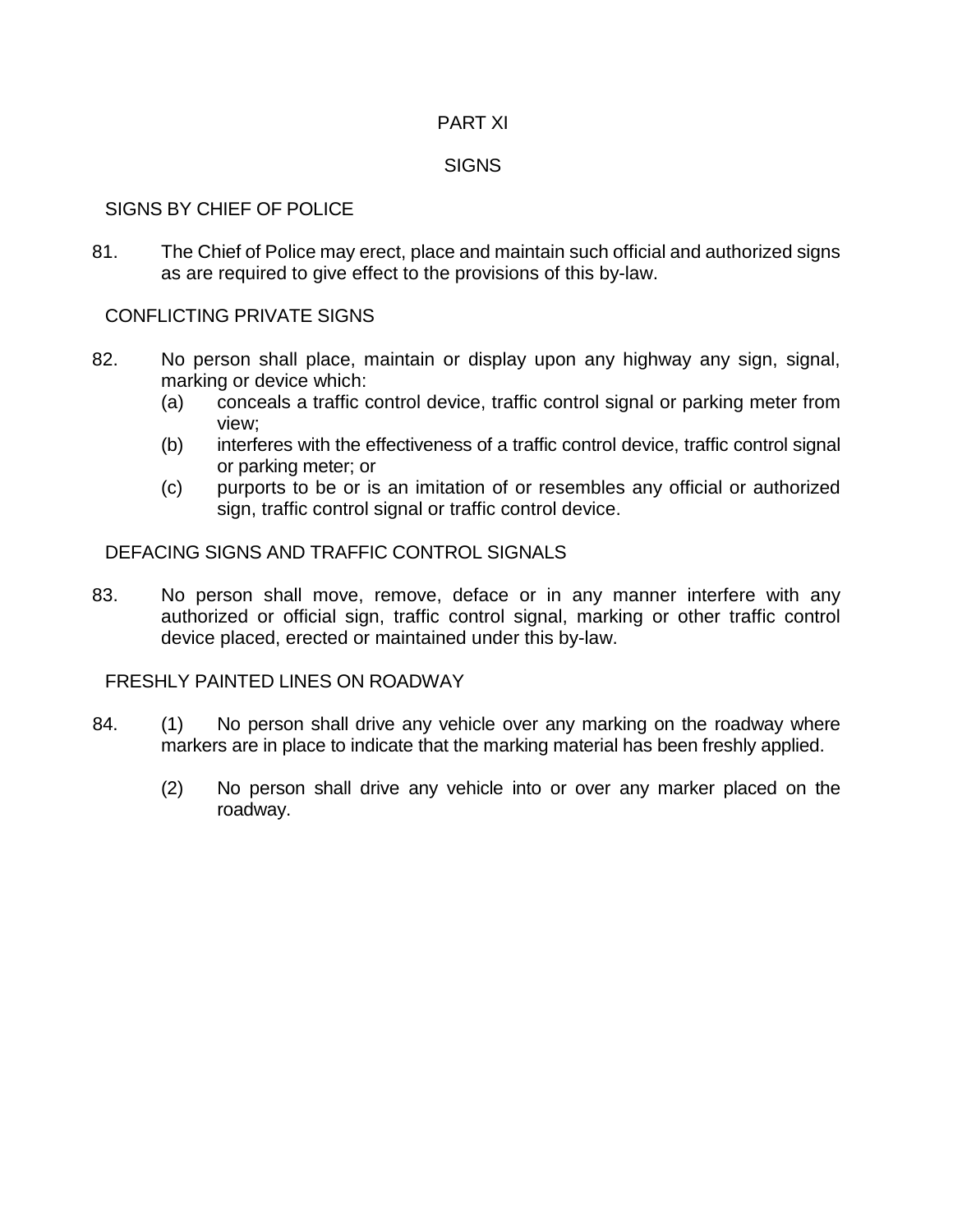# PART XI

# SIGNS

## SIGNS BY CHIEF OF POLICE

81. The Chief of Police may erect, place and maintain such official and authorized signs as are required to give effect to the provisions of this by-law.

## CONFLICTING PRIVATE SIGNS

82. No person shall place, maintain or display upon any highway any sign, signal, marking or device which:
    - (a) conceals a traffic control device, traffic control signal or parking meter from view;
    - (b) interferes with the effectiveness of a traffic control device, traffic control signal or parking meter; or
    - (c) purports to be or is an imitation of or resembles any official or authorized sign, traffic control signal or traffic control device.

## DEFACING SIGNS AND TRAFFIC CONTROL SIGNALS

83. No person shall move, remove, deface or in any manner interfere with any authorized or official sign, traffic control signal, marking or other traffic control device placed, erected or maintained under this by-law.

## FRESHLY PAINTED LINES ON ROADWAY

84. (1) No person shall drive any vehicle over any marking on the roadway where markers are in place to indicate that the marking material has been freshly applied.

    (2) No person shall drive any vehicle into or over any marker placed on the roadway.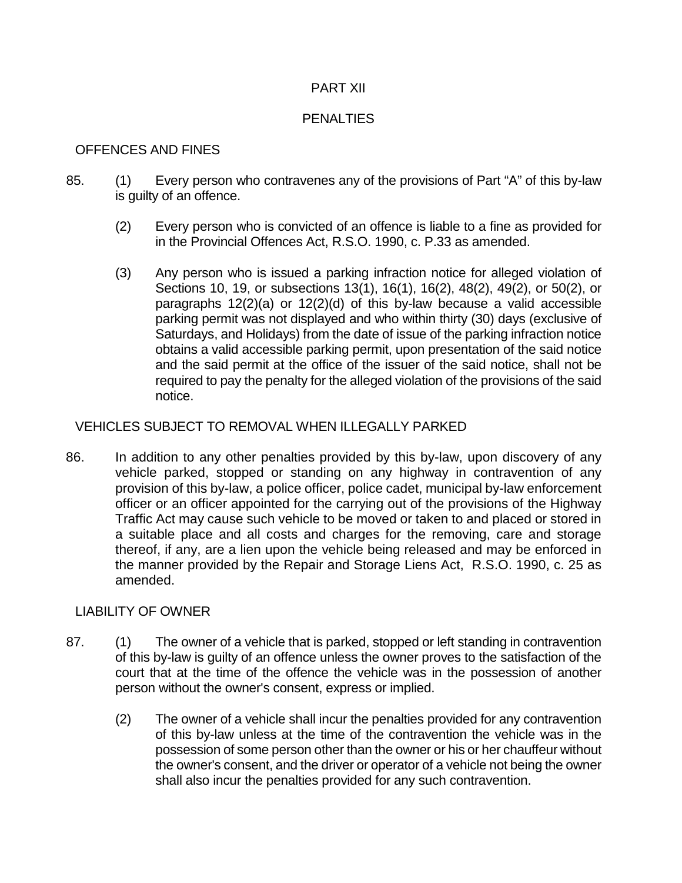# PART XII

# PENALTIES

## OFFENCES AND FINES

85. (1) Every person who contravenes any of the provisions of Part "A" of this by-law is guilty of an offence.

    (2) Every person who is convicted of an offence is liable to a fine as provided for in the Provincial Offences Act, R.S.O. 1990, c. P.33 as amended.

    (3) Any person who is issued a parking infraction notice for alleged violation of Sections 10, 19, or subsections 13(1), 16(1), 16(2), 48(2), 49(2), or 50(2), or paragraphs 12(2)(a) or 12(2)(d) of this by-law because a valid accessible parking permit was not displayed and who within thirty (30) days (exclusive of Saturdays, and Holidays) from the date of issue of the parking infraction notice obtains a valid accessible parking permit, upon presentation of the said notice and the said permit at the office of the issuer of the said notice, shall not be required to pay the penalty for the alleged violation of the provisions of the said notice.

## VEHICLES SUBJECT TO REMOVAL WHEN ILLEGALLY PARKED

86. In addition to any other penalties provided by this by-law, upon discovery of any vehicle parked, stopped or standing on any highway in contravention of any provision of this by-law, a police officer, police cadet, municipal by-law enforcement officer or an officer appointed for the carrying out of the provisions of the Highway Traffic Act may cause such vehicle to be moved or taken to and placed or stored in a suitable place and all costs and charges for the removing, care and storage thereof, if any, are a lien upon the vehicle being released and may be enforced in the manner provided by the Repair and Storage Liens Act, R.S.O. 1990, c. 25 as amended.

## LIABILITY OF OWNER

87. (1) The owner of a vehicle that is parked, stopped or left standing in contravention of this by-law is guilty of an offence unless the owner proves to the satisfaction of the court that at the time of the offence the vehicle was in the possession of another person without the owner's consent, express or implied.

    (2) The owner of a vehicle shall incur the penalties provided for any contravention of this by-law unless at the time of the contravention the vehicle was in the possession of some person other than the owner or his or her chauffeur without the owner's consent, and the driver or operator of a vehicle not being the owner shall also incur the penalties provided for any such contravention.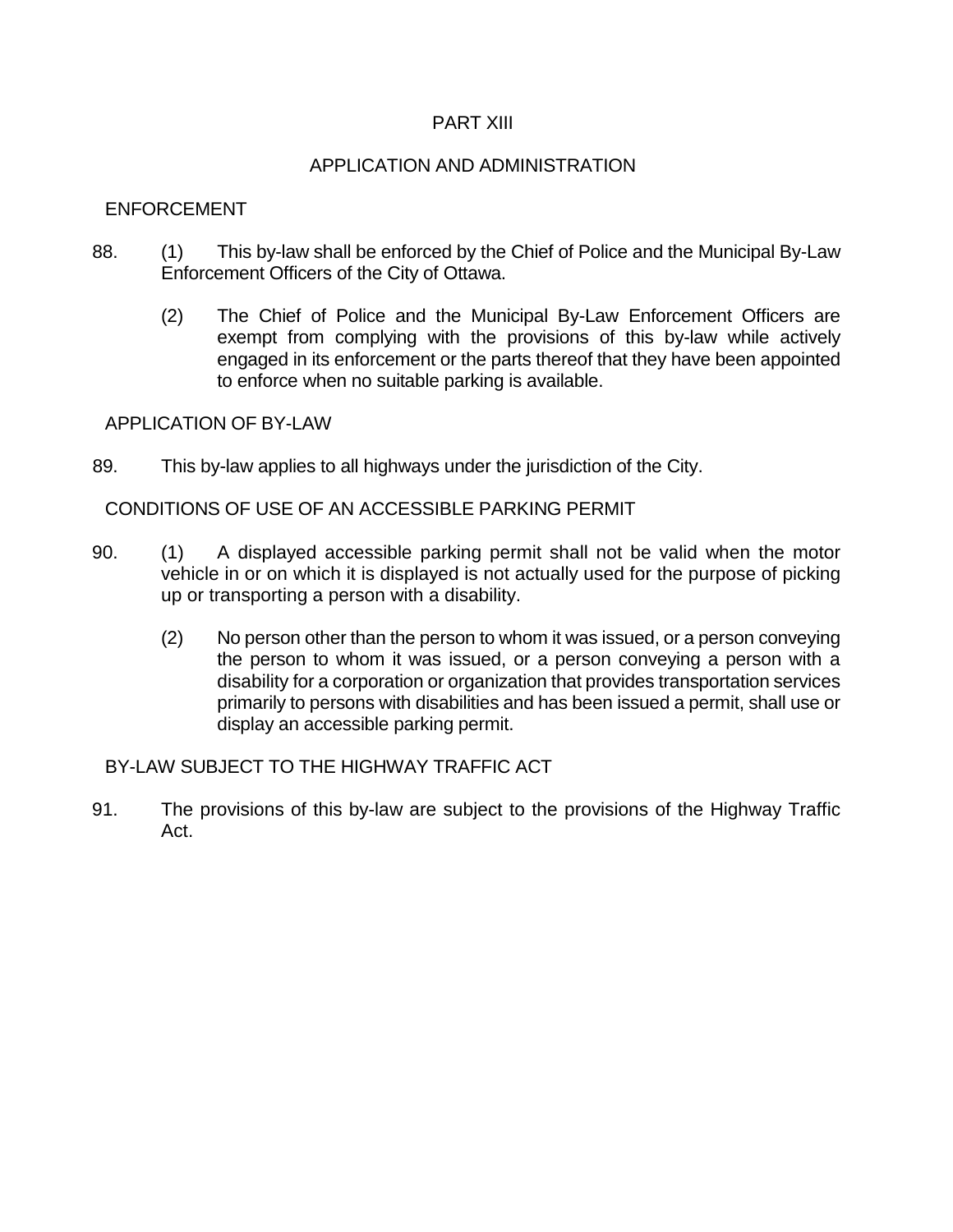# PART XIII

## APPLICATION AND ADMINISTRATION

### ENFORCEMENT

88. (1) This by-law shall be enforced by the Chief of Police and the Municipal By-Law Enforcement Officers of the City of Ottawa.

    (2) The Chief of Police and the Municipal By-Law Enforcement Officers are exempt from complying with the provisions of this by-law while actively engaged in its enforcement or the parts thereof that they have been appointed to enforce when no suitable parking is available.

### APPLICATION OF BY-LAW

89. This by-law applies to all highways under the jurisdiction of the City.

### CONDITIONS OF USE OF AN ACCESSIBLE PARKING PERMIT

90. (1) A displayed accessible parking permit shall not be valid when the motor vehicle in or on which it is displayed is not actually used for the purpose of picking up or transporting a person with a disability.

    (2) No person other than the person to whom it was issued, or a person conveying the person to whom it was issued, or a person conveying a person with a disability for a corporation or organization that provides transportation services primarily to persons with disabilities and has been issued a permit, shall use or display an accessible parking permit.

### BY-LAW SUBJECT TO THE HIGHWAY TRAFFIC ACT

91. The provisions of this by-law are subject to the provisions of the Highway Traffic Act.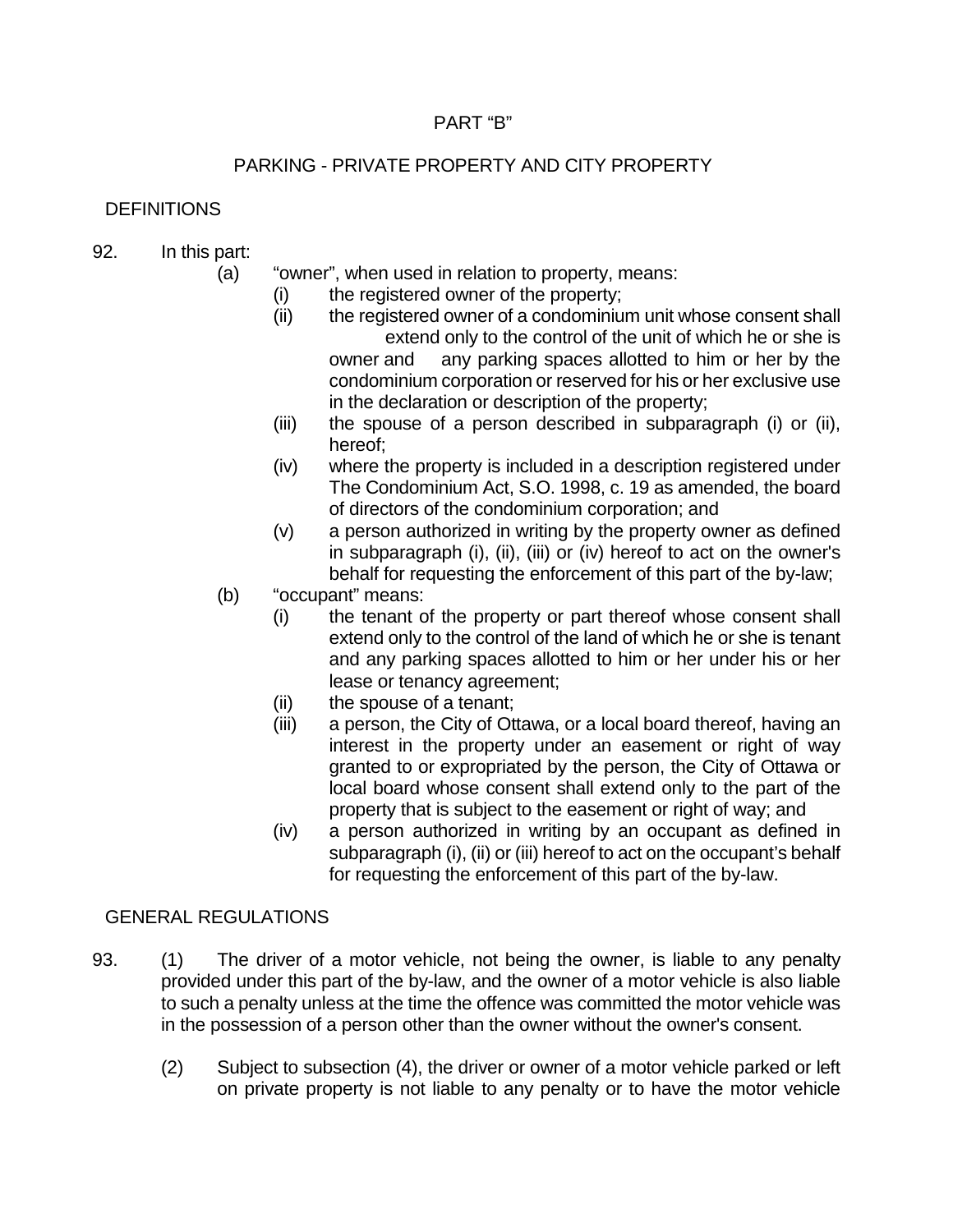PART "B"

PARKING - PRIVATE PROPERTY AND CITY PROPERTY

DEFINITIONS

92. In this part:

(a) "owner", when used in relation to property, means:

(i) the registered owner of the property;

(ii) the registered owner of a condominium unit whose consent shall extend only to the control of the unit of which he or she is owner and any parking spaces allotted to him or her by the condominium corporation or reserved for his or her exclusive use in the declaration or description of the property;

(iii) the spouse of a person described in subparagraph (i) or (ii), hereof;

(iv) where the property is included in a description registered under The Condominium Act, S.O. 1998, c. 19 as amended, the board of directors of the condominium corporation; and

(v) a person authorized in writing by the property owner as defined in subparagraph (i), (ii), (iii) or (iv) hereof to act on the owner's behalf for requesting the enforcement of this part of the by-law;

(b) "occupant" means:

(i) the tenant of the property or part thereof whose consent shall extend only to the control of the land of which he or she is tenant and any parking spaces allotted to him or her under his or her lease or tenancy agreement;

(ii) the spouse of a tenant;

(iii) a person, the City of Ottawa, or a local board thereof, having an interest in the property under an easement or right of way granted to or expropriated by the person, the City of Ottawa or local board whose consent shall extend only to the part of the property that is subject to the easement or right of way; and

(iv) a person authorized in writing by an occupant as defined in subparagraph (i), (ii) or (iii) hereof to act on the occupant's behalf for requesting the enforcement of this part of the by-law.

GENERAL REGULATIONS

93. (1) The driver of a motor vehicle, not being the owner, is liable to any penalty provided under this part of the by-law, and the owner of a motor vehicle is also liable to such a penalty unless at the time the offence was committed the motor vehicle was in the possession of a person other than the owner without the owner's consent.

(2) Subject to subsection (4), the driver or owner of a motor vehicle parked or left on private property is not liable to any penalty or to have the motor vehicle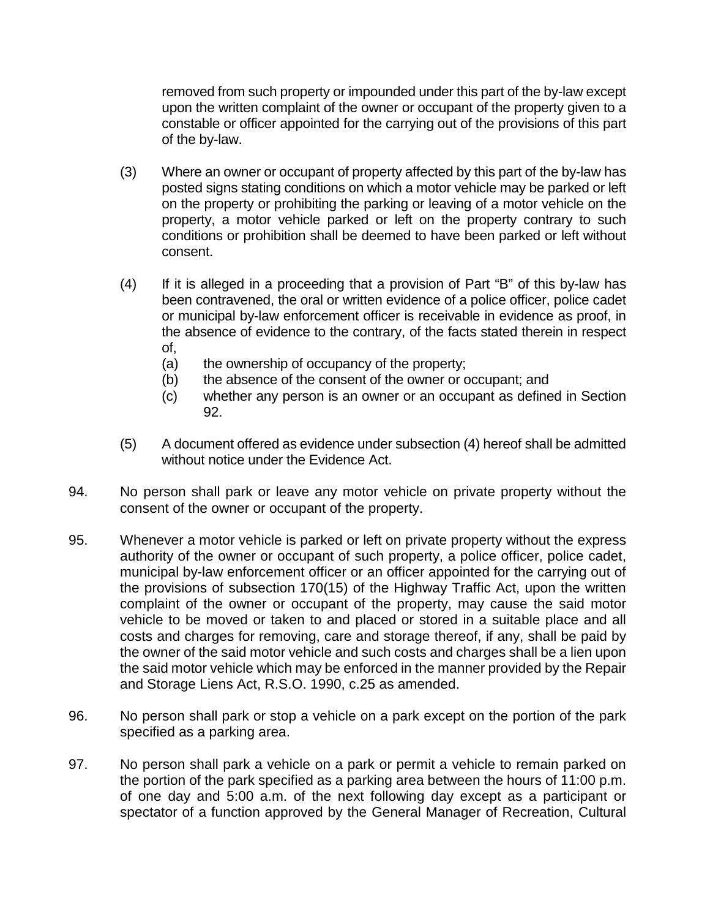removed from such property or impounded under this part of the by-law except upon the written complaint of the owner or occupant of the property given to a constable or officer appointed for the carrying out of the provisions of this part of the by-law.

(3) Where an owner or occupant of property affected by this part of the by-law has posted signs stating conditions on which a motor vehicle may be parked or left on the property or prohibiting the parking or leaving of a motor vehicle on the property, a motor vehicle parked or left on the property contrary to such conditions or prohibition shall be deemed to have been parked or left without consent.

(4) If it is alleged in a proceeding that a provision of Part "B" of this by-law has been contravened, the oral or written evidence of a police officer, police cadet or municipal by-law enforcement officer is receivable in evidence as proof, in the absence of evidence to the contrary, of the facts stated therein in respect of,

- (a) the ownership of occupancy of the property;
- (b) the absence of the consent of the owner or occupant; and
- (c) whether any person is an owner or an occupant as defined in Section 92.

(5) A document offered as evidence under subsection (4) hereof shall be admitted without notice under the Evidence Act.

94. No person shall park or leave any motor vehicle on private property without the consent of the owner or occupant of the property.

95. Whenever a motor vehicle is parked or left on private property without the express authority of the owner or occupant of such property, a police officer, police cadet, municipal by-law enforcement officer or an officer appointed for the carrying out of the provisions of subsection 170(15) of the Highway Traffic Act, upon the written complaint of the owner or occupant of the property, may cause the said motor vehicle to be moved or taken to and placed or stored in a suitable place and all costs and charges for removing, care and storage thereof, if any, shall be paid by the owner of the said motor vehicle and such costs and charges shall be a lien upon the said motor vehicle which may be enforced in the manner provided by the Repair and Storage Liens Act, R.S.O. 1990, c.25 as amended.

96. No person shall park or stop a vehicle on a park except on the portion of the park specified as a parking area.

97. No person shall park a vehicle on a park or permit a vehicle to remain parked on the portion of the park specified as a parking area between the hours of 11:00 p.m. of one day and 5:00 a.m. of the next following day except as a participant or spectator of a function approved by the General Manager of Recreation, Cultural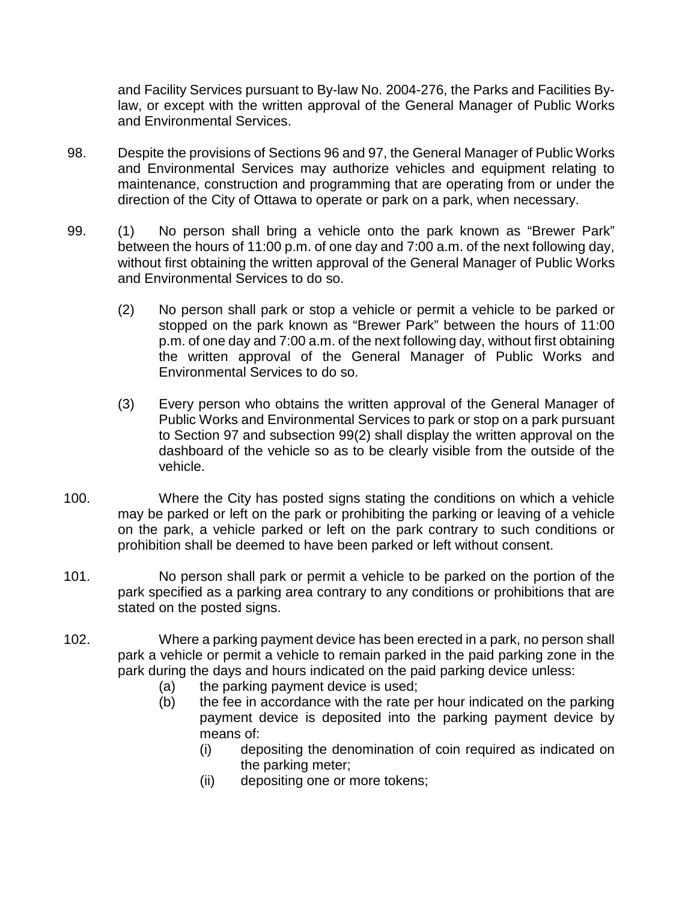and Facility Services pursuant to By-law No. 2004-276, the Parks and Facilities By-law, or except with the written approval of the General Manager of Public Works and Environmental Services.

98. Despite the provisions of Sections 96 and 97, the General Manager of Public Works and Environmental Services may authorize vehicles and equipment relating to maintenance, construction and programming that are operating from or under the direction of the City of Ottawa to operate or park on a park, when necessary.

99. (1) No person shall bring a vehicle onto the park known as "Brewer Park" between the hours of 11:00 p.m. of one day and 7:00 a.m. of the next following day, without first obtaining the written approval of the General Manager of Public Works and Environmental Services to do so.

(2) No person shall park or stop a vehicle or permit a vehicle to be parked or stopped on the park known as "Brewer Park" between the hours of 11:00 p.m. of one day and 7:00 a.m. of the next following day, without first obtaining the written approval of the General Manager of Public Works and Environmental Services to do so.

(3) Every person who obtains the written approval of the General Manager of Public Works and Environmental Services to park or stop on a park pursuant to Section 97 and subsection 99(2) shall display the written approval on the dashboard of the vehicle so as to be clearly visible from the outside of the vehicle.

100. Where the City has posted signs stating the conditions on which a vehicle may be parked or left on the park or prohibiting the parking or leaving of a vehicle on the park, a vehicle parked or left on the park contrary to such conditions or prohibition shall be deemed to have been parked or left without consent.

101. No person shall park or permit a vehicle to be parked on the portion of the park specified as a parking area contrary to any conditions or prohibitions that are stated on the posted signs.

102. Where a parking payment device has been erected in a park, no person shall park a vehicle or permit a vehicle to remain parked in the paid parking zone in the park during the days and hours indicated on the paid parking device unless:

- (a) the parking payment device is used;
- (b) the fee in accordance with the rate per hour indicated on the parking payment device is deposited into the parking payment device by means of:
  - (i) depositing the denomination of coin required as indicated on the parking meter;
  - (ii) depositing one or more tokens;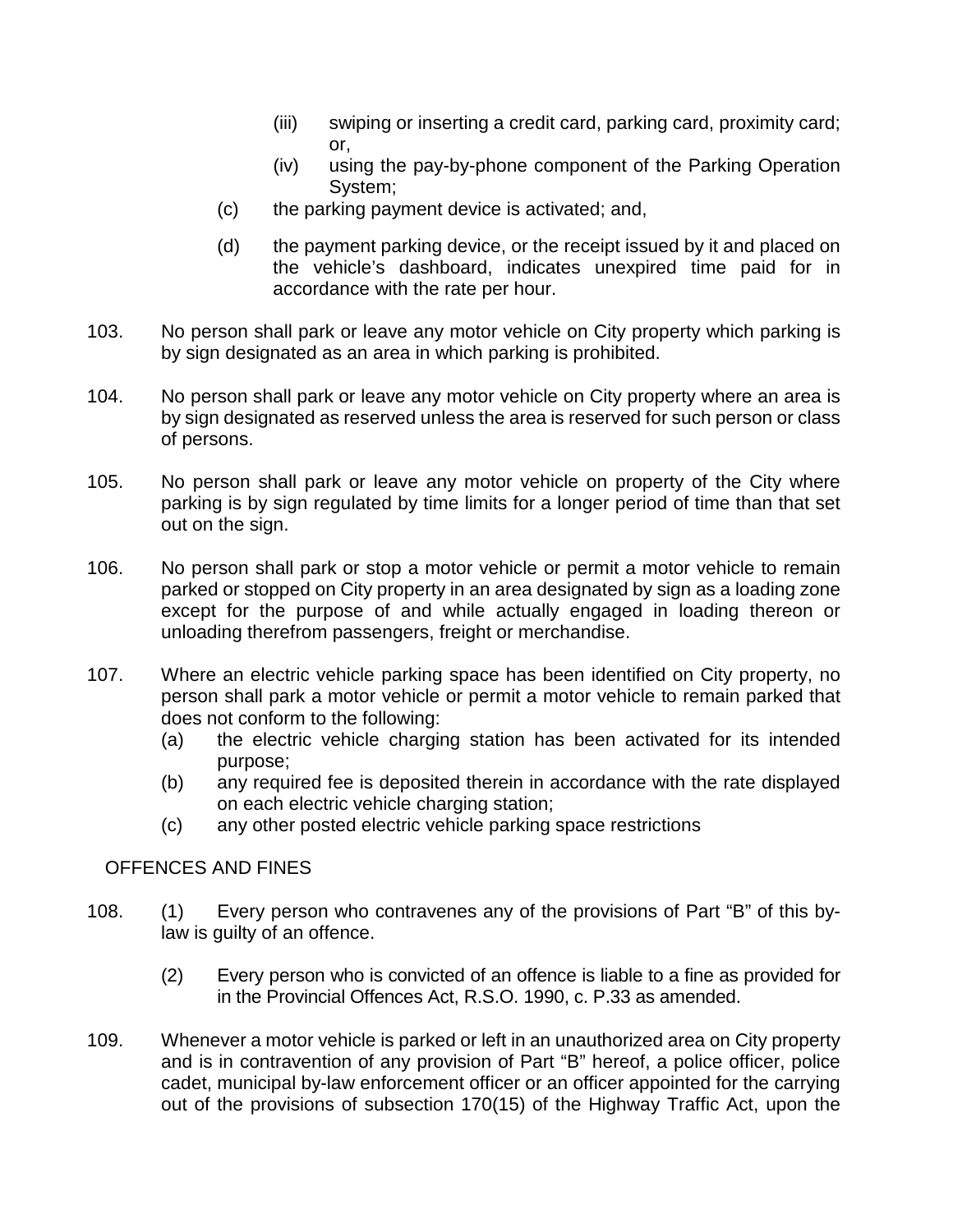(iii) swiping or inserting a credit card, parking card, proximity card; or,

(iv) using the pay-by-phone component of the Parking Operation System;

(c) the parking payment device is activated; and,

(d) the payment parking device, or the receipt issued by it and placed on the vehicle's dashboard, indicates unexpired time paid for in accordance with the rate per hour.

103. No person shall park or leave any motor vehicle on City property which parking is by sign designated as an area in which parking is prohibited.

104. No person shall park or leave any motor vehicle on City property where an area is by sign designated as reserved unless the area is reserved for such person or class of persons.

105. No person shall park or leave any motor vehicle on property of the City where parking is by sign regulated by time limits for a longer period of time than that set out on the sign.

106. No person shall park or stop a motor vehicle or permit a motor vehicle to remain parked or stopped on City property in an area designated by sign as a loading zone except for the purpose of and while actually engaged in loading thereon or unloading therefrom passengers, freight or merchandise.

107. Where an electric vehicle parking space has been identified on City property, no person shall park a motor vehicle or permit a motor vehicle to remain parked that does not conform to the following:

(a) the electric vehicle charging station has been activated for its intended purpose;

(b) any required fee is deposited therein in accordance with the rate displayed on each electric vehicle charging station;

(c) any other posted electric vehicle parking space restrictions

OFFENCES AND FINES

108. (1) Every person who contravenes any of the provisions of Part "B" of this by-law is guilty of an offence.

(2) Every person who is convicted of an offence is liable to a fine as provided for in the Provincial Offences Act, R.S.O. 1990, c. P.33 as amended.

109. Whenever a motor vehicle is parked or left in an unauthorized area on City property and is in contravention of any provision of Part "B" hereof, a police officer, police cadet, municipal by-law enforcement officer or an officer appointed for the carrying out of the provisions of subsection 170(15) of the Highway Traffic Act, upon the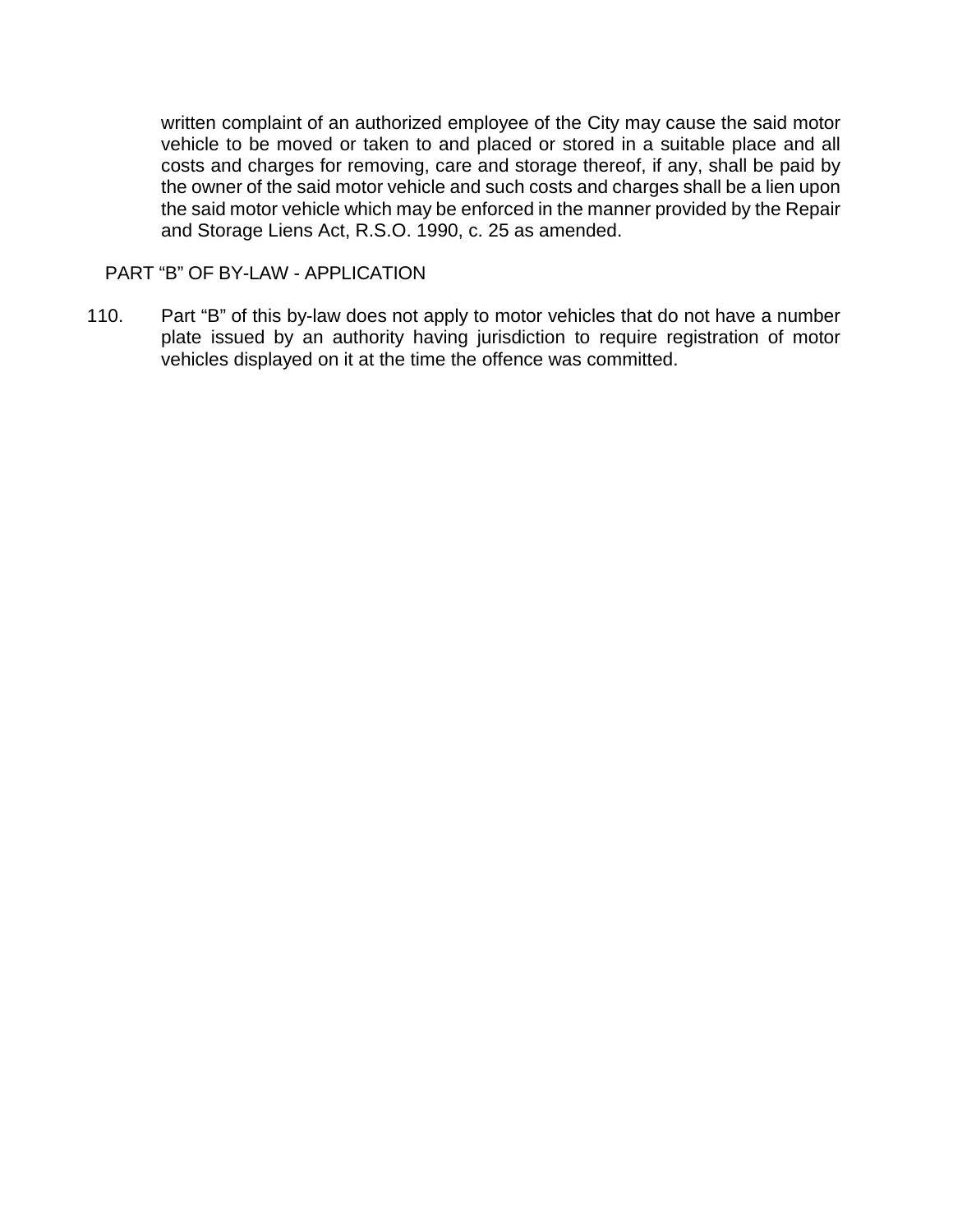written complaint of an authorized employee of the City may cause the said motor vehicle to be moved or taken to and placed or stored in a suitable place and all costs and charges for removing, care and storage thereof, if any, shall be paid by the owner of the said motor vehicle and such costs and charges shall be a lien upon the said motor vehicle which may be enforced in the manner provided by the Repair and Storage Liens Act, R.S.O. 1990, c. 25 as amended.

PART “B” OF BY-LAW - APPLICATION

110. Part “B” of this by-law does not apply to motor vehicles that do not have a number plate issued by an authority having jurisdiction to require registration of motor vehicles displayed on it at the time the offence was committed.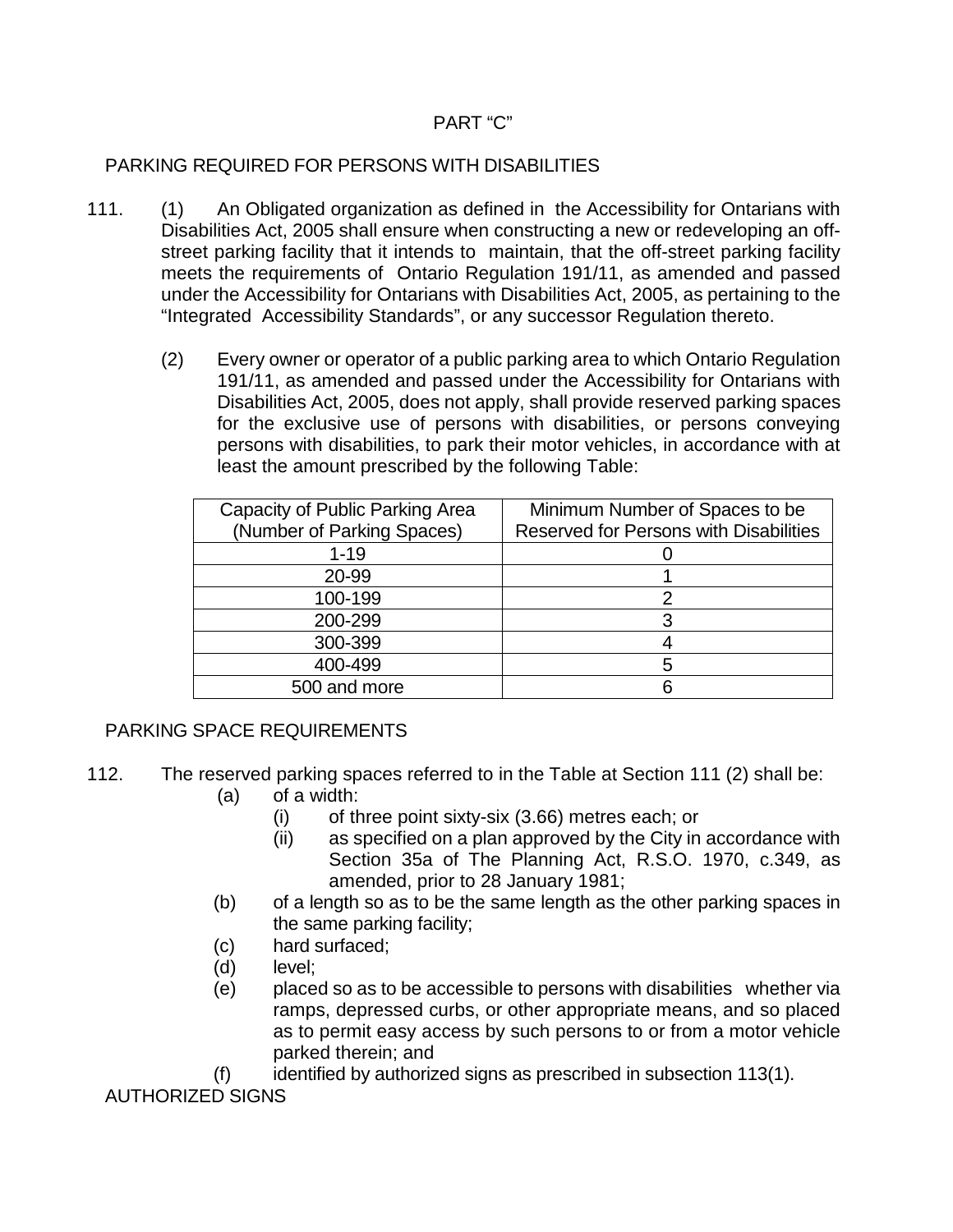## PART "C"

### PARKING REQUIRED FOR PERSONS WITH DISABILITIES

111. (1) An Obligated organization as defined in the Accessibility for Ontarians with Disabilities Act, 2005 shall ensure when constructing a new or redeveloping an off-street parking facility that it intends to maintain, that the off-street parking facility meets the requirements of Ontario Regulation 191/11, as amended and passed under the Accessibility for Ontarians with Disabilities Act, 2005, as pertaining to the "Integrated Accessibility Standards", or any successor Regulation thereto.

(2) Every owner or operator of a public parking area to which Ontario Regulation 191/11, as amended and passed under the Accessibility for Ontarians with Disabilities Act, 2005, does not apply, shall provide reserved parking spaces for the exclusive use of persons with disabilities, or persons conveying persons with disabilities, to park their motor vehicles, in accordance with at least the amount prescribed by the following Table:

| Capacity of Public Parking Area (Number of Parking Spaces) | Minimum Number of Spaces to be Reserved for Persons with Disabilities |
|---|---|
| 1-19 | 0 |
| 20-99 | 1 |
| 100-199 | 2 |
| 200-299 | 3 |
| 300-399 | 4 |
| 400-499 | 5 |
| 500 and more | 6 |

### PARKING SPACE REQUIREMENTS

112. The reserved parking spaces referred to in the Table at Section 111 (2) shall be:

(a) of a width:

(i) of three point sixty-six (3.66) metres each; or

(ii) as specified on a plan approved by the City in accordance with Section 35a of The Planning Act, R.S.O. 1970, c.349, as amended, prior to 28 January 1981;

(b) of a length so as to be the same length as the other parking spaces in the same parking facility;

(c) hard surfaced;

(d) level;

(e) placed so as to be accessible to persons with disabilities whether via ramps, depressed curbs, or other appropriate means, and so placed as to permit easy access by such persons to or from a motor vehicle parked therein; and

(f) identified by authorized signs as prescribed in subsection 113(1).

### AUTHORIZED SIGNS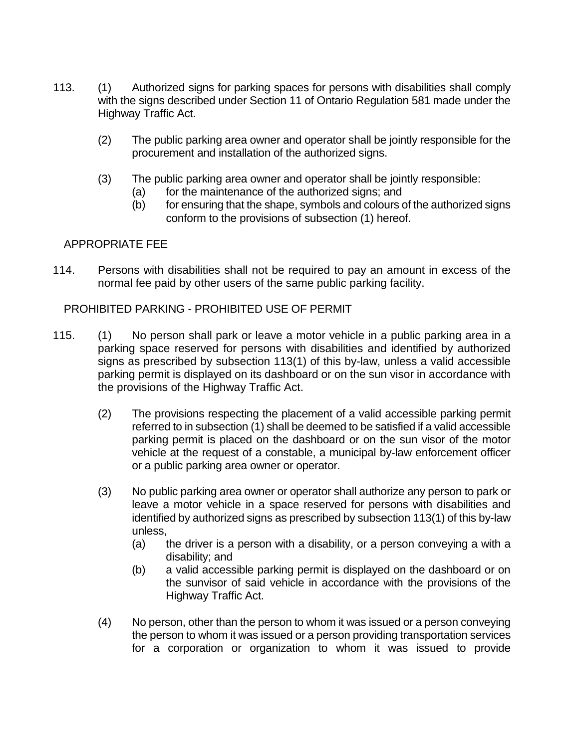113. (1) Authorized signs for parking spaces for persons with disabilities shall comply with the signs described under Section 11 of Ontario Regulation 581 made under the Highway Traffic Act.

(2) The public parking area owner and operator shall be jointly responsible for the procurement and installation of the authorized signs.

(3) The public parking area owner and operator shall be jointly responsible:

(a) for the maintenance of the authorized signs; and

(b) for ensuring that the shape, symbols and colours of the authorized signs conform to the provisions of subsection (1) hereof.

APPROPRIATE FEE

114. Persons with disabilities shall not be required to pay an amount in excess of the normal fee paid by other users of the same public parking facility.

PROHIBITED PARKING - PROHIBITED USE OF PERMIT

115. (1) No person shall park or leave a motor vehicle in a public parking area in a parking space reserved for persons with disabilities and identified by authorized signs as prescribed by subsection 113(1) of this by-law, unless a valid accessible parking permit is displayed on its dashboard or on the sun visor in accordance with the provisions of the Highway Traffic Act.

(2) The provisions respecting the placement of a valid accessible parking permit referred to in subsection (1) shall be deemed to be satisfied if a valid accessible parking permit is placed on the dashboard or on the sun visor of the motor vehicle at the request of a constable, a municipal by-law enforcement officer or a public parking area owner or operator.

(3) No public parking area owner or operator shall authorize any person to park or leave a motor vehicle in a space reserved for persons with disabilities and identified by authorized signs as prescribed by subsection 113(1) of this by-law unless,

(a) the driver is a person with a disability, or a person conveying a with a disability; and

(b) a valid accessible parking permit is displayed on the dashboard or on the sunvisor of said vehicle in accordance with the provisions of the Highway Traffic Act.

(4) No person, other than the person to whom it was issued or a person conveying the person to whom it was issued or a person providing transportation services for a corporation or organization to whom it was issued to provide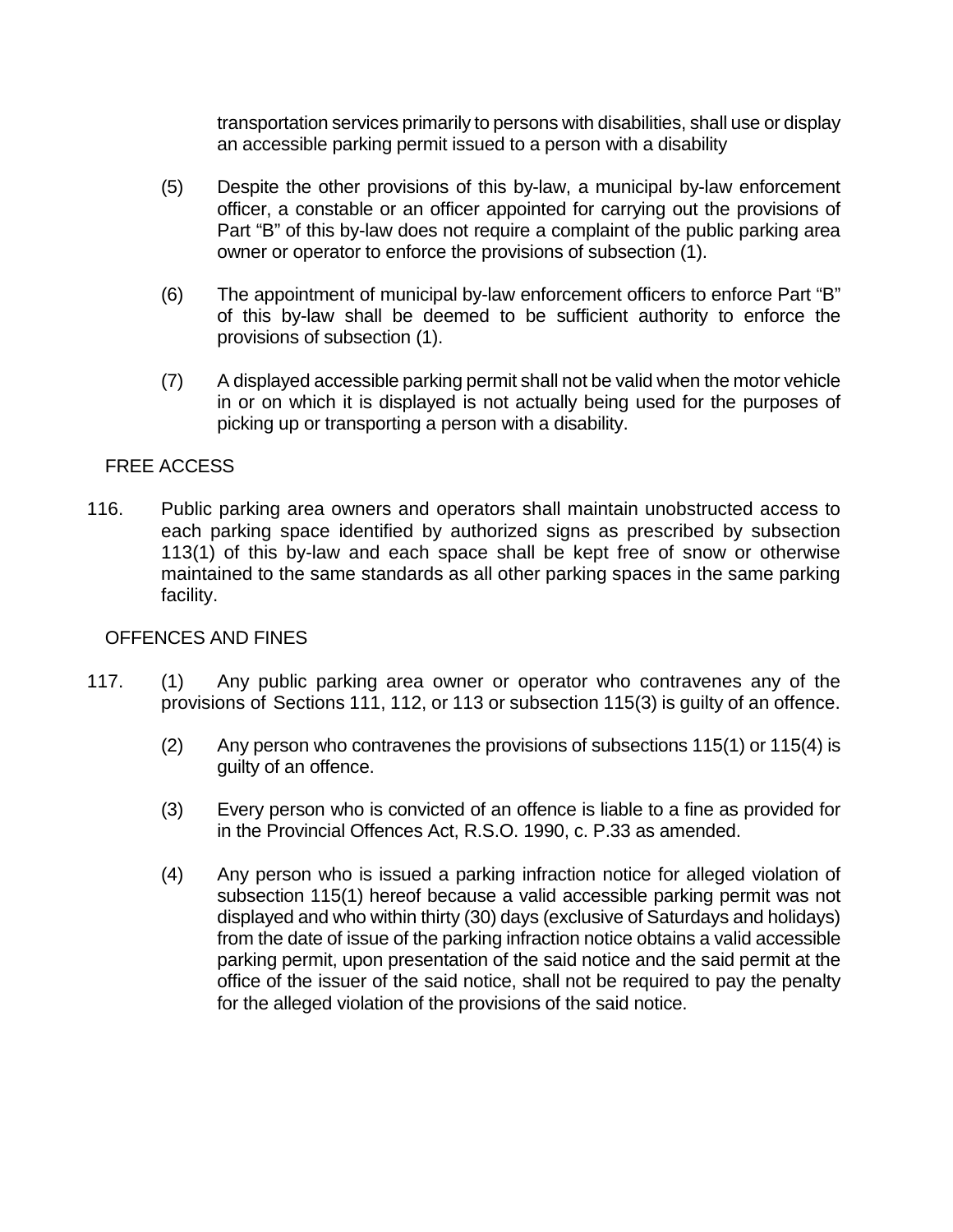transportation services primarily to persons with disabilities, shall use or display an accessible parking permit issued to a person with a disability

(5) Despite the other provisions of this by-law, a municipal by-law enforcement officer, a constable or an officer appointed for carrying out the provisions of Part "B" of this by-law does not require a complaint of the public parking area owner or operator to enforce the provisions of subsection (1).

(6) The appointment of municipal by-law enforcement officers to enforce Part "B" of this by-law shall be deemed to be sufficient authority to enforce the provisions of subsection (1).

(7) A displayed accessible parking permit shall not be valid when the motor vehicle in or on which it is displayed is not actually being used for the purposes of picking up or transporting a person with a disability.

FREE ACCESS

116. Public parking area owners and operators shall maintain unobstructed access to each parking space identified by authorized signs as prescribed by subsection 113(1) of this by-law and each space shall be kept free of snow or otherwise maintained to the same standards as all other parking spaces in the same parking facility.

OFFENCES AND FINES

117. (1) Any public parking area owner or operator who contravenes any of the provisions of Sections 111, 112, or 113 or subsection 115(3) is guilty of an offence.

(2) Any person who contravenes the provisions of subsections 115(1) or 115(4) is guilty of an offence.

(3) Every person who is convicted of an offence is liable to a fine as provided for in the Provincial Offences Act, R.S.O. 1990, c. P.33 as amended.

(4) Any person who is issued a parking infraction notice for alleged violation of subsection 115(1) hereof because a valid accessible parking permit was not displayed and who within thirty (30) days (exclusive of Saturdays and holidays) from the date of issue of the parking infraction notice obtains a valid accessible parking permit, upon presentation of the said notice and the said permit at the office of the issuer of the said notice, shall not be required to pay the penalty for the alleged violation of the provisions of the said notice.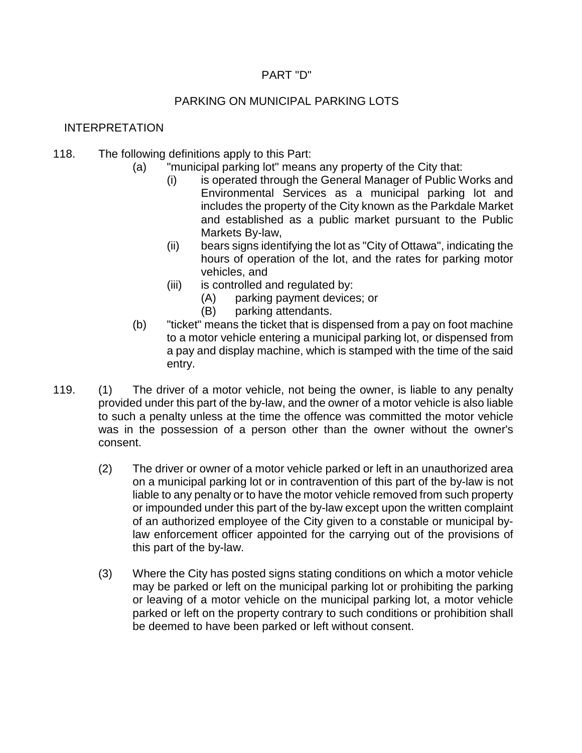## PART "D"

## PARKING ON MUNICIPAL PARKING LOTS

### INTERPRETATION

118. The following definitions apply to this Part:

   (a) "municipal parking lot" means any property of the City that:

      (i) is operated through the General Manager of Public Works and Environmental Services as a municipal parking lot and includes the property of the City known as the Parkdale Market and established as a public market pursuant to the Public Markets By-law,

      (ii) bears signs identifying the lot as "City of Ottawa", indicating the hours of operation of the lot, and the rates for parking motor vehicles, and

      (iii) is controlled and regulated by:

         (A) parking payment devices; or

         (B) parking attendants.

   (b) "ticket" means the ticket that is dispensed from a pay on foot machine to a motor vehicle entering a municipal parking lot, or dispensed from a pay and display machine, which is stamped with the time of the said entry.

119. (1) The driver of a motor vehicle, not being the owner, is liable to any penalty provided under this part of the by-law, and the owner of a motor vehicle is also liable to such a penalty unless at the time the offence was committed the motor vehicle was in the possession of a person other than the owner without the owner's consent.

   (2) The driver or owner of a motor vehicle parked or left in an unauthorized area on a municipal parking lot or in contravention of this part of the by-law is not liable to any penalty or to have the motor vehicle removed from such property or impounded under this part of the by-law except upon the written complaint of an authorized employee of the City given to a constable or municipal by-law enforcement officer appointed for the carrying out of the provisions of this part of the by-law.

   (3) Where the City has posted signs stating conditions on which a motor vehicle may be parked or left on the municipal parking lot or prohibiting the parking or leaving of a motor vehicle on the municipal parking lot, a motor vehicle parked or left on the property contrary to such conditions or prohibition shall be deemed to have been parked or left without consent.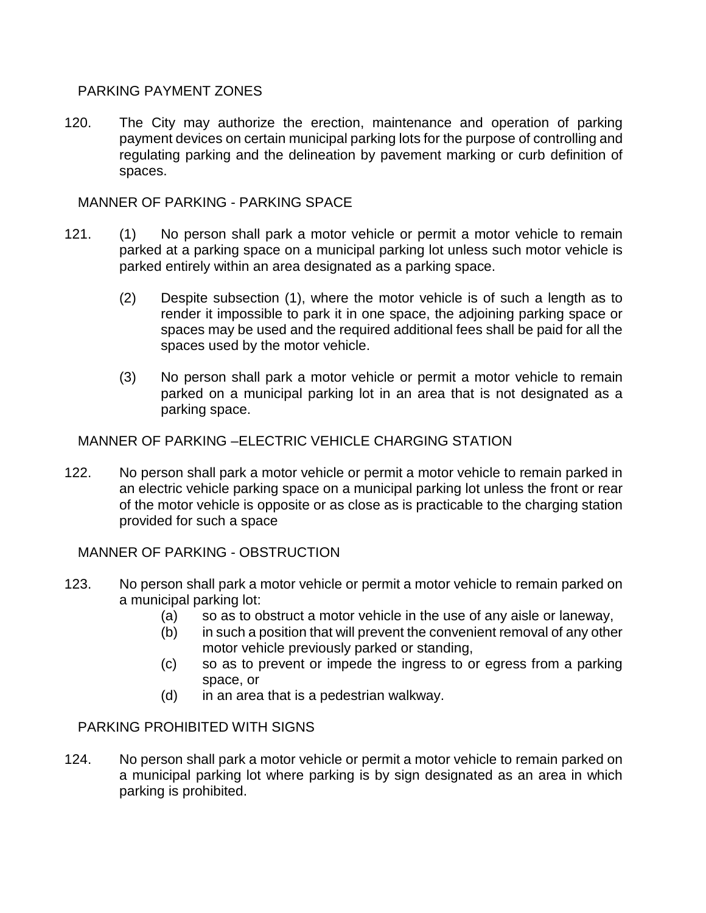## PARKING PAYMENT ZONES

120. The City may authorize the erection, maintenance and operation of parking payment devices on certain municipal parking lots for the purpose of controlling and regulating parking and the delineation by pavement marking or curb definition of spaces.

## MANNER OF PARKING - PARKING SPACE

121. (1) No person shall park a motor vehicle or permit a motor vehicle to remain parked at a parking space on a municipal parking lot unless such motor vehicle is parked entirely within an area designated as a parking space.

(2) Despite subsection (1), where the motor vehicle is of such a length as to render it impossible to park it in one space, the adjoining parking space or spaces may be used and the required additional fees shall be paid for all the spaces used by the motor vehicle.

(3) No person shall park a motor vehicle or permit a motor vehicle to remain parked on a municipal parking lot in an area that is not designated as a parking space.

## MANNER OF PARKING –ELECTRIC VEHICLE CHARGING STATION

122. No person shall park a motor vehicle or permit a motor vehicle to remain parked in an electric vehicle parking space on a municipal parking lot unless the front or rear of the motor vehicle is opposite or as close as is practicable to the charging station provided for such a space

## MANNER OF PARKING - OBSTRUCTION

123. No person shall park a motor vehicle or permit a motor vehicle to remain parked on a municipal parking lot:

(a) so as to obstruct a motor vehicle in the use of any aisle or laneway,

(b) in such a position that will prevent the convenient removal of any other motor vehicle previously parked or standing,

(c) so as to prevent or impede the ingress to or egress from a parking space, or

(d) in an area that is a pedestrian walkway.

## PARKING PROHIBITED WITH SIGNS

124. No person shall park a motor vehicle or permit a motor vehicle to remain parked on a municipal parking lot where parking is by sign designated as an area in which parking is prohibited.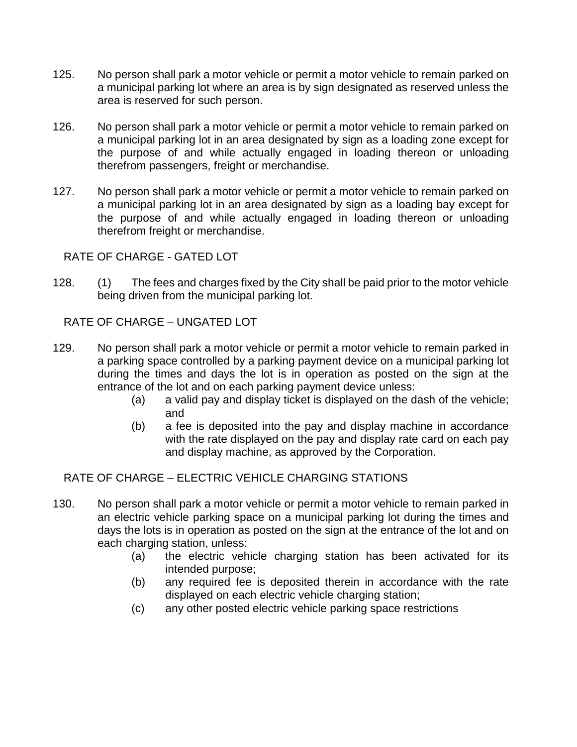125. No person shall park a motor vehicle or permit a motor vehicle to remain parked on a municipal parking lot where an area is by sign designated as reserved unless the area is reserved for such person.

126. No person shall park a motor vehicle or permit a motor vehicle to remain parked on a municipal parking lot in an area designated by sign as a loading zone except for the purpose of and while actually engaged in loading thereon or unloading therefrom passengers, freight or merchandise.

127. No person shall park a motor vehicle or permit a motor vehicle to remain parked on a municipal parking lot in an area designated by sign as a loading bay except for the purpose of and while actually engaged in loading thereon or unloading therefrom freight or merchandise.

RATE OF CHARGE - GATED LOT

128. (1) The fees and charges fixed by the City shall be paid prior to the motor vehicle being driven from the municipal parking lot.

RATE OF CHARGE – UNGATED LOT

129. No person shall park a motor vehicle or permit a motor vehicle to remain parked in a parking space controlled by a parking payment device on a municipal parking lot during the times and days the lot is in operation as posted on the sign at the entrance of the lot and on each parking payment device unless:

    (a) a valid pay and display ticket is displayed on the dash of the vehicle; and
    (b) a fee is deposited into the pay and display machine in accordance with the rate displayed on the pay and display rate card on each pay and display machine, as approved by the Corporation.

RATE OF CHARGE – ELECTRIC VEHICLE CHARGING STATIONS

130. No person shall park a motor vehicle or permit a motor vehicle to remain parked in an electric vehicle parking space on a municipal parking lot during the times and days the lots is in operation as posted on the sign at the entrance of the lot and on each charging station, unless:

    (a) the electric vehicle charging station has been activated for its intended purpose;
    (b) any required fee is deposited therein in accordance with the rate displayed on each electric vehicle charging station;
    (c) any other posted electric vehicle parking space restrictions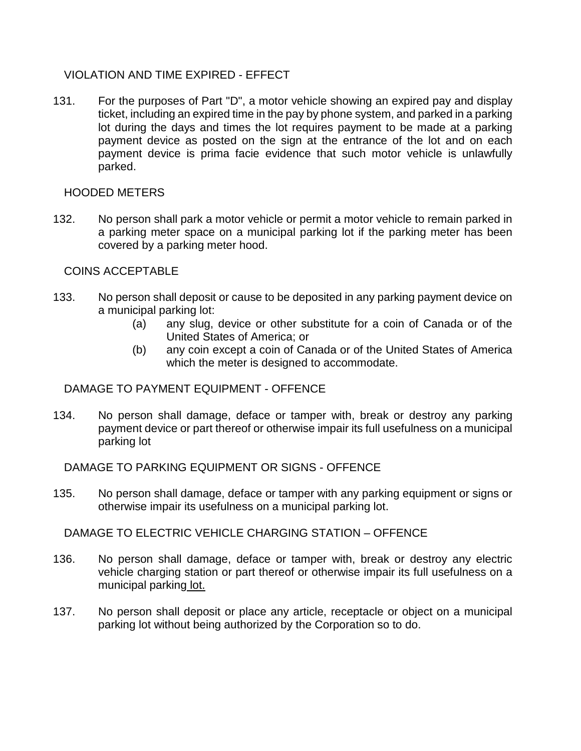VIOLATION AND TIME EXPIRED - EFFECT

131. For the purposes of Part "D", a motor vehicle showing an expired pay and display ticket, including an expired time in the pay by phone system, and parked in a parking lot during the days and times the lot requires payment to be made at a parking payment device as posted on the sign at the entrance of the lot and on each payment device is prima facie evidence that such motor vehicle is unlawfully parked.

HOODED METERS

132. No person shall park a motor vehicle or permit a motor vehicle to remain parked in a parking meter space on a municipal parking lot if the parking meter has been covered by a parking meter hood.

COINS ACCEPTABLE

133. No person shall deposit or cause to be deposited in any parking payment device on a municipal parking lot:
   - (a) any slug, device or other substitute for a coin of Canada or of the United States of America; or
   - (b) any coin except a coin of Canada or of the United States of America which the meter is designed to accommodate.

DAMAGE TO PAYMENT EQUIPMENT - OFFENCE

134. No person shall damage, deface or tamper with, break or destroy any parking payment device or part thereof or otherwise impair its full usefulness on a municipal parking lot

DAMAGE TO PARKING EQUIPMENT OR SIGNS - OFFENCE

135. No person shall damage, deface or tamper with any parking equipment or signs or otherwise impair its usefulness on a municipal parking lot.

DAMAGE TO ELECTRIC VEHICLE CHARGING STATION – OFFENCE

136. No person shall damage, deface or tamper with, break or destroy any electric vehicle charging station or part thereof or otherwise impair its full usefulness on a municipal parking lot.

137. No person shall deposit or place any article, receptacle or object on a municipal parking lot without being authorized by the Corporation so to do.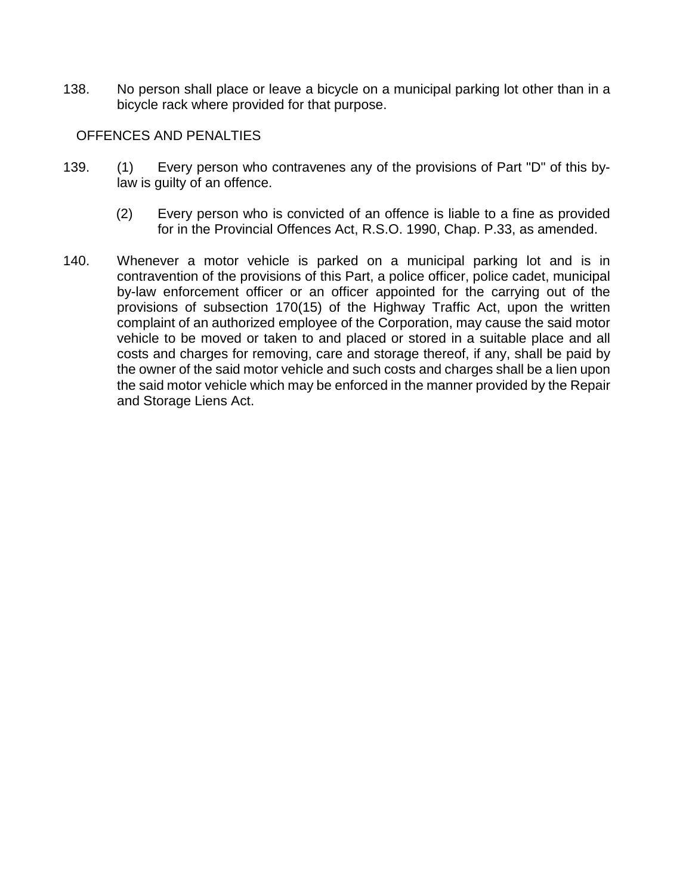138. No person shall place or leave a bicycle on a municipal parking lot other than in a bicycle rack where provided for that purpose.

## OFFENCES AND PENALTIES

139. (1) Every person who contravenes any of the provisions of Part "D" of this by-law is guilty of an offence.

(2) Every person who is convicted of an offence is liable to a fine as provided for in the Provincial Offences Act, R.S.O. 1990, Chap. P.33, as amended.

140. Whenever a motor vehicle is parked on a municipal parking lot and is in contravention of the provisions of this Part, a police officer, police cadet, municipal by-law enforcement officer or an officer appointed for the carrying out of the provisions of subsection 170(15) of the Highway Traffic Act, upon the written complaint of an authorized employee of the Corporation, may cause the said motor vehicle to be moved or taken to and placed or stored in a suitable place and all costs and charges for removing, care and storage thereof, if any, shall be paid by the owner of the said motor vehicle and such costs and charges shall be a lien upon the said motor vehicle which may be enforced in the manner provided by the Repair and Storage Liens Act.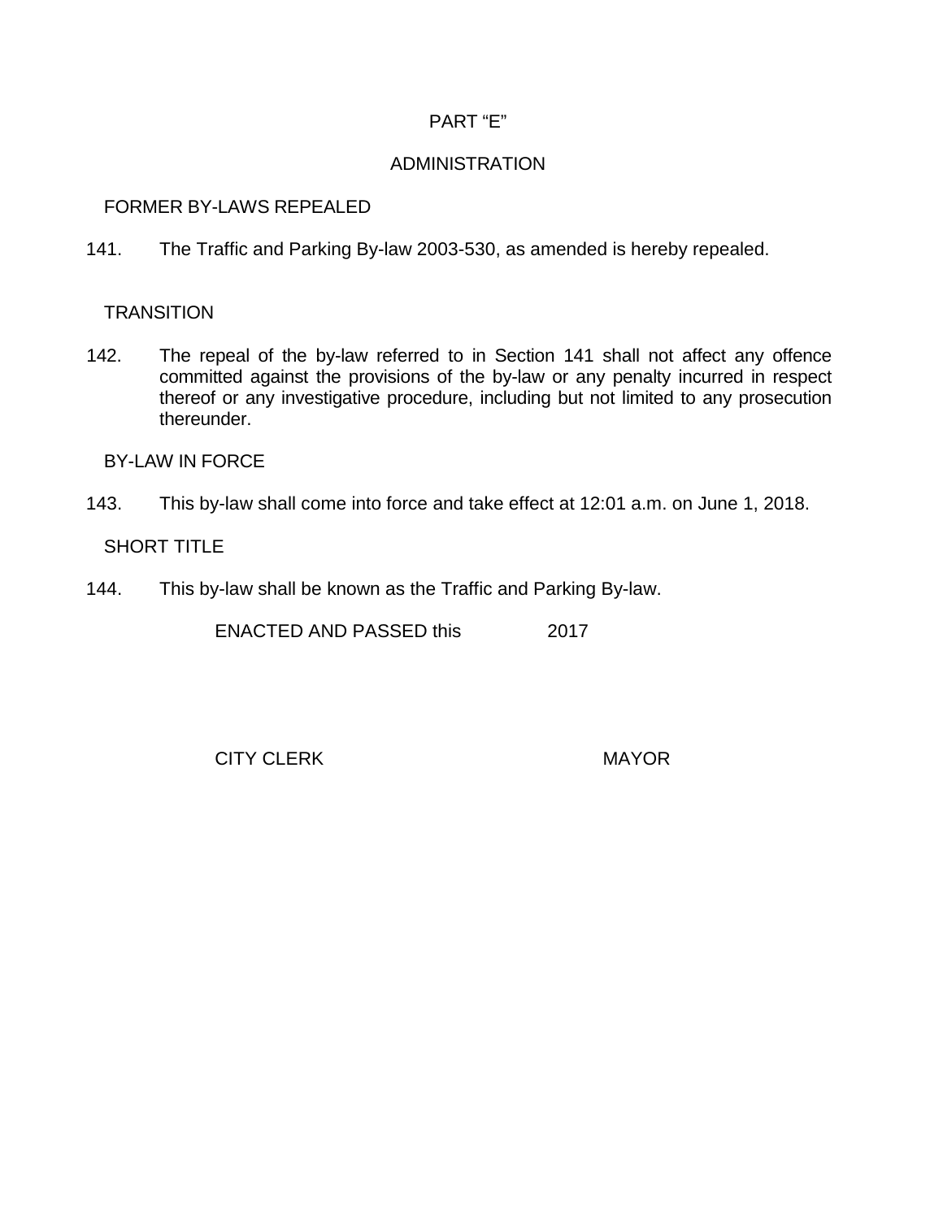## PART "E"

## ADMINISTRATION

FORMER BY-LAWS REPEALED

141. The Traffic and Parking By-law 2003-530, as amended is hereby repealed.

TRANSITION

142. The repeal of the by-law referred to in Section 141 shall not affect any offence committed against the provisions of the by-law or any penalty incurred in respect thereof or any investigative procedure, including but not limited to any prosecution thereunder.

BY-LAW IN FORCE

143. This by-law shall come into force and take effect at 12:01 a.m. on June 1, 2018.

SHORT TITLE

144. This by-law shall be known as the Traffic and Parking By-law.

ENACTED AND PASSED this 2017

CITY CLERK MAYOR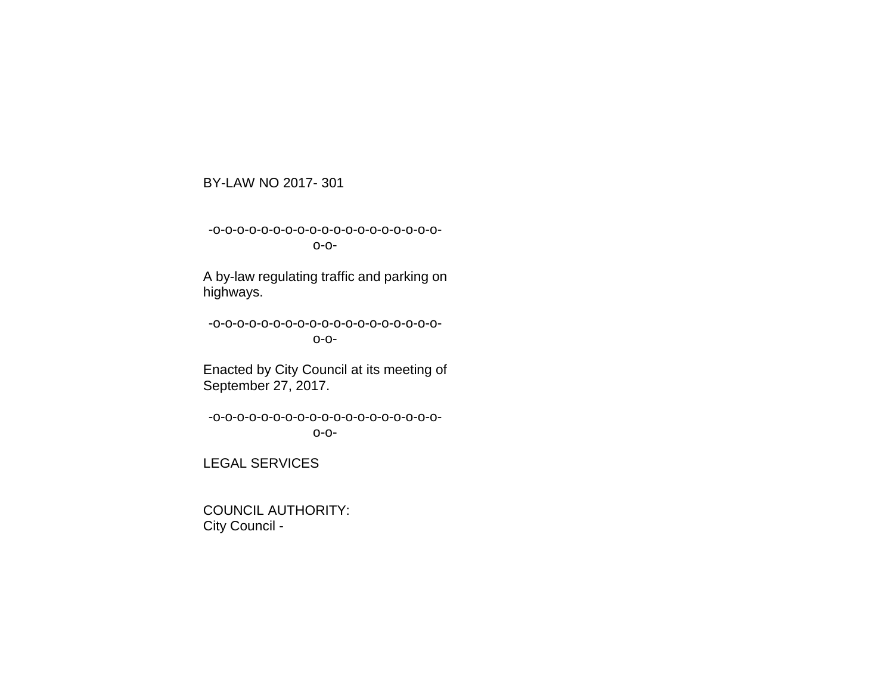BY-LAW NO 2017- 301

-o-o-o-o-o-o-o-o-o-o-o-o-o-o-o-o-o-o-o-o-o-o-o-

A by-law regulating traffic and parking on highways.

-o-o-o-o-o-o-o-o-o-o-o-o-o-o-o-o-o-o-o-o-o-o-o-

Enacted by City Council at its meeting of September 27, 2017.

-o-o-o-o-o-o-o-o-o-o-o-o-o-o-o-o-o-o-o-o-o-o-o-

LEGAL SERVICES

COUNCIL AUTHORITY:
City Council -